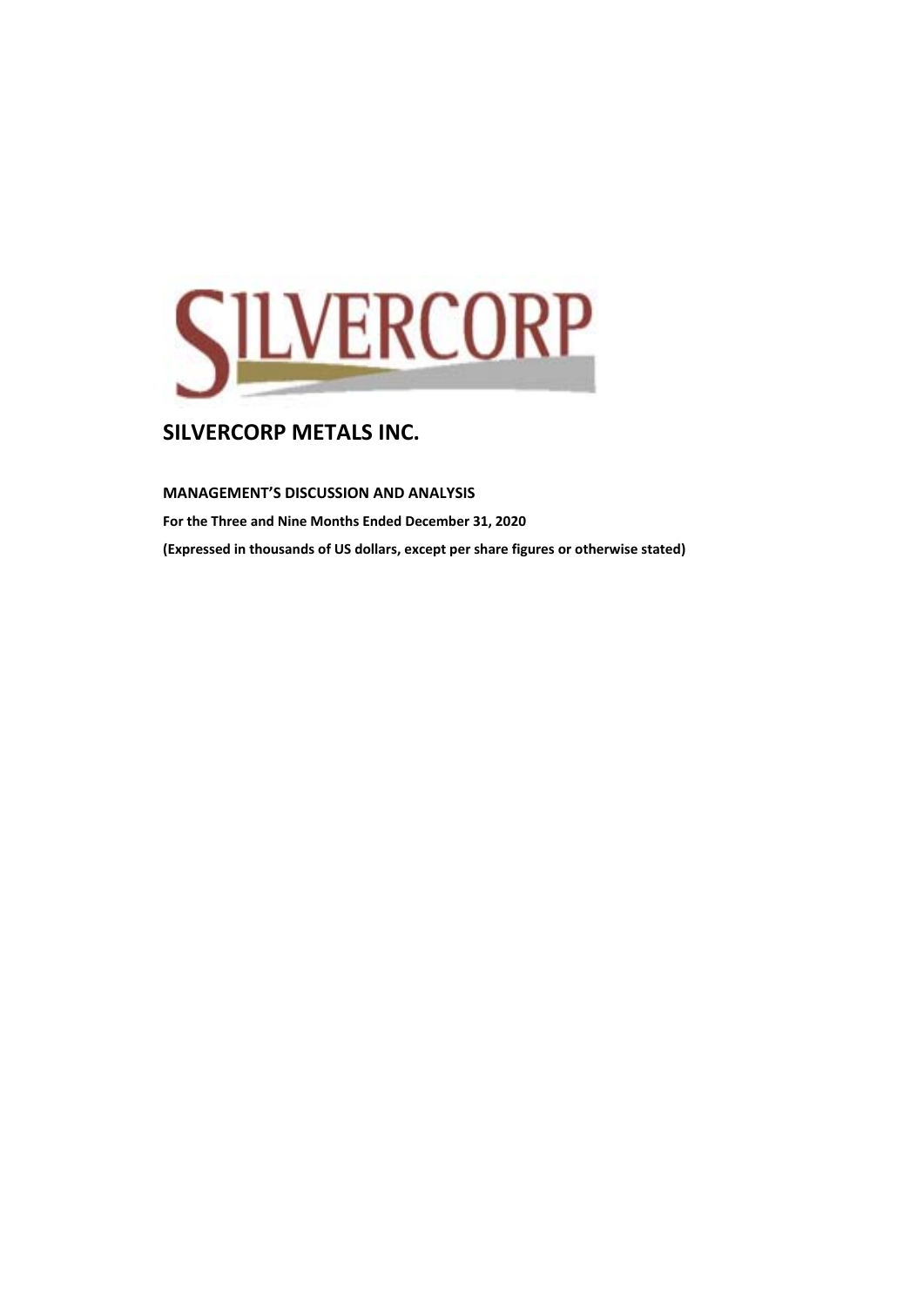# SILVERCORP METALS INC.

**MANAGEMENT'S DISCUSSION AND ANALYSIS**

**For the Three and Nine Months Ended December 31, 2020**

**(Expressed in thousands of US dollars, except per share figures or otherwise stated)**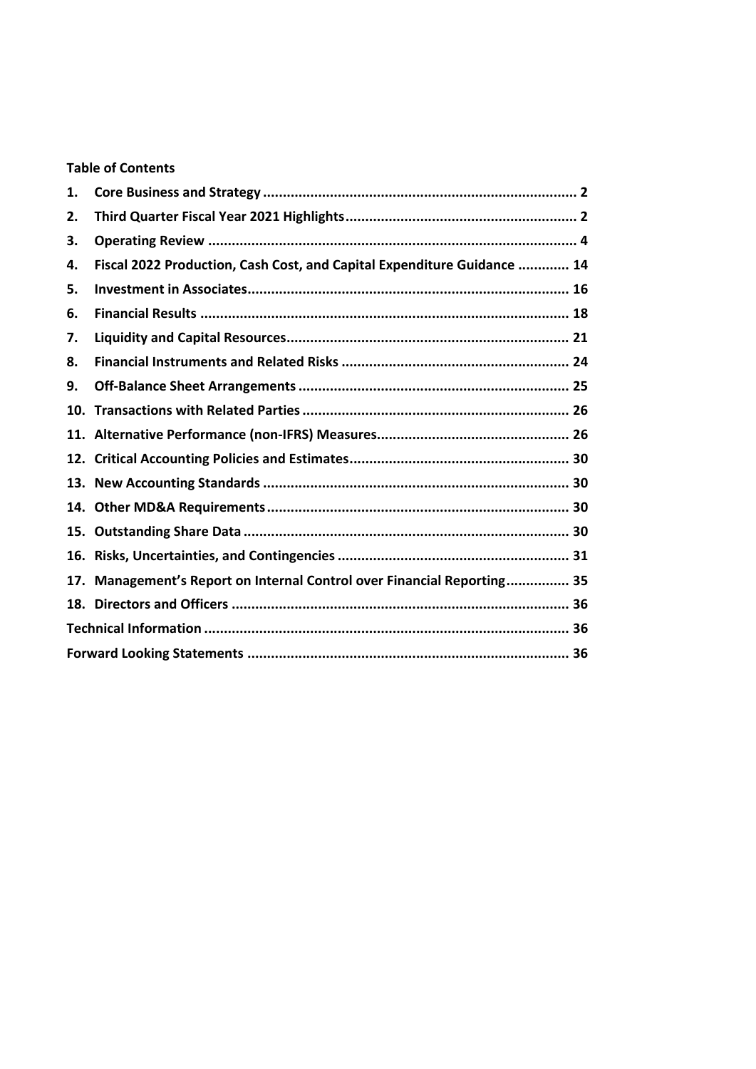**Table of Contents**

| | | |
|---|---|---|
| 1. | **Core Business and Strategy** | **2** |
| 2. | **Third Quarter Fiscal Year 2021 Highlights** | **2** |
| 3. | **Operating Review** | **4** |
| 4. | **Fiscal 2022 Production, Cash Cost, and Capital Expenditure Guidance** | **14** |
| 5. | **Investment in Associates** | **16** |
| 6. | **Financial Results** | **18** |
| 7. | **Liquidity and Capital Resources** | **21** |
| 8. | **Financial Instruments and Related Risks** | **24** |
| 9. | **Off-Balance Sheet Arrangements** | **25** |
| 10. | **Transactions with Related Parties** | **26** |
| 11. | **Alternative Performance (non-IFRS) Measures** | **26** |
| 12. | **Critical Accounting Policies and Estimates** | **30** |
| 13. | **New Accounting Standards** | **30** |
| 14. | **Other MD&A Requirements** | **30** |
| 15. | **Outstanding Share Data** | **30** |
| 16. | **Risks, Uncertainties, and Contingencies** | **31** |
| 17. | **Management's Report on Internal Control over Financial Reporting** | **35** |
| 18. | **Directors and Officers** | **36** |
| | **Technical Information** | **36** |
| | **Forward Looking Statements** | **36** |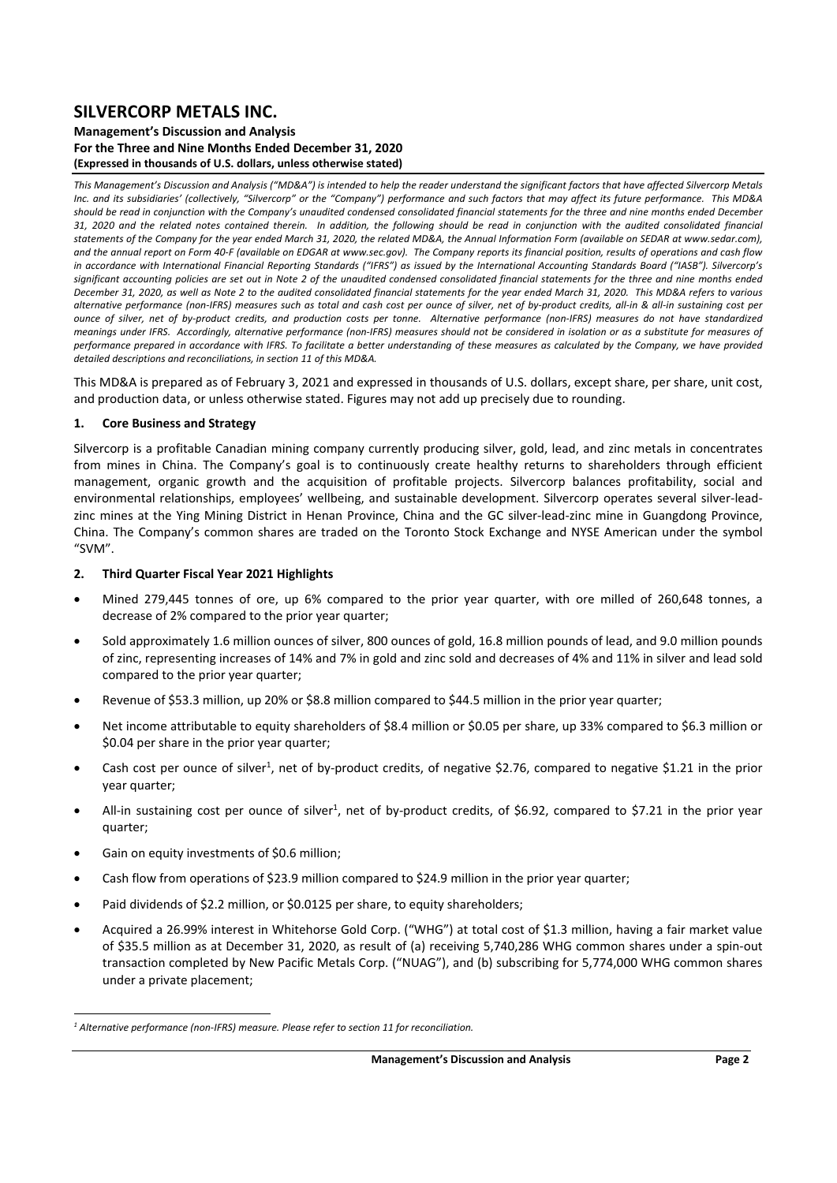# SILVERCORP METALS INC.

**Management's Discussion and Analysis**
**For the Three and Nine Months Ended December 31, 2020**
**(Expressed in thousands of U.S. dollars, unless otherwise stated)**

*This Management's Discussion and Analysis ("MD&A") is intended to help the reader understand the significant factors that have affected Silvercorp Metals Inc. and its subsidiaries' (collectively, "Silvercorp" or the "Company") performance and such factors that may affect its future performance. This MD&A should be read in conjunction with the Company's unaudited condensed consolidated financial statements for the three and nine months ended December 31, 2020 and the related notes contained therein. In addition, the following should be read in conjunction with the audited consolidated financial statements of the Company for the year ended March 31, 2020, the related MD&A, the Annual Information Form (available on SEDAR at www.sedar.com), and the annual report on Form 40-F (available on EDGAR at www.sec.gov). The Company reports its financial position, results of operations and cash flow in accordance with International Financial Reporting Standards ("IFRS") as issued by the International Accounting Standards Board ("IASB"). Silvercorp's significant accounting policies are set out in Note 2 of the unaudited condensed consolidated financial statements for the three and nine months ended December 31, 2020, as well as Note 2 to the audited consolidated financial statements for the year ended March 31, 2020. This MD&A refers to various alternative performance (non-IFRS) measures such as total and cash cost per ounce of silver, net of by-product credits, all-in & all-in sustaining cost per ounce of silver, net of by-product credits, and production costs per tonne. Alternative performance (non-IFRS) measures do not have standardized meanings under IFRS. Accordingly, alternative performance (non-IFRS) measures should not be considered in isolation or as a substitute for measures of performance prepared in accordance with IFRS. To facilitate a better understanding of these measures as calculated by the Company, we have provided detailed descriptions and reconciliations, in section 11 of this MD&A.*

This MD&A is prepared as of February 3, 2021 and expressed in thousands of U.S. dollars, except share, per share, unit cost, and production data, or unless otherwise stated. Figures may not add up precisely due to rounding.

## 1. Core Business and Strategy

Silvercorp is a profitable Canadian mining company currently producing silver, gold, lead, and zinc metals in concentrates from mines in China. The Company's goal is to continuously create healthy returns to shareholders through efficient management, organic growth and the acquisition of profitable projects. Silvercorp balances profitability, social and environmental relationships, employees' wellbeing, and sustainable development. Silvercorp operates several silver-lead-zinc mines at the Ying Mining District in Henan Province, China and the GC silver-lead-zinc mine in Guangdong Province, China. The Company's common shares are traded on the Toronto Stock Exchange and NYSE American under the symbol "SVM".

## 2. Third Quarter Fiscal Year 2021 Highlights

- Mined 279,445 tonnes of ore, up 6% compared to the prior year quarter, with ore milled of 260,648 tonnes, a decrease of 2% compared to the prior year quarter;
- Sold approximately 1.6 million ounces of silver, 800 ounces of gold, 16.8 million pounds of lead, and 9.0 million pounds of zinc, representing increases of 14% and 7% in gold and zinc sold and decreases of 4% and 11% in silver and lead sold compared to the prior year quarter;
- Revenue of $53.3 million, up 20% or $8.8 million compared to $44.5 million in the prior year quarter;
- Net income attributable to equity shareholders of $8.4 million or $0.05 per share, up 33% compared to $6.3 million or $0.04 per share in the prior year quarter;
- Cash cost per ounce of silver[1], net of by-product credits, of negative $2.76, compared to negative $1.21 in the prior year quarter;
- All-in sustaining cost per ounce of silver[1], net of by-product credits, of $6.92, compared to $7.21 in the prior year quarter;
- Gain on equity investments of $0.6 million;
- Cash flow from operations of $23.9 million compared to $24.9 million in the prior year quarter;
- Paid dividends of $2.2 million, or $0.0125 per share, to equity shareholders;
- Acquired a 26.99% interest in Whitehorse Gold Corp. ("WHG") at total cost of $1.3 million, having a fair market value of $35.5 million as at December 31, 2020, as result of (a) receiving 5,740,286 WHG common shares under a spin-out transaction completed by New Pacific Metals Corp. ("NUAG"), and (b) subscribing for 5,774,000 WHG common shares under a private placement;

---

[1] *Alternative performance (non-IFRS) measure. Please refer to section 11 for reconciliation.*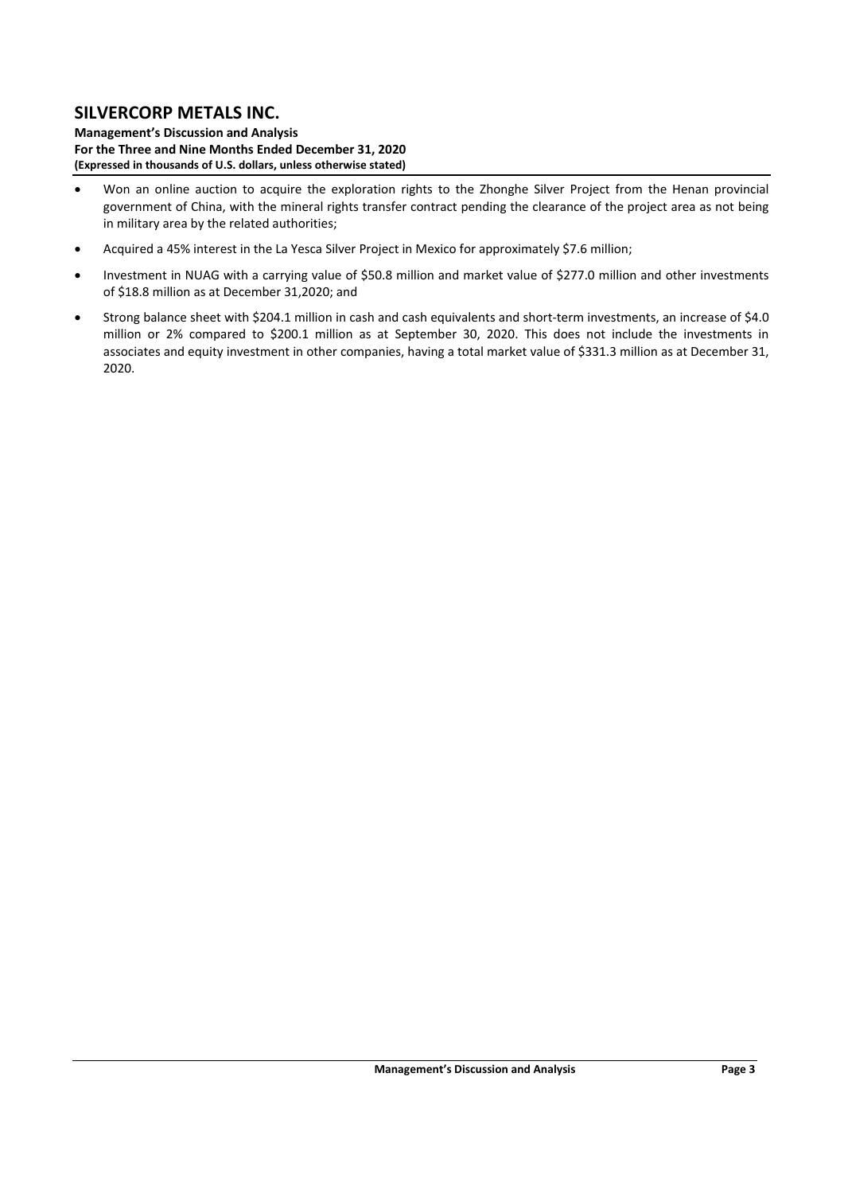- Won an online auction to acquire the exploration rights to the Zhonghe Silver Project from the Henan provincial government of China, with the mineral rights transfer contract pending the clearance of the project area as not being in military area by the related authorities;
- Acquired a 45% interest in the La Yesca Silver Project in Mexico for approximately $7.6 million;
- Investment in NUAG with a carrying value of $50.8 million and market value of $277.0 million and other investments of $18.8 million as at December 31,2020; and
- Strong balance sheet with $204.1 million in cash and cash equivalents and short-term investments, an increase of $4.0 million or 2% compared to $200.1 million as at September 30, 2020. This does not include the investments in associates and equity investment in other companies, having a total market value of $331.3 million as at December 31, 2020.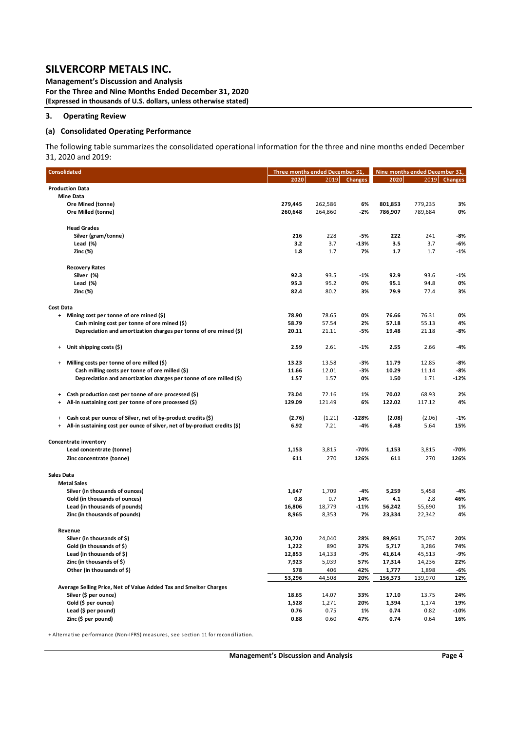# SILVERCORP METALS INC.

**Management's Discussion and Analysis**
**For the Three and Nine Months Ended December 31, 2020**
**(Expressed in thousands of U.S. dollars, unless otherwise stated)**

## 3. Operating Review

### (a) Consolidated Operating Performance

The following table summarizes the consolidated operational information for the three and nine months ended December 31, 2020 and 2019:

| Consolidated | Three months ended December 31, | | | Nine months ended December 31, | | |
|---|---|---|---|---|---|---|
| | 2020 | 2019 | Changes | 2020 | 2019 | Changes |
| **Production Data** | | | | | | |
| **Mine Data** | | | | | | |
| **Ore Mined (tonne)** | **279,445** | 262,586 | **6%** | **801,853** | 779,235 | **3%** |
| **Ore Milled (tonne)** | **260,648** | 264,860 | **-2%** | **786,907** | 789,684 | **0%** |
| **Head Grades** | | | | | | |
| **Silver (gram/tonne)** | **216** | 228 | **-5%** | **222** | 241 | **-8%** |
| **Lead (%)** | **3.2** | 3.7 | **-13%** | **3.5** | 3.7 | **-6%** |
| **Zinc (%)** | **1.8** | 1.7 | **7%** | **1.7** | 1.7 | **-1%** |
| **Recovery Rates** | | | | | | |
| **Silver (%)** | **92.3** | 93.5 | **-1%** | **92.9** | 93.6 | **-1%** |
| **Lead (%)** | **95.3** | 95.2 | **0%** | **95.1** | 94.8 | **0%** |
| **Zinc (%)** | **82.4** | 80.2 | **3%** | **79.9** | 77.4 | **3%** |
| **Cost Data** | | | | | | |
| + **Mining cost per tonne of ore mined ($)** | **78.90** | 78.65 | **0%** | **76.66** | 76.31 | **0%** |
| **Cash mining cost per tonne of ore mined ($)** | **58.79** | 57.54 | **2%** | **57.18** | 55.13 | **4%** |
| **Depreciation and amortization charges per tonne of ore mined ($)** | **20.11** | 21.11 | **-5%** | **19.48** | 21.18 | **-8%** |
| + **Unit shipping costs ($)** | **2.59** | 2.61 | **-1%** | **2.55** | 2.66 | **-4%** |
| + **Milling costs per tonne of ore milled ($)** | **13.23** | 13.58 | **-3%** | **11.79** | 12.85 | **-8%** |
| **Cash milling costs per tonne of ore milled ($)** | **11.66** | 12.01 | **-3%** | **10.29** | 11.14 | **-8%** |
| **Depreciation and amortization charges per tonne of ore milled ($)** | **1.57** | 1.57 | **0%** | **1.50** | 1.71 | **-12%** |
| + **Cash production cost per tonne of ore processed ($)** | **73.04** | 72.16 | **1%** | **70.02** | 68.93 | **2%** |
| + **All-in sustaining cost per tonne of ore processed ($)** | **129.09** | 121.49 | **6%** | **122.02** | 117.12 | **4%** |
| + **Cash cost per ounce of Silver, net of by-product credits ($)** | **(2.76)** | (1.21) | **-128%** | **(2.08)** | (2.06) | **-1%** |
| + **All-in sustaining cost per ounce of silver, net of by-product credits ($)** | **6.92** | 7.21 | **-4%** | **6.48** | 5.64 | **15%** |
| **Concentrate inventory** | | | | | | |
| **Lead concentrate (tonne)** | **1,153** | 3,815 | **-70%** | **1,153** | 3,815 | **-70%** |
| **Zinc concentrate (tonne)** | **611** | 270 | **126%** | **611** | 270 | **126%** |
| **Sales Data** | | | | | | |
| **Metal Sales** | | | | | | |
| **Silver (in thousands of ounces)** | **1,647** | 1,709 | **-4%** | **5,259** | 5,458 | **-4%** |
| **Gold (in thousands of ounces)** | **0.8** | 0.7 | **14%** | **4.1** | 2.8 | **46%** |
| **Lead (in thousands of pounds)** | **16,806** | 18,779 | **-11%** | **56,242** | 55,690 | **1%** |
| **Zinc (in thousands of pounds)** | **8,965** | 8,353 | **7%** | **23,334** | 22,342 | **4%** |
| **Revenue** | | | | | | |
| **Silver (in thousands of $)** | **30,720** | 24,040 | **28%** | **89,951** | 75,037 | **20%** |
| **Gold (in thousands of $)** | **1,222** | 890 | **37%** | **5,717** | 3,286 | **74%** |
| **Lead (in thousands of $)** | **12,853** | 14,133 | **-9%** | **41,614** | 45,513 | **-9%** |
| **Zinc (in thousands of $)** | **7,923** | 5,039 | **57%** | **17,314** | 14,236 | **22%** |
| **Other (in thousands of $)** | **578** | 406 | **42%** | **1,777** | 1,898 | **-6%** |
| | **53,296** | 44,508 | **20%** | **156,373** | 139,970 | **12%** |
| **Average Selling Price, Net of Value Added Tax and Smelter Charges** | | | | | | |
| **Silver ($ per ounce)** | **18.65** | 14.07 | **33%** | **17.10** | 13.75 | **24%** |
| **Gold ($ per ounce)** | **1,528** | 1,271 | **20%** | **1,394** | 1,174 | **19%** |
| **Lead ($ per pound)** | **0.76** | 0.75 | **1%** | **0.74** | 0.82 | **-10%** |
| **Zinc ($ per pound)** | **0.88** | 0.60 | **47%** | **0.74** | 0.64 | **16%** |

+ Alternative performance (Non-IFRS) measures, see section 11 for reconciliation.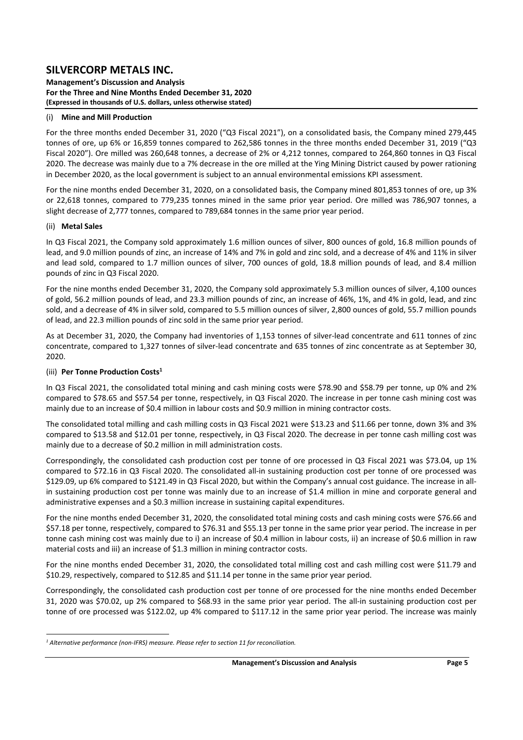### (i) Mine and Mill Production

For the three months ended December 31, 2020 ("Q3 Fiscal 2021"), on a consolidated basis, the Company mined 279,445 tonnes of ore, up 6% or 16,859 tonnes compared to 262,586 tonnes in the three months ended December 31, 2019 ("Q3 Fiscal 2020"). Ore milled was 260,648 tonnes, a decrease of 2% or 4,212 tonnes, compared to 264,860 tonnes in Q3 Fiscal 2020. The decrease was mainly due to a 7% decrease in the ore milled at the Ying Mining District caused by power rationing in December 2020, as the local government is subject to an annual environmental emissions KPI assessment.

For the nine months ended December 31, 2020, on a consolidated basis, the Company mined 801,853 tonnes of ore, up 3% or 22,618 tonnes, compared to 779,235 tonnes mined in the same prior year period. Ore milled was 786,907 tonnes, a slight decrease of 2,777 tonnes, compared to 789,684 tonnes in the same prior year period.

### (ii) Metal Sales

In Q3 Fiscal 2021, the Company sold approximately 1.6 million ounces of silver, 800 ounces of gold, 16.8 million pounds of lead, and 9.0 million pounds of zinc, an increase of 14% and 7% in gold and zinc sold, and a decrease of 4% and 11% in silver and lead sold, compared to 1.7 million ounces of silver, 700 ounces of gold, 18.8 million pounds of lead, and 8.4 million pounds of zinc in Q3 Fiscal 2020.

For the nine months ended December 31, 2020, the Company sold approximately 5.3 million ounces of silver, 4,100 ounces of gold, 56.2 million pounds of lead, and 23.3 million pounds of zinc, an increase of 46%, 1%, and 4% in gold, lead, and zinc sold, and a decrease of 4% in silver sold, compared to 5.5 million ounces of silver, 2,800 ounces of gold, 55.7 million pounds of lead, and 22.3 million pounds of zinc sold in the same prior year period.

As at December 31, 2020, the Company had inventories of 1,153 tonnes of silver-lead concentrate and 611 tonnes of zinc concentrate, compared to 1,327 tonnes of silver-lead concentrate and 635 tonnes of zinc concentrate as at September 30, 2020.

### (iii) Per Tonne Production Costs[1]

In Q3 Fiscal 2021, the consolidated total mining and cash mining costs were $78.90 and $58.79 per tonne, up 0% and 2% compared to $78.65 and $57.54 per tonne, respectively, in Q3 Fiscal 2020. The increase in per tonne cash mining cost was mainly due to an increase of $0.4 million in labour costs and $0.9 million in mining contractor costs.

The consolidated total milling and cash milling costs in Q3 Fiscal 2021 were $13.23 and $11.66 per tonne, down 3% and 3% compared to $13.58 and $12.01 per tonne, respectively, in Q3 Fiscal 2020. The decrease in per tonne cash milling cost was mainly due to a decrease of $0.2 million in mill administration costs.

Correspondingly, the consolidated cash production cost per tonne of ore processed in Q3 Fiscal 2021 was $73.04, up 1% compared to $72.16 in Q3 Fiscal 2020. The consolidated all-in sustaining production cost per tonne of ore processed was $129.09, up 6% compared to $121.49 in Q3 Fiscal 2020, but within the Company's annual cost guidance. The increase in all-in sustaining production cost per tonne was mainly due to an increase of $1.4 million in mine and corporate general and administrative expenses and a $0.3 million increase in sustaining capital expenditures.

For the nine months ended December 31, 2020, the consolidated total mining costs and cash mining costs were $76.66 and $57.18 per tonne, respectively, compared to $76.31 and $55.13 per tonne in the same prior year period. The increase in per tonne cash mining cost was mainly due to i) an increase of $0.4 million in labour costs, ii) an increase of $0.6 million in raw material costs and iii) an increase of $1.3 million in mining contractor costs.

For the nine months ended December 31, 2020, the consolidated total milling cost and cash milling cost were $11.79 and $10.29, respectively, compared to $12.85 and $11.14 per tonne in the same prior year period.

Correspondingly, the consolidated cash production cost per tonne of ore processed for the nine months ended December 31, 2020 was $70.02, up 2% compared to $68.93 in the same prior year period. The all-in sustaining production cost per tonne of ore processed was $122.02, up 4% compared to $117.12 in the same prior year period. The increase was mainly

[1] *Alternative performance (non-IFRS) measure. Please refer to section 11 for reconciliation.*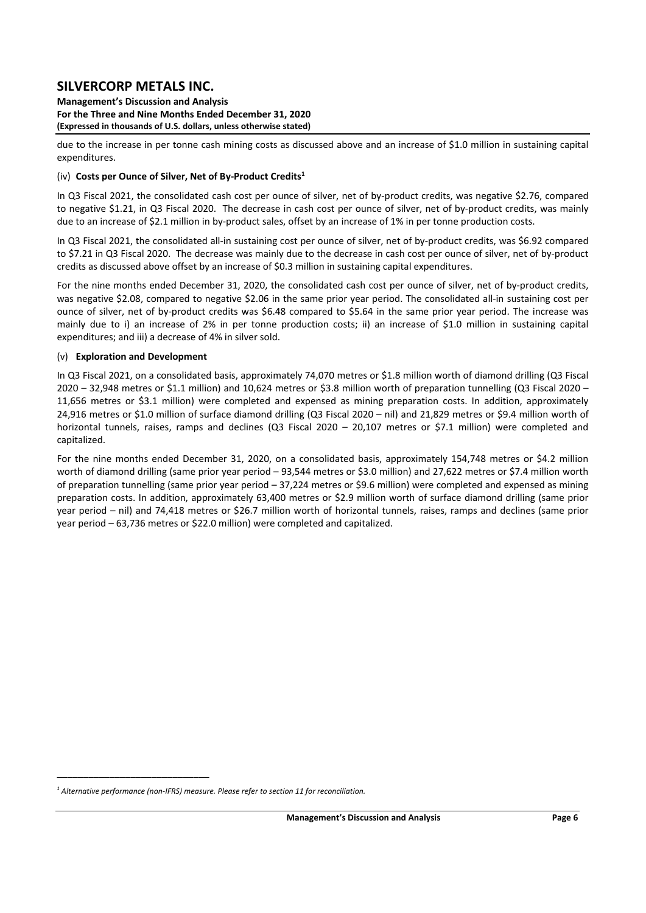due to the increase in per tonne cash mining costs as discussed above and an increase of $1.0 million in sustaining capital expenditures.

(iv) **Costs per Ounce of Silver, Net of By-Product Credits**[1]

In Q3 Fiscal 2021, the consolidated cash cost per ounce of silver, net of by-product credits, was negative $2.76, compared to negative $1.21, in Q3 Fiscal 2020. The decrease in cash cost per ounce of silver, net of by-product credits, was mainly due to an increase of $2.1 million in by-product sales, offset by an increase of 1% in per tonne production costs.

In Q3 Fiscal 2021, the consolidated all-in sustaining cost per ounce of silver, net of by-product credits, was $6.92 compared to $7.21 in Q3 Fiscal 2020. The decrease was mainly due to the decrease in cash cost per ounce of silver, net of by-product credits as discussed above offset by an increase of $0.3 million in sustaining capital expenditures.

For the nine months ended December 31, 2020, the consolidated cash cost per ounce of silver, net of by-product credits, was negative $2.08, compared to negative $2.06 in the same prior year period. The consolidated all-in sustaining cost per ounce of silver, net of by-product credits was $6.48 compared to $5.64 in the same prior year period. The increase was mainly due to i) an increase of 2% in per tonne production costs; ii) an increase of $1.0 million in sustaining capital expenditures; and iii) a decrease of 4% in silver sold.

(v) **Exploration and Development**

In Q3 Fiscal 2021, on a consolidated basis, approximately 74,070 metres or $1.8 million worth of diamond drilling (Q3 Fiscal 2020 – 32,948 metres or $1.1 million) and 10,624 metres or $3.8 million worth of preparation tunnelling (Q3 Fiscal 2020 – 11,656 metres or $3.1 million) were completed and expensed as mining preparation costs. In addition, approximately 24,916 metres or $1.0 million of surface diamond drilling (Q3 Fiscal 2020 – nil) and 21,829 metres or $9.4 million worth of horizontal tunnels, raises, ramps and declines (Q3 Fiscal 2020 – 20,107 metres or $7.1 million) were completed and capitalized.

For the nine months ended December 31, 2020, on a consolidated basis, approximately 154,748 metres or $4.2 million worth of diamond drilling (same prior year period – 93,544 metres or $3.0 million) and 27,622 metres or $7.4 million worth of preparation tunnelling (same prior year period – 37,224 metres or $9.6 million) were completed and expensed as mining preparation costs. In addition, approximately 63,400 metres or $2.9 million worth of surface diamond drilling (same prior year period – nil) and 74,418 metres or $26.7 million worth of horizontal tunnels, raises, ramps and declines (same prior year period – 63,736 metres or $22.0 million) were completed and capitalized.

---

[1] *Alternative performance (non-IFRS) measure. Please refer to section 11 for reconciliation.*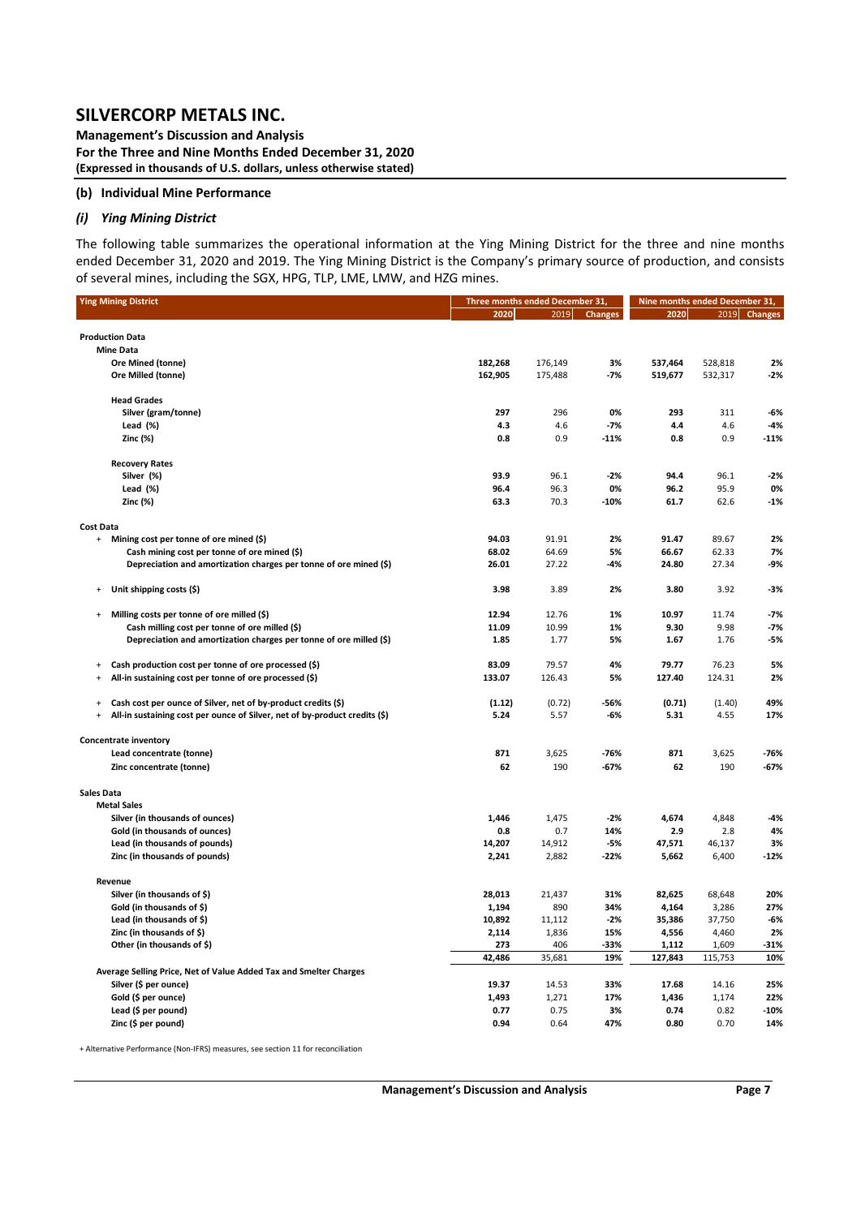### (b) Individual Mine Performance

#### *(i) Ying Mining District*

The following table summarizes the operational information at the Ying Mining District for the three and nine months ended December 31, 2020 and 2019. The Ying Mining District is the Company's primary source of production, and consists of several mines, including the SGX, HPG, TLP, LME, LMW, and HZG mines.

| Ying Mining District | Three months ended December 31, | | | Nine months ended December 31, | | |
|---|---|---|---|---|---|---|
| | **2020** | 2019 | **Changes** | **2020** | 2019 | **Changes** |
| **Production Data** | | | | | | |
| **Mine Data** | | | | | | |
| **Ore Mined (tonne)** | **182,268** | 176,149 | **3%** | **537,464** | 528,818 | **2%** |
| **Ore Milled (tonne)** | **162,905** | 175,488 | **-7%** | **519,677** | 532,317 | **-2%** |
| **Head Grades** | | | | | | |
| **Silver (gram/tonne)** | **297** | 296 | **0%** | **293** | 311 | **-6%** |
| **Lead (%)** | **4.3** | 4.6 | **-7%** | **4.4** | 4.6 | **-4%** |
| **Zinc (%)** | **0.8** | 0.9 | **-11%** | **0.8** | 0.9 | **-11%** |
| **Recovery Rates** | | | | | | |
| **Silver (%)** | **93.9** | 96.1 | **-2%** | **94.4** | 96.1 | **-2%** |
| **Lead (%)** | **96.4** | 96.3 | **0%** | **96.2** | 95.9 | **0%** |
| **Zinc (%)** | **63.3** | 70.3 | **-10%** | **61.7** | 62.6 | **-1%** |
| **Cost Data** | | | | | | |
| + **Mining cost per tonne of ore mined ($)** | **94.03** | 91.91 | **2%** | **91.47** | 89.67 | **2%** |
| **Cash mining cost per tonne of ore mined ($)** | **68.02** | 64.69 | **5%** | **66.67** | 62.33 | **7%** |
| **Depreciation and amortization charges per tonne of ore mined ($)** | **26.01** | 27.22 | **-4%** | **24.80** | 27.34 | **-9%** |
| + **Unit shipping costs ($)** | **3.98** | 3.89 | **2%** | **3.80** | 3.92 | **-3%** |
| + **Milling costs per tonne of ore milled ($)** | **12.94** | 12.76 | **1%** | **10.97** | 11.74 | **-7%** |
| **Cash milling cost per tonne of ore milled ($)** | **11.09** | 10.99 | **1%** | **9.30** | 9.98 | **-7%** |
| **Depreciation and amortization charges per tonne of ore milled ($)** | **1.85** | 1.77 | **5%** | **1.67** | 1.76 | **-5%** |
| + **Cash production cost per tonne of ore processed ($)** | **83.09** | 79.57 | **4%** | **79.77** | 76.23 | **5%** |
| + **All-in sustaining cost per tonne of ore processed ($)** | **133.07** | 126.43 | **5%** | **127.40** | 124.31 | **2%** |
| + **Cash cost per ounce of Silver, net of by-product credits ($)** | **(1.12)** | (0.72) | **-56%** | **(0.71)** | (1.40) | **49%** |
| + **All-in sustaining cost per ounce of Silver, net of by-product credits ($)** | **5.24** | 5.57 | **-6%** | **5.31** | 4.55 | **17%** |
| **Concentrate inventory** | | | | | | |
| **Lead concentrate (tonne)** | **871** | 3,625 | **-76%** | **871** | 3,625 | **-76%** |
| **Zinc concentrate (tonne)** | **62** | 190 | **-67%** | **62** | 190 | **-67%** |
| **Sales Data** | | | | | | |
| **Metal Sales** | | | | | | |
| **Silver (in thousands of ounces)** | **1,446** | 1,475 | **-2%** | **4,674** | 4,848 | **-4%** |
| **Gold (in thousands of ounces)** | **0.8** | 0.7 | **14%** | **2.9** | 2.8 | **4%** |
| **Lead (in thousands of pounds)** | **14,207** | 14,912 | **-5%** | **47,571** | 46,137 | **3%** |
| **Zinc (in thousands of pounds)** | **2,241** | 2,882 | **-22%** | **5,662** | 6,400 | **-12%** |
| **Revenue** | | | | | | |
| **Silver (in thousands of $)** | **28,013** | 21,437 | **31%** | **82,625** | 68,648 | **20%** |
| **Gold (in thousands of $)** | **1,194** | 890 | **34%** | **4,164** | 3,286 | **27%** |
| **Lead (in thousands of $)** | **10,892** | 11,112 | **-2%** | **35,386** | 37,750 | **-6%** |
| **Zinc (in thousands of $)** | **2,114** | 1,836 | **15%** | **4,556** | 4,460 | **2%** |
| **Other (in thousands of $)** | **273** | 406 | **-33%** | **1,112** | 1,609 | **-31%** |
| | **42,486** | 35,681 | **19%** | **127,843** | 115,753 | **10%** |
| **Average Selling Price, Net of Value Added Tax and Smelter Charges** | | | | | | |
| **Silver ($ per ounce)** | **19.37** | 14.53 | **33%** | **17.68** | 14.16 | **25%** |
| **Gold ($ per ounce)** | **1,493** | 1,271 | **17%** | **1,436** | 1,174 | **22%** |
| **Lead ($ per pound)** | **0.77** | 0.75 | **3%** | **0.74** | 0.82 | **-10%** |
| **Zinc ($ per pound)** | **0.94** | 0.64 | **47%** | **0.80** | 0.70 | **14%** |

+ Alternative Performance (Non-IFRS) measures, see section 11 for reconciliation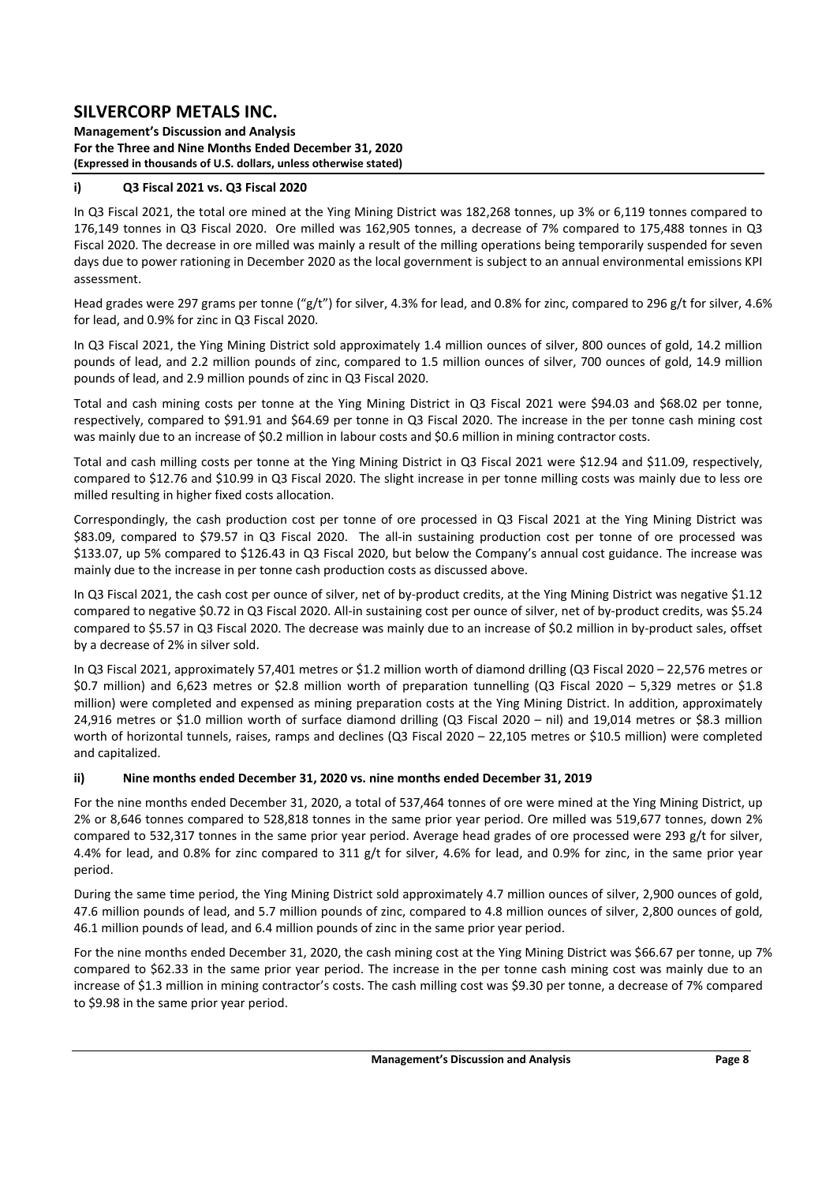### i) Q3 Fiscal 2021 vs. Q3 Fiscal 2020

In Q3 Fiscal 2021, the total ore mined at the Ying Mining District was 182,268 tonnes, up 3% or 6,119 tonnes compared to 176,149 tonnes in Q3 Fiscal 2020. Ore milled was 162,905 tonnes, a decrease of 7% compared to 175,488 tonnes in Q3 Fiscal 2020. The decrease in ore milled was mainly a result of the milling operations being temporarily suspended for seven days due to power rationing in December 2020 as the local government is subject to an annual environmental emissions KPI assessment.

Head grades were 297 grams per tonne ("g/t") for silver, 4.3% for lead, and 0.8% for zinc, compared to 296 g/t for silver, 4.6% for lead, and 0.9% for zinc in Q3 Fiscal 2020.

In Q3 Fiscal 2021, the Ying Mining District sold approximately 1.4 million ounces of silver, 800 ounces of gold, 14.2 million pounds of lead, and 2.2 million pounds of zinc, compared to 1.5 million ounces of silver, 700 ounces of gold, 14.9 million pounds of lead, and 2.9 million pounds of zinc in Q3 Fiscal 2020.

Total and cash mining costs per tonne at the Ying Mining District in Q3 Fiscal 2021 were $94.03 and $68.02 per tonne, respectively, compared to $91.91 and $64.69 per tonne in Q3 Fiscal 2020. The increase in the per tonne cash mining cost was mainly due to an increase of $0.2 million in labour costs and $0.6 million in mining contractor costs.

Total and cash milling costs per tonne at the Ying Mining District in Q3 Fiscal 2021 were $12.94 and $11.09, respectively, compared to $12.76 and $10.99 in Q3 Fiscal 2020. The slight increase in per tonne milling costs was mainly due to less ore milled resulting in higher fixed costs allocation.

Correspondingly, the cash production cost per tonne of ore processed in Q3 Fiscal 2021 at the Ying Mining District was $83.09, compared to $79.57 in Q3 Fiscal 2020. The all-in sustaining production cost per tonne of ore processed was $133.07, up 5% compared to $126.43 in Q3 Fiscal 2020, but below the Company's annual cost guidance. The increase was mainly due to the increase in per tonne cash production costs as discussed above.

In Q3 Fiscal 2021, the cash cost per ounce of silver, net of by-product credits, at the Ying Mining District was negative $1.12 compared to negative $0.72 in Q3 Fiscal 2020. All-in sustaining cost per ounce of silver, net of by-product credits, was $5.24 compared to $5.57 in Q3 Fiscal 2020. The decrease was mainly due to an increase of $0.2 million in by-product sales, offset by a decrease of 2% in silver sold.

In Q3 Fiscal 2021, approximately 57,401 metres or $1.2 million worth of diamond drilling (Q3 Fiscal 2020 – 22,576 metres or $0.7 million) and 6,623 metres or $2.8 million worth of preparation tunnelling (Q3 Fiscal 2020 – 5,329 metres or $1.8 million) were completed and expensed as mining preparation costs at the Ying Mining District. In addition, approximately 24,916 metres or $1.0 million worth of surface diamond drilling (Q3 Fiscal 2020 – nil) and 19,014 metres or $8.3 million worth of horizontal tunnels, raises, ramps and declines (Q3 Fiscal 2020 – 22,105 metres or $10.5 million) were completed and capitalized.

### ii) Nine months ended December 31, 2020 vs. nine months ended December 31, 2019

For the nine months ended December 31, 2020, a total of 537,464 tonnes of ore were mined at the Ying Mining District, up 2% or 8,646 tonnes compared to 528,818 tonnes in the same prior year period. Ore milled was 519,677 tonnes, down 2% compared to 532,317 tonnes in the same prior year period. Average head grades of ore processed were 293 g/t for silver, 4.4% for lead, and 0.8% for zinc compared to 311 g/t for silver, 4.6% for lead, and 0.9% for zinc, in the same prior year period.

During the same time period, the Ying Mining District sold approximately 4.7 million ounces of silver, 2,900 ounces of gold, 47.6 million pounds of lead, and 5.7 million pounds of zinc, compared to 4.8 million ounces of silver, 2,800 ounces of gold, 46.1 million pounds of lead, and 6.4 million pounds of zinc in the same prior year period.

For the nine months ended December 31, 2020, the cash mining cost at the Ying Mining District was $66.67 per tonne, up 7% compared to $62.33 in the same prior year period. The increase in the per tonne cash mining cost was mainly due to an increase of $1.3 million in mining contractor's costs. The cash milling cost was $9.30 per tonne, a decrease of 7% compared to $9.98 in the same prior year period.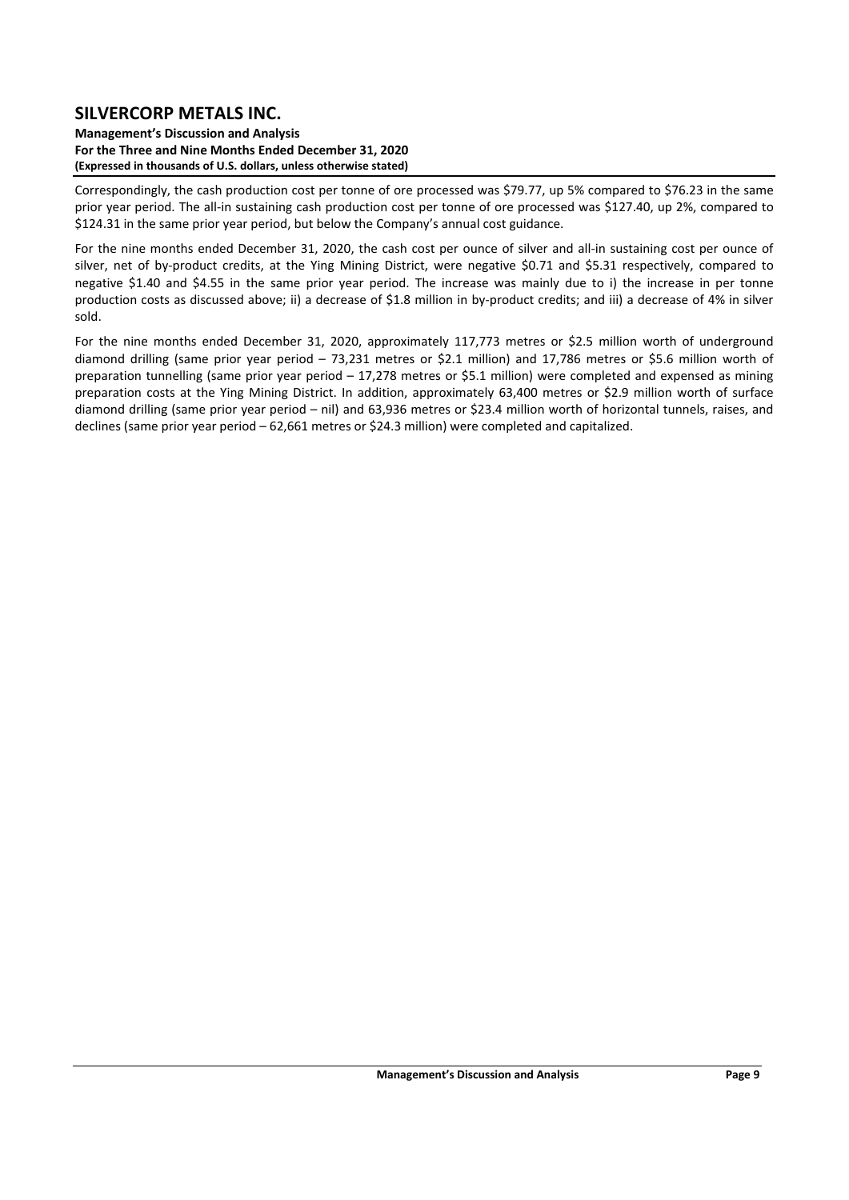Correspondingly, the cash production cost per tonne of ore processed was $79.77, up 5% compared to $76.23 in the same prior year period. The all-in sustaining cash production cost per tonne of ore processed was $127.40, up 2%, compared to $124.31 in the same prior year period, but below the Company's annual cost guidance.

For the nine months ended December 31, 2020, the cash cost per ounce of silver and all-in sustaining cost per ounce of silver, net of by-product credits, at the Ying Mining District, were negative $0.71 and $5.31 respectively, compared to negative $1.40 and $4.55 in the same prior year period. The increase was mainly due to i) the increase in per tonne production costs as discussed above; ii) a decrease of $1.8 million in by-product credits; and iii) a decrease of 4% in silver sold.

For the nine months ended December 31, 2020, approximately 117,773 metres or $2.5 million worth of underground diamond drilling (same prior year period – 73,231 metres or $2.1 million) and 17,786 metres or $5.6 million worth of preparation tunnelling (same prior year period – 17,278 metres or $5.1 million) were completed and expensed as mining preparation costs at the Ying Mining District. In addition, approximately 63,400 metres or $2.9 million worth of surface diamond drilling (same prior year period – nil) and 63,936 metres or $23.4 million worth of horizontal tunnels, raises, and declines (same prior year period – 62,661 metres or $24.3 million) were completed and capitalized.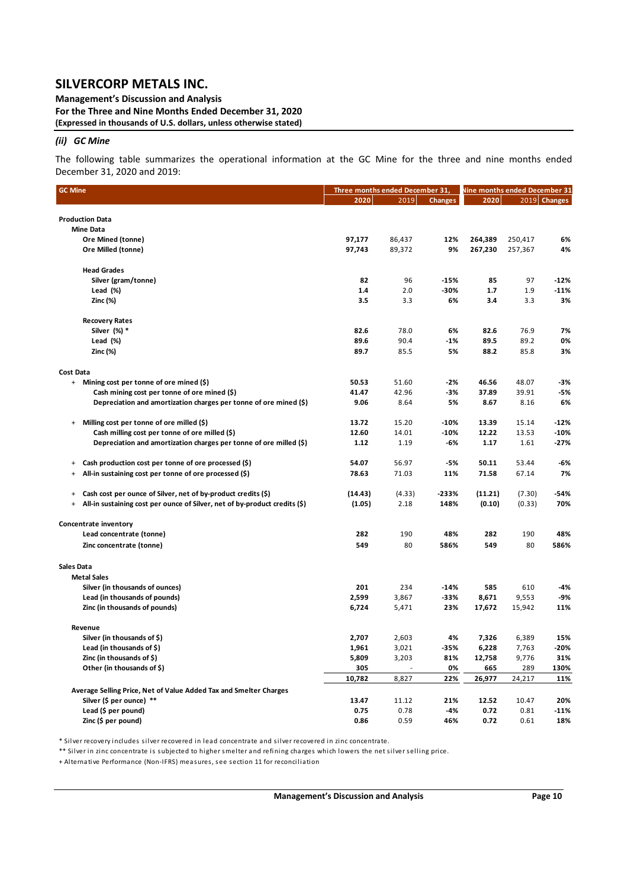### *(ii) GC Mine*

The following table summarizes the operational information at the GC Mine for the three and nine months ended December 31, 2020 and 2019:

| GC Mine | Three months ended December 31, | | | Nine months ended December 31 | | |
|---|---|---|---|---|---|---|
| | 2020 | 2019 | Changes | 2020 | 2019 | Changes |
| **Production Data** | | | | | | |
| **Mine Data** | | | | | | |
| **Ore Mined (tonne)** | **97,177** | 86,437 | **12%** | **264,389** | 250,417 | **6%** |
| **Ore Milled (tonne)** | **97,743** | 89,372 | **9%** | **267,230** | 257,367 | **4%** |
| **Head Grades** | | | | | | |
| **Silver (gram/tonne)** | **82** | 96 | **-15%** | **85** | 97 | **-12%** |
| **Lead (%)** | **1.4** | 2.0 | **-30%** | **1.7** | 1.9 | **-11%** |
| **Zinc (%)** | **3.5** | 3.3 | **6%** | **3.4** | 3.3 | **3%** |
| **Recovery Rates** | | | | | | |
| **Silver (%) *** | **82.6** | 78.0 | **6%** | **82.6** | 76.9 | **7%** |
| **Lead (%)** | **89.6** | 90.4 | **-1%** | **89.5** | 89.2 | **0%** |
| **Zinc (%)** | **89.7** | 85.5 | **5%** | **88.2** | 85.8 | **3%** |
| **Cost Data** | | | | | | |
| + **Mining cost per tonne of ore mined ($)** | **50.53** | 51.60 | **-2%** | **46.56** | 48.07 | **-3%** |
| **Cash mining cost per tonne of ore mined ($)** | **41.47** | 42.96 | **-3%** | **37.89** | 39.91 | **-5%** |
| **Depreciation and amortization charges per tonne of ore mined ($)** | **9.06** | 8.64 | **5%** | **8.67** | 8.16 | **6%** |
| + **Milling cost per tonne of ore milled ($)** | **13.72** | 15.20 | **-10%** | **13.39** | 15.14 | **-12%** |
| **Cash milling cost per tonne of ore milled ($)** | **12.60** | 14.01 | **-10%** | **12.22** | 13.53 | **-10%** |
| **Depreciation and amortization charges per tonne of ore milled ($)** | **1.12** | 1.19 | **-6%** | **1.17** | 1.61 | **-27%** |
| + **Cash production cost per tonne of ore processed ($)** | **54.07** | 56.97 | **-5%** | **50.11** | 53.44 | **-6%** |
| + **All-in sustaining cost per tonne of ore processed ($)** | **78.63** | 71.03 | **11%** | **71.58** | 67.14 | **7%** |
| + **Cash cost per ounce of Silver, net of by-product credits ($)** | **(14.43)** | (4.33) | **-233%** | **(11.21)** | (7.30) | **-54%** |
| + **All-in sustaining cost per ounce of Silver, net of by-product credits ($)** | **(1.05)** | 2.18 | **148%** | **(0.10)** | (0.33) | **70%** |
| **Concentrate inventory** | | | | | | |
| **Lead concentrate (tonne)** | **282** | 190 | **48%** | **282** | 190 | **48%** |
| **Zinc concentrate (tonne)** | **549** | 80 | **586%** | **549** | 80 | **586%** |
| **Sales Data** | | | | | | |
| **Metal Sales** | | | | | | |
| **Silver (in thousands of ounces)** | **201** | 234 | **-14%** | **585** | 610 | **-4%** |
| **Lead (in thousands of pounds)** | **2,599** | 3,867 | **-33%** | **8,671** | 9,553 | **-9%** |
| **Zinc (in thousands of pounds)** | **6,724** | 5,471 | **23%** | **17,672** | 15,942 | **11%** |
| **Revenue** | | | | | | |
| **Silver (in thousands of $)** | **2,707** | 2,603 | **4%** | **7,326** | 6,389 | **15%** |
| **Lead (in thousands of $)** | **1,961** | 3,021 | **-35%** | **6,228** | 7,763 | **-20%** |
| **Zinc (in thousands of $)** | **5,809** | 3,203 | **81%** | **12,758** | 9,776 | **31%** |
| **Other (in thousands of $)** | **305** | - | **0%** | **665** | 289 | **130%** |
| | **10,782** | 8,827 | **22%** | **26,977** | 24,217 | **11%** |
| **Average Selling Price, Net of Value Added Tax and Smelter Charges** | | | | | | |
| **Silver ($ per ounce) **** | **13.47** | 11.12 | **21%** | **12.52** | 10.47 | **20%** |
| **Lead ($ per pound)** | **0.75** | 0.78 | **-4%** | **0.72** | 0.81 | **-11%** |
| **Zinc ($ per pound)** | **0.86** | 0.59 | **46%** | **0.72** | 0.61 | **18%** |

\* Silver recovery includes silver recovered in lead concentrate and silver recovered in zinc concentrate.

** Silver in zinc concentrate is subjected to higher smelter and refining charges which lowers the net silver selling price.

+ Alternative Performance (Non-IFRS) measures, see section 11 for reconciliation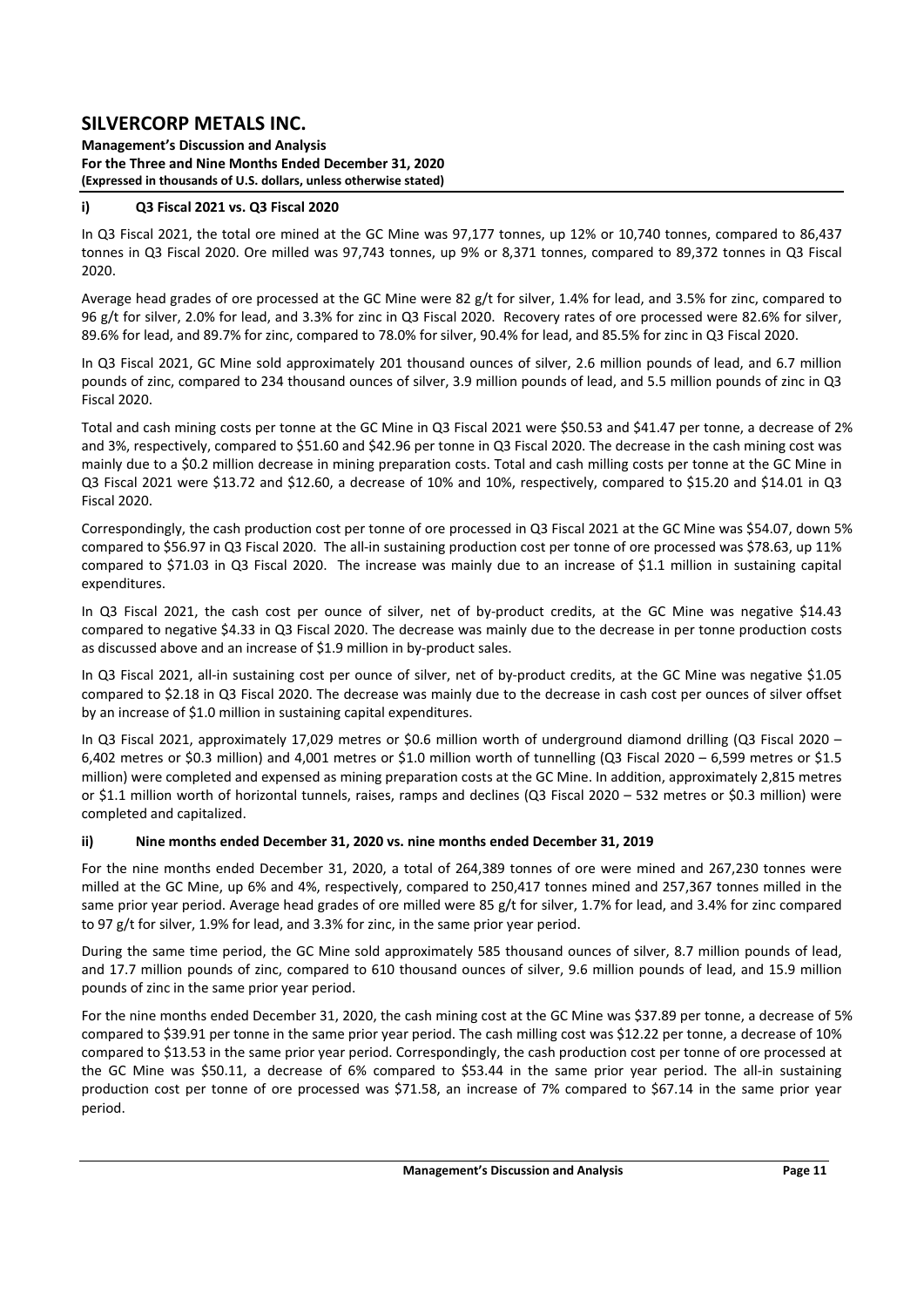### i) Q3 Fiscal 2021 vs. Q3 Fiscal 2020

In Q3 Fiscal 2021, the total ore mined at the GC Mine was 97,177 tonnes, up 12% or 10,740 tonnes, compared to 86,437 tonnes in Q3 Fiscal 2020. Ore milled was 97,743 tonnes, up 9% or 8,371 tonnes, compared to 89,372 tonnes in Q3 Fiscal 2020.

Average head grades of ore processed at the GC Mine were 82 g/t for silver, 1.4% for lead, and 3.5% for zinc, compared to 96 g/t for silver, 2.0% for lead, and 3.3% for zinc in Q3 Fiscal 2020. Recovery rates of ore processed were 82.6% for silver, 89.6% for lead, and 89.7% for zinc, compared to 78.0% for silver, 90.4% for lead, and 85.5% for zinc in Q3 Fiscal 2020.

In Q3 Fiscal 2021, GC Mine sold approximately 201 thousand ounces of silver, 2.6 million pounds of lead, and 6.7 million pounds of zinc, compared to 234 thousand ounces of silver, 3.9 million pounds of lead, and 5.5 million pounds of zinc in Q3 Fiscal 2020.

Total and cash mining costs per tonne at the GC Mine in Q3 Fiscal 2021 were $50.53 and $41.47 per tonne, a decrease of 2% and 3%, respectively, compared to $51.60 and $42.96 per tonne in Q3 Fiscal 2020. The decrease in the cash mining cost was mainly due to a $0.2 million decrease in mining preparation costs. Total and cash milling costs per tonne at the GC Mine in Q3 Fiscal 2021 were $13.72 and $12.60, a decrease of 10% and 10%, respectively, compared to $15.20 and $14.01 in Q3 Fiscal 2020.

Correspondingly, the cash production cost per tonne of ore processed in Q3 Fiscal 2021 at the GC Mine was $54.07, down 5% compared to $56.97 in Q3 Fiscal 2020. The all-in sustaining production cost per tonne of ore processed was $78.63, up 11% compared to $71.03 in Q3 Fiscal 2020. The increase was mainly due to an increase of $1.1 million in sustaining capital expenditures.

In Q3 Fiscal 2021, the cash cost per ounce of silver, net of by-product credits, at the GC Mine was negative $14.43 compared to negative $4.33 in Q3 Fiscal 2020. The decrease was mainly due to the decrease in per tonne production costs as discussed above and an increase of $1.9 million in by-product sales.

In Q3 Fiscal 2021, all-in sustaining cost per ounce of silver, net of by-product credits, at the GC Mine was negative $1.05 compared to $2.18 in Q3 Fiscal 2020. The decrease was mainly due to the decrease in cash cost per ounces of silver offset by an increase of $1.0 million in sustaining capital expenditures.

In Q3 Fiscal 2021, approximately 17,029 metres or $0.6 million worth of underground diamond drilling (Q3 Fiscal 2020 – 6,402 metres or $0.3 million) and 4,001 metres or $1.0 million worth of tunnelling (Q3 Fiscal 2020 – 6,599 metres or $1.5 million) were completed and expensed as mining preparation costs at the GC Mine. In addition, approximately 2,815 metres or $1.1 million worth of horizontal tunnels, raises, ramps and declines (Q3 Fiscal 2020 – 532 metres or $0.3 million) were completed and capitalized.

### ii) Nine months ended December 31, 2020 vs. nine months ended December 31, 2019

For the nine months ended December 31, 2020, a total of 264,389 tonnes of ore were mined and 267,230 tonnes were milled at the GC Mine, up 6% and 4%, respectively, compared to 250,417 tonnes mined and 257,367 tonnes milled in the same prior year period. Average head grades of ore milled were 85 g/t for silver, 1.7% for lead, and 3.4% for zinc compared to 97 g/t for silver, 1.9% for lead, and 3.3% for zinc, in the same prior year period.

During the same time period, the GC Mine sold approximately 585 thousand ounces of silver, 8.7 million pounds of lead, and 17.7 million pounds of zinc, compared to 610 thousand ounces of silver, 9.6 million pounds of lead, and 15.9 million pounds of zinc in the same prior year period.

For the nine months ended December 31, 2020, the cash mining cost at the GC Mine was $37.89 per tonne, a decrease of 5% compared to $39.91 per tonne in the same prior year period. The cash milling cost was $12.22 per tonne, a decrease of 10% compared to $13.53 in the same prior year period. Correspondingly, the cash production cost per tonne of ore processed at the GC Mine was $50.11, a decrease of 6% compared to $53.44 in the same prior year period. The all-in sustaining production cost per tonne of ore processed was $71.58, an increase of 7% compared to $67.14 in the same prior year period.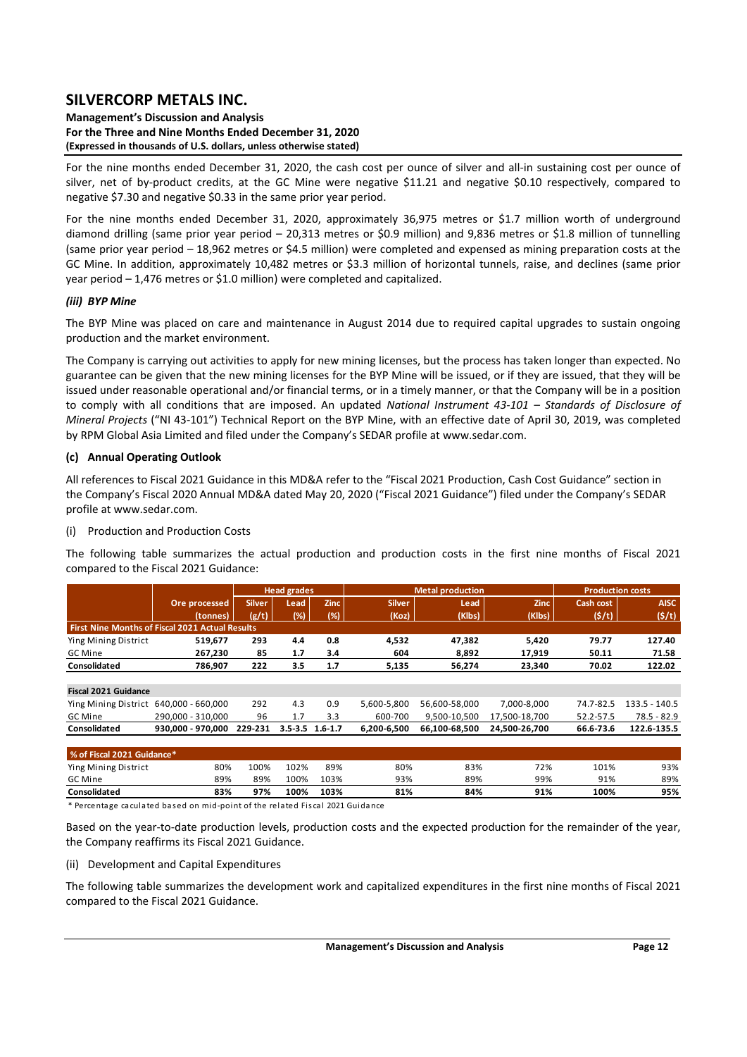For the nine months ended December 31, 2020, the cash cost per ounce of silver and all-in sustaining cost per ounce of silver, net of by-product credits, at the GC Mine were negative \$11.21 and negative \$0.10 respectively, compared to negative \$7.30 and negative \$0.33 in the same prior year period.

For the nine months ended December 31, 2020, approximately 36,975 metres or \$1.7 million worth of underground diamond drilling (same prior year period – 20,313 metres or \$0.9 million) and 9,836 metres or \$1.8 million of tunnelling (same prior year period – 18,962 metres or \$4.5 million) were completed and expensed as mining preparation costs at the GC Mine. In addition, approximately 10,482 metres or \$3.3 million of horizontal tunnels, raise, and declines (same prior year period – 1,476 metres or \$1.0 million) were completed and capitalized.

### *(iii) BYP Mine*

The BYP Mine was placed on care and maintenance in August 2014 due to required capital upgrades to sustain ongoing production and the market environment.

The Company is carrying out activities to apply for new mining licenses, but the process has taken longer than expected. No guarantee can be given that the new mining licenses for the BYP Mine will be issued, or if they are issued, that they will be issued under reasonable operational and/or financial terms, or in a timely manner, or that the Company will be in a position to comply with all conditions that are imposed. An updated *National Instrument 43-101 – Standards of Disclosure of Mineral Projects* ("NI 43-101") Technical Report on the BYP Mine, with an effective date of April 30, 2019, was completed by RPM Global Asia Limited and filed under the Company's SEDAR profile at www.sedar.com.

### (c) Annual Operating Outlook

All references to Fiscal 2021 Guidance in this MD&A refer to the "Fiscal 2021 Production, Cash Cost Guidance" section in the Company's Fiscal 2020 Annual MD&A dated May 20, 2020 ("Fiscal 2021 Guidance") filed under the Company's SEDAR profile at www.sedar.com.

(i) Production and Production Costs

The following table summarizes the actual production and production costs in the first nine months of Fiscal 2021 compared to the Fiscal 2021 Guidance:

| | | Head grades | | | Metal production | | | Production costs | |
|---|---|---|---|---|---|---|---|---|---|
| | Ore processed (tonnes) | Silver (g/t) | Lead (%) | Zinc (%) | Silver (Koz) | Lead (Klbs) | Zinc (Klbs) | Cash cost (\$/t) | AISC (\$/t) |
| **First Nine Months of Fiscal 2021 Actual Results** | | | | | | | | | |
| Ying Mining District | 519,677 | 293 | 4.4 | 0.8 | 4,532 | 47,382 | 5,420 | 79.77 | 127.40 |
| GC Mine | 267,230 | 85 | 1.7 | 3.4 | 604 | 8,892 | 17,919 | 50.11 | 71.58 |
| **Consolidated** | **786,907** | **222** | **3.5** | **1.7** | **5,135** | **56,274** | **23,340** | **70.02** | **122.02** |
| | | | | | | | | | |
| **Fiscal 2021 Guidance** | | | | | | | | | |
| Ying Mining District | 640,000 - 660,000 | 292 | 4.3 | 0.9 | 5,600-5,800 | 56,600-58,000 | 7,000-8,000 | 74.7-82.5 | 133.5 - 140.5 |
| GC Mine | 290,000 - 310,000 | 96 | 1.7 | 3.3 | 600-700 | 9,500-10,500 | 17,500-18,700 | 52.2-57.5 | 78.5 - 82.9 |
| **Consolidated** | **930,000 - 970,000** | **229-231** | **3.5-3.5** | **1.6-1.7** | **6,200-6,500** | **66,100-68,500** | **24,500-26,700** | **66.6-73.6** | **122.6-135.5** |
| | | | | | | | | | |
| **% of Fiscal 2021 Guidance*** | | | | | | | | | |
| Ying Mining District | 80% | 100% | 102% | 89% | 80% | 83% | 72% | 101% | 93% |
| GC Mine | 89% | 89% | 100% | 103% | 93% | 89% | 99% | 91% | 89% |
| **Consolidated** | **83%** | **97%** | **100%** | **103%** | **81%** | **84%** | **91%** | **100%** | **95%** |

* Percentage caculated based on mid-point of the related Fiscal 2021 Guidance

Based on the year-to-date production levels, production costs and the expected production for the remainder of the year, the Company reaffirms its Fiscal 2021 Guidance.

(ii) Development and Capital Expenditures

The following table summarizes the development work and capitalized expenditures in the first nine months of Fiscal 2021 compared to the Fiscal 2021 Guidance.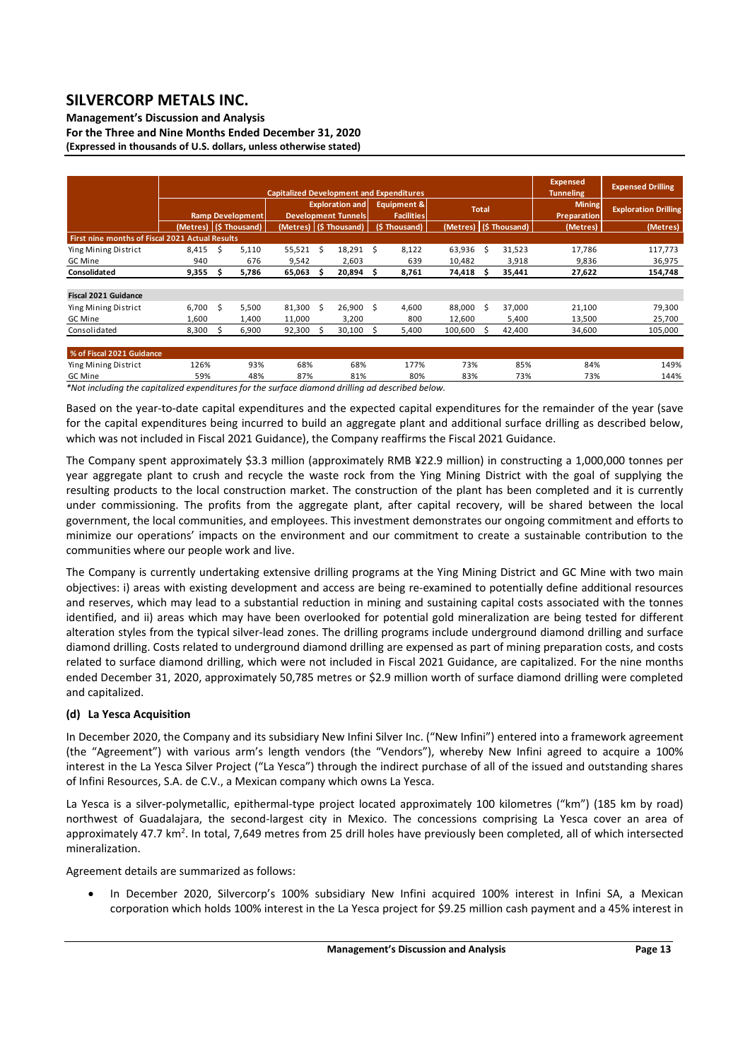| | Capitalized Development and Expenditures | | | | | | | Expensed Tunneling | Expensed Drilling |
|---|---|---|---|---|---|---|---|---|---|
| | Ramp Development | | Exploration and Development Tunnels | | Equipment & Facilities | Total | | Mining Preparation | Exploration Drilling |
| | (Metres) | ($ Thousand) | (Metres) | ($ Thousand) | ($ Thousand) | (Metres) | ($ Thousand) | (Metres) | (Metres) |
| **First nine months of Fiscal 2021 Actual Results** | | | | | | | | | |
| Ying Mining District | 8,415 | $ 5,110 | 55,521 | $ 18,291 | $ 8,122 | 63,936 | $ 31,523 | 17,786 | 117,773 |
| GC Mine | 940 | 676 | 9,542 | 2,603 | 639 | 10,482 | 3,918 | 9,836 | 36,975 |
| **Consolidated** | **9,355** | **$ 5,786** | **65,063** | **$ 20,894** | **$ 8,761** | **74,418** | **$ 35,441** | **27,622** | **154,748** |
| **Fiscal 2021 Guidance** | | | | | | | | | |
| Ying Mining District | 6,700 | $ 5,500 | 81,300 | $ 26,900 | $ 4,600 | 88,000 | $ 37,000 | 21,100 | 79,300 |
| GC Mine | 1,600 | 1,400 | 11,000 | 3,200 | 800 | 12,600 | 5,400 | 13,500 | 25,700 |
| Consolidated | 8,300 | $ 6,900 | 92,300 | $ 30,100 | $ 5,400 | 100,600 | $ 42,400 | 34,600 | 105,000 |
| **% of Fiscal 2021 Guidance** | | | | | | | | | |
| Ying Mining District | 126% | 93% | 68% | 68% | 177% | 73% | 85% | 84% | 149% |
| GC Mine | 59% | 48% | 87% | 81% | 80% | 83% | 73% | 73% | 144% |

*\*Not including the capitalized expenditures for the surface diamond drilling ad described below.*

Based on the year-to-date capital expenditures and the expected capital expenditures for the remainder of the year (save for the capital expenditures being incurred to build an aggregate plant and additional surface drilling as described below, which was not included in Fiscal 2021 Guidance), the Company reaffirms the Fiscal 2021 Guidance.

The Company spent approximately $3.3 million (approximately RMB ¥22.9 million) in constructing a 1,000,000 tonnes per year aggregate plant to crush and recycle the waste rock from the Ying Mining District with the goal of supplying the resulting products to the local construction market. The construction of the plant has been completed and it is currently under commissioning. The profits from the aggregate plant, after capital recovery, will be shared between the local government, the local communities, and employees. This investment demonstrates our ongoing commitment and efforts to minimize our operations' impacts on the environment and our commitment to create a sustainable contribution to the communities where our people work and live.

The Company is currently undertaking extensive drilling programs at the Ying Mining District and GC Mine with two main objectives: i) areas with existing development and access are being re-examined to potentially define additional resources and reserves, which may lead to a substantial reduction in mining and sustaining capital costs associated with the tonnes identified, and ii) areas which may have been overlooked for potential gold mineralization are being tested for different alteration styles from the typical silver-lead zones. The drilling programs include underground diamond drilling and surface diamond drilling. Costs related to underground diamond drilling are expensed as part of mining preparation costs, and costs related to surface diamond drilling, which were not included in Fiscal 2021 Guidance, are capitalized. For the nine months ended December 31, 2020, approximately 50,785 metres or $2.9 million worth of surface diamond drilling were completed and capitalized.

### (d) La Yesca Acquisition

In December 2020, the Company and its subsidiary New Infini Silver Inc. ("New Infini") entered into a framework agreement (the "Agreement") with various arm's length vendors (the "Vendors"), whereby New Infini agreed to acquire a 100% interest in the La Yesca Silver Project ("La Yesca") through the indirect purchase of all of the issued and outstanding shares of Infini Resources, S.A. de C.V., a Mexican company which owns La Yesca.

La Yesca is a silver-polymetallic, epithermal-type project located approximately 100 kilometres ("km") (185 km by road) northwest of Guadalajara, the second-largest city in Mexico. The concessions comprising La Yesca cover an area of approximately 47.7 km$^2$. In total, 7,649 metres from 25 drill holes have previously been completed, all of which intersected mineralization.

Agreement details are summarized as follows:

- In December 2020, Silvercorp's 100% subsidiary New Infini acquired 100% interest in Infini SA, a Mexican corporation which holds 100% interest in the La Yesca project for $9.25 million cash payment and a 45% interest in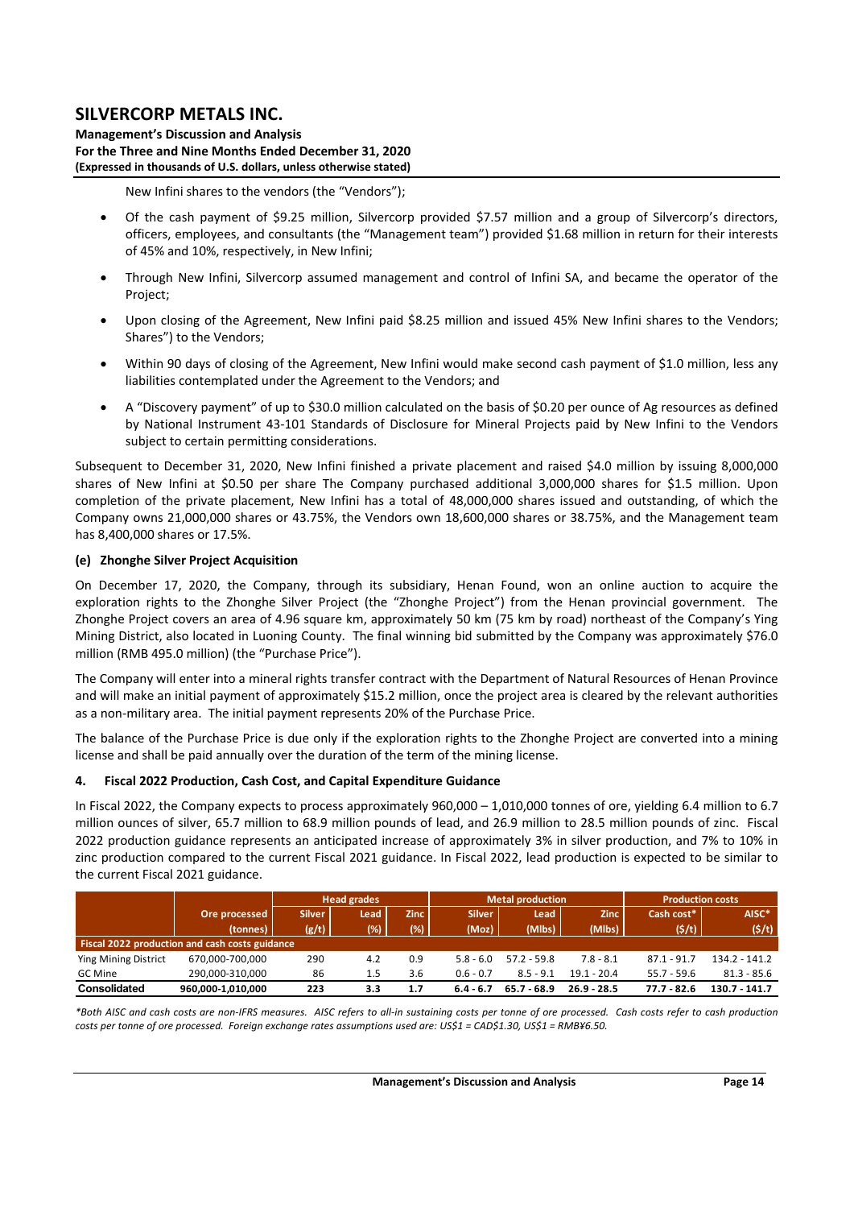New Infini shares to the vendors (the "Vendors");

- Of the cash payment of $9.25 million, Silvercorp provided $7.57 million and a group of Silvercorp's directors, officers, employees, and consultants (the "Management team") provided $1.68 million in return for their interests of 45% and 10%, respectively, in New Infini;
- Through New Infini, Silvercorp assumed management and control of Infini SA, and became the operator of the Project;
- Upon closing of the Agreement, New Infini paid $8.25 million and issued 45% New Infini shares to the Vendors; Shares") to the Vendors;
- Within 90 days of closing of the Agreement, New Infini would make second cash payment of $1.0 million, less any liabilities contemplated under the Agreement to the Vendors; and
- A "Discovery payment" of up to $30.0 million calculated on the basis of $0.20 per ounce of Ag resources as defined by National Instrument 43-101 Standards of Disclosure for Mineral Projects paid by New Infini to the Vendors subject to certain permitting considerations.

Subsequent to December 31, 2020, New Infini finished a private placement and raised $4.0 million by issuing 8,000,000 shares of New Infini at $0.50 per share The Company purchased additional 3,000,000 shares for $1.5 million. Upon completion of the private placement, New Infini has a total of 48,000,000 shares issued and outstanding, of which the Company owns 21,000,000 shares or 43.75%, the Vendors own 18,600,000 shares or 38.75%, and the Management team has 8,400,000 shares or 17.5%.

### (e) Zhonghe Silver Project Acquisition

On December 17, 2020, the Company, through its subsidiary, Henan Found, won an online auction to acquire the exploration rights to the Zhonghe Silver Project (the "Zhonghe Project") from the Henan provincial government. The Zhonghe Project covers an area of 4.96 square km, approximately 50 km (75 km by road) northeast of the Company's Ying Mining District, also located in Luoning County. The final winning bid submitted by the Company was approximately $76.0 million (RMB 495.0 million) (the "Purchase Price").

The Company will enter into a mineral rights transfer contract with the Department of Natural Resources of Henan Province and will make an initial payment of approximately $15.2 million, once the project area is cleared by the relevant authorities as a non-military area. The initial payment represents 20% of the Purchase Price.

The balance of the Purchase Price is due only if the exploration rights to the Zhonghe Project are converted into a mining license and shall be paid annually over the duration of the term of the mining license.

## 4. Fiscal 2022 Production, Cash Cost, and Capital Expenditure Guidance

In Fiscal 2022, the Company expects to process approximately 960,000 – 1,010,000 tonnes of ore, yielding 6.4 million to 6.7 million ounces of silver, 65.7 million to 68.9 million pounds of lead, and 26.9 million to 28.5 million pounds of zinc. Fiscal 2022 production guidance represents an anticipated increase of approximately 3% in silver production, and 7% to 10% in zinc production compared to the current Fiscal 2021 guidance. In Fiscal 2022, lead production is expected to be similar to the current Fiscal 2021 guidance.

| | | Head grades | | | Metal production | | | Production costs | |
|---|---|---|---|---|---|---|---|---|---|
| | Ore processed (tonnes) | Silver (g/t) | Lead (%) | Zinc (%) | Silver (Moz) | Lead (Mlbs) | Zinc (Mlbs) | Cash cost* ($/t) | AISC* ($/t) |
| **Fiscal 2022 production and cash costs guidance** | | | | | | | | | |
| Ying Mining District | 670,000-700,000 | 290 | 4.2 | 0.9 | 5.8 - 6.0 | 57.2 - 59.8 | 7.8 - 8.1 | 87.1 - 91.7 | 134.2 - 141.2 |
| GC Mine | 290,000-310,000 | 86 | 1.5 | 3.6 | 0.6 - 0.7 | 8.5 - 9.1 | 19.1 - 20.4 | 55.7 - 59.6 | 81.3 - 85.6 |
| **Consolidated** | **960,000-1,010,000** | **223** | **3.3** | **1.7** | **6.4 - 6.7** | **65.7 - 68.9** | **26.9 - 28.5** | **77.7 - 82.6** | **130.7 - 141.7** |

*\*Both AISC and cash costs are non-IFRS measures. AISC refers to all-in sustaining costs per tonne of ore processed. Cash costs refer to cash production costs per tonne of ore processed. Foreign exchange rates assumptions used are: US$1 = CAD$1.30, US$1 = RMB¥6.50.*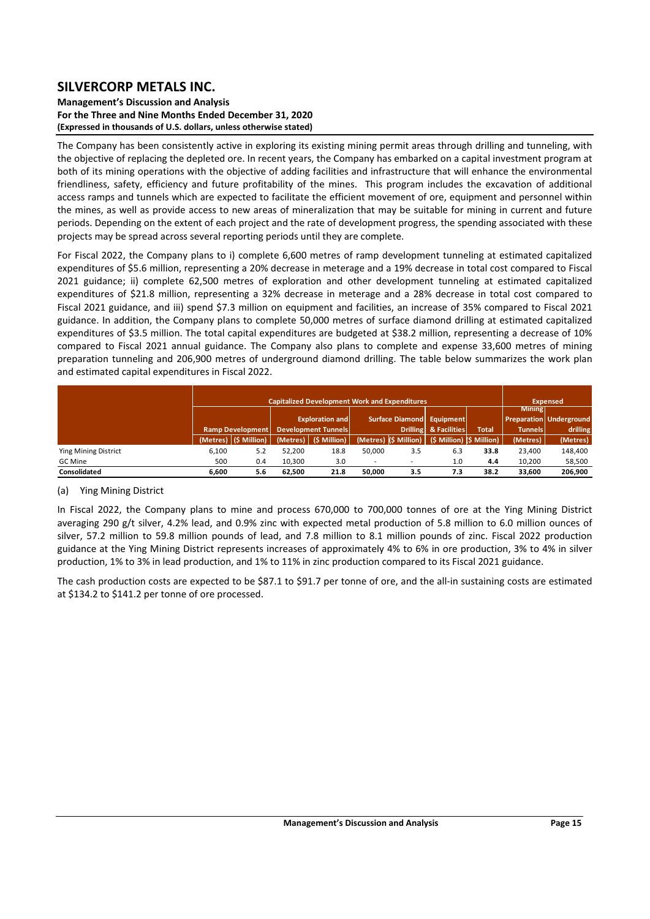The Company has been consistently active in exploring its existing mining permit areas through drilling and tunneling, with the objective of replacing the depleted ore. In recent years, the Company has embarked on a capital investment program at both of its mining operations with the objective of adding facilities and infrastructure that will enhance the environmental friendliness, safety, efficiency and future profitability of the mines. This program includes the excavation of additional access ramps and tunnels which are expected to facilitate the efficient movement of ore, equipment and personnel within the mines, as well as provide access to new areas of mineralization that may be suitable for mining in current and future periods. Depending on the extent of each project and the rate of development progress, the spending associated with these projects may be spread across several reporting periods until they are complete.

For Fiscal 2022, the Company plans to i) complete 6,600 metres of ramp development tunneling at estimated capitalized expenditures of $5.6 million, representing a 20% decrease in meterage and a 19% decrease in total cost compared to Fiscal 2021 guidance; ii) complete 62,500 metres of exploration and other development tunneling at estimated capitalized expenditures of $21.8 million, representing a 32% decrease in meterage and a 28% decrease in total cost compared to Fiscal 2021 guidance, and iii) spend $7.3 million on equipment and facilities, an increase of 35% compared to Fiscal 2021 guidance. In addition, the Company plans to complete 50,000 metres of surface diamond drilling at estimated capitalized expenditures of $3.5 million. The total capital expenditures are budgeted at $38.2 million, representing a decrease of 10% compared to Fiscal 2021 annual guidance. The Company also plans to complete and expense 33,600 metres of mining preparation tunneling and 206,900 metres of underground diamond drilling. The table below summarizes the work plan and estimated capital expenditures in Fiscal 2022.

| | Capitalized Development Work and Expenditures | | | | | | | | Expensed | |
|---|---|---|---|---|---|---|---|---|---|---|
| | Ramp Development | | Exploration and Development Tunnels | | Surface Diamond Drilling | | Equipment & Facilities | Total | Mining Preparation Tunnels | Underground drilling |
| | (Metres) | ($ Million) | (Metres) | ($ Million) | (Metres) | ($ Million) | ($ Million) | ($ Million) | (Metres) | (Metres) |
| Ying Mining District | 6,100 | 5.2 | 52,200 | 18.8 | 50,000 | 3.5 | 6.3 | **33.8** | 23,400 | 148,400 |
| GC Mine | 500 | 0.4 | 10,300 | 3.0 | - | - | 1.0 | **4.4** | 10,200 | 58,500 |
| **Consolidated** | **6,600** | **5.6** | **62,500** | **21.8** | **50,000** | **3.5** | **7.3** | **38.2** | **33,600** | **206,900** |

(a) Ying Mining District

In Fiscal 2022, the Company plans to mine and process 670,000 to 700,000 tonnes of ore at the Ying Mining District averaging 290 g/t silver, 4.2% lead, and 0.9% zinc with expected metal production of 5.8 million to 6.0 million ounces of silver, 57.2 million to 59.8 million pounds of lead, and 7.8 million to 8.1 million pounds of zinc. Fiscal 2022 production guidance at the Ying Mining District represents increases of approximately 4% to 6% in ore production, 3% to 4% in silver production, 1% to 3% in lead production, and 1% to 11% in zinc production compared to its Fiscal 2021 guidance.

The cash production costs are expected to be $87.1 to $91.7 per tonne of ore, and the all-in sustaining costs are estimated at $134.2 to $141.2 per tonne of ore processed.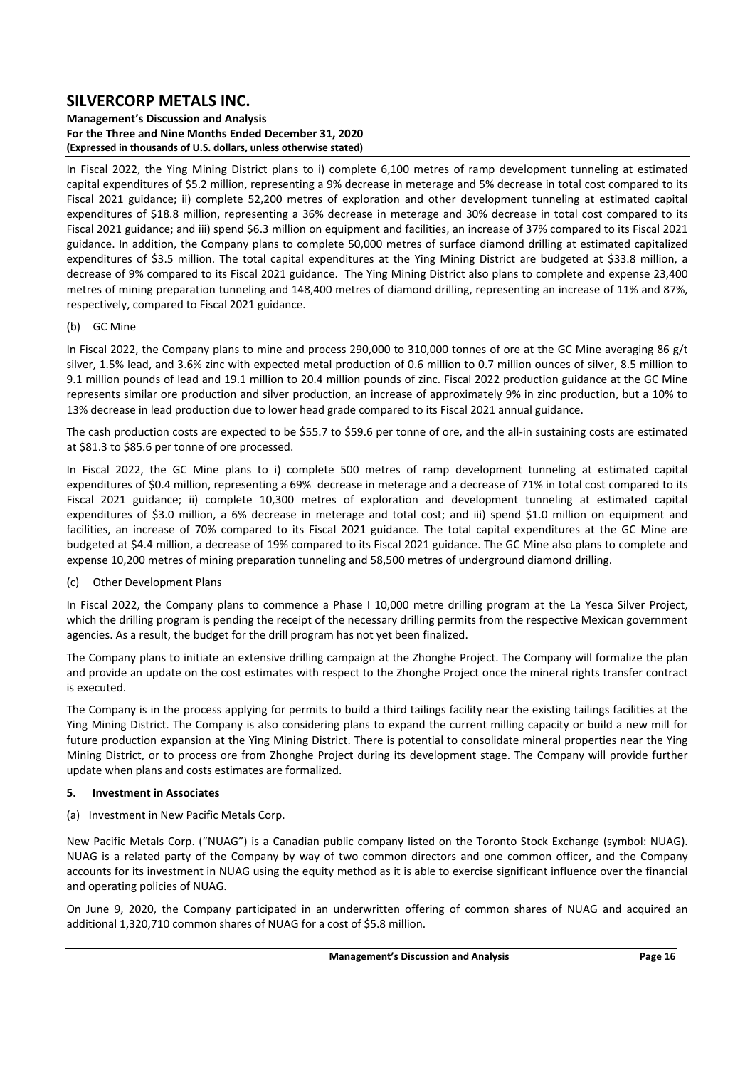In Fiscal 2022, the Ying Mining District plans to i) complete 6,100 metres of ramp development tunneling at estimated capital expenditures of $5.2 million, representing a 9% decrease in meterage and 5% decrease in total cost compared to its Fiscal 2021 guidance; ii) complete 52,200 metres of exploration and other development tunneling at estimated capital expenditures of $18.8 million, representing a 36% decrease in meterage and 30% decrease in total cost compared to its Fiscal 2021 guidance; and iii) spend $6.3 million on equipment and facilities, an increase of 37% compared to its Fiscal 2021 guidance. In addition, the Company plans to complete 50,000 metres of surface diamond drilling at estimated capitalized expenditures of $3.5 million. The total capital expenditures at the Ying Mining District are budgeted at $33.8 million, a decrease of 9% compared to its Fiscal 2021 guidance. The Ying Mining District also plans to complete and expense 23,400 metres of mining preparation tunneling and 148,400 metres of diamond drilling, representing an increase of 11% and 87%, respectively, compared to Fiscal 2021 guidance.

(b) GC Mine

In Fiscal 2022, the Company plans to mine and process 290,000 to 310,000 tonnes of ore at the GC Mine averaging 86 g/t silver, 1.5% lead, and 3.6% zinc with expected metal production of 0.6 million to 0.7 million ounces of silver, 8.5 million to 9.1 million pounds of lead and 19.1 million to 20.4 million pounds of zinc. Fiscal 2022 production guidance at the GC Mine represents similar ore production and silver production, an increase of approximately 9% in zinc production, but a 10% to 13% decrease in lead production due to lower head grade compared to its Fiscal 2021 annual guidance.

The cash production costs are expected to be $55.7 to $59.6 per tonne of ore, and the all-in sustaining costs are estimated at $81.3 to $85.6 per tonne of ore processed.

In Fiscal 2022, the GC Mine plans to i) complete 500 metres of ramp development tunneling at estimated capital expenditures of $0.4 million, representing a 69% decrease in meterage and a decrease of 71% in total cost compared to its Fiscal 2021 guidance; ii) complete 10,300 metres of exploration and development tunneling at estimated capital expenditures of $3.0 million, a 6% decrease in meterage and total cost; and iii) spend $1.0 million on equipment and facilities, an increase of 70% compared to its Fiscal 2021 guidance. The total capital expenditures at the GC Mine are budgeted at $4.4 million, a decrease of 19% compared to its Fiscal 2021 guidance. The GC Mine also plans to complete and expense 10,200 metres of mining preparation tunneling and 58,500 metres of underground diamond drilling.

(c) Other Development Plans

In Fiscal 2022, the Company plans to commence a Phase I 10,000 metre drilling program at the La Yesca Silver Project, which the drilling program is pending the receipt of the necessary drilling permits from the respective Mexican government agencies. As a result, the budget for the drill program has not yet been finalized.

The Company plans to initiate an extensive drilling campaign at the Zhonghe Project. The Company will formalize the plan and provide an update on the cost estimates with respect to the Zhonghe Project once the mineral rights transfer contract is executed.

The Company is in the process applying for permits to build a third tailings facility near the existing tailings facilities at the Ying Mining District. The Company is also considering plans to expand the current milling capacity or build a new mill for future production expansion at the Ying Mining District. There is potential to consolidate mineral properties near the Ying Mining District, or to process ore from Zhonghe Project during its development stage. The Company will provide further update when plans and costs estimates are formalized.

## 5. Investment in Associates

(a) Investment in New Pacific Metals Corp.

New Pacific Metals Corp. ("NUAG") is a Canadian public company listed on the Toronto Stock Exchange (symbol: NUAG). NUAG is a related party of the Company by way of two common directors and one common officer, and the Company accounts for its investment in NUAG using the equity method as it is able to exercise significant influence over the financial and operating policies of NUAG.

On June 9, 2020, the Company participated in an underwritten offering of common shares of NUAG and acquired an additional 1,320,710 common shares of NUAG for a cost of $5.8 million.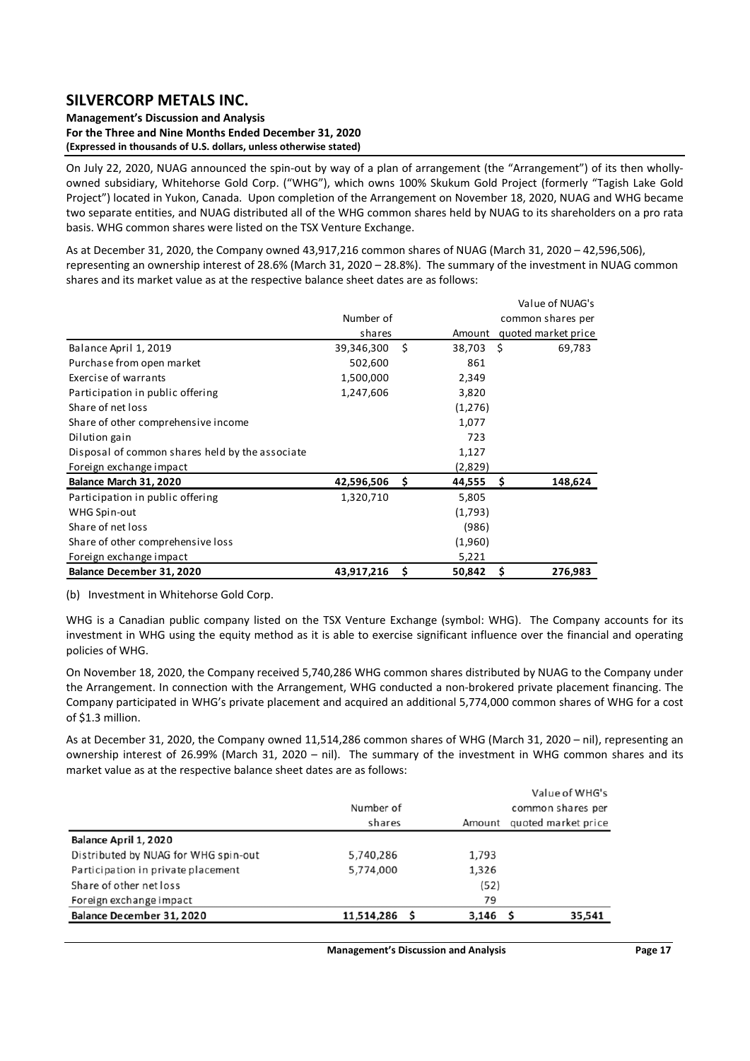On July 22, 2020, NUAG announced the spin-out by way of a plan of arrangement (the "Arrangement") of its then wholly-owned subsidiary, Whitehorse Gold Corp. ("WHG"), which owns 100% Skukum Gold Project (formerly "Tagish Lake Gold Project") located in Yukon, Canada. Upon completion of the Arrangement on November 18, 2020, NUAG and WHG became two separate entities, and NUAG distributed all of the WHG common shares held by NUAG to its shareholders on a pro rata basis. WHG common shares were listed on the TSX Venture Exchange.

As at December 31, 2020, the Company owned 43,917,216 common shares of NUAG (March 31, 2020 – 42,596,506), representing an ownership interest of 28.6% (March 31, 2020 – 28.8%). The summary of the investment in NUAG common shares and its market value as at the respective balance sheet dates are as follows:

| | Number of shares | Amount | Value of NUAG's common shares per quoted market price |
|---|---|---|---|
| Balance April 1, 2019 | 39,346,300 | $ 38,703 | $ 69,783 |
| Purchase from open market | 502,600 | 861 | |
| Exercise of warrants | 1,500,000 | 2,349 | |
| Participation in public offering | 1,247,606 | 3,820 | |
| Share of net loss | | (1,276) | |
| Share of other comprehensive income | | 1,077 | |
| Dilution gain | | 723 | |
| Disposal of common shares held by the associate | | 1,127 | |
| Foreign exchange impact | | (2,829) | |
| **Balance March 31, 2020** | **42,596,506** | **$ 44,555** | **$ 148,624** |
| Participation in public offering | 1,320,710 | 5,805 | |
| WHG Spin-out | | (1,793) | |
| Share of net loss | | (986) | |
| Share of other comprehensive loss | | (1,960) | |
| Foreign exchange impact | | 5,221 | |
| **Balance December 31, 2020** | **43,917,216** | **$ 50,842** | **$ 276,983** |

(b) Investment in Whitehorse Gold Corp.

WHG is a Canadian public company listed on the TSX Venture Exchange (symbol: WHG). The Company accounts for its investment in WHG using the equity method as it is able to exercise significant influence over the financial and operating policies of WHG.

On November 18, 2020, the Company received 5,740,286 WHG common shares distributed by NUAG to the Company under the Arrangement. In connection with the Arrangement, WHG conducted a non-brokered private placement financing. The Company participated in WHG's private placement and acquired an additional 5,774,000 common shares of WHG for a cost of $1.3 million.

As at December 31, 2020, the Company owned 11,514,286 common shares of WHG (March 31, 2020 – nil), representing an ownership interest of 26.99% (March 31, 2020 – nil). The summary of the investment in WHG common shares and its market value as at the respective balance sheet dates are as follows:

| | Number of shares | Amount | Value of WHG's common shares per quoted market price |
|---|---|---|---|
| **Balance April 1, 2020** | | | |
| Distributed by NUAG for WHG spin-out | 5,740,286 | 1,793 | |
| Participation in private placement | 5,774,000 | 1,326 | |
| Share of other net loss | | (52) | |
| Foreign exchange impact | | 79 | |
| **Balance December 31, 2020** | **11,514,286** | **$ 3,146** | **$ 35,541** |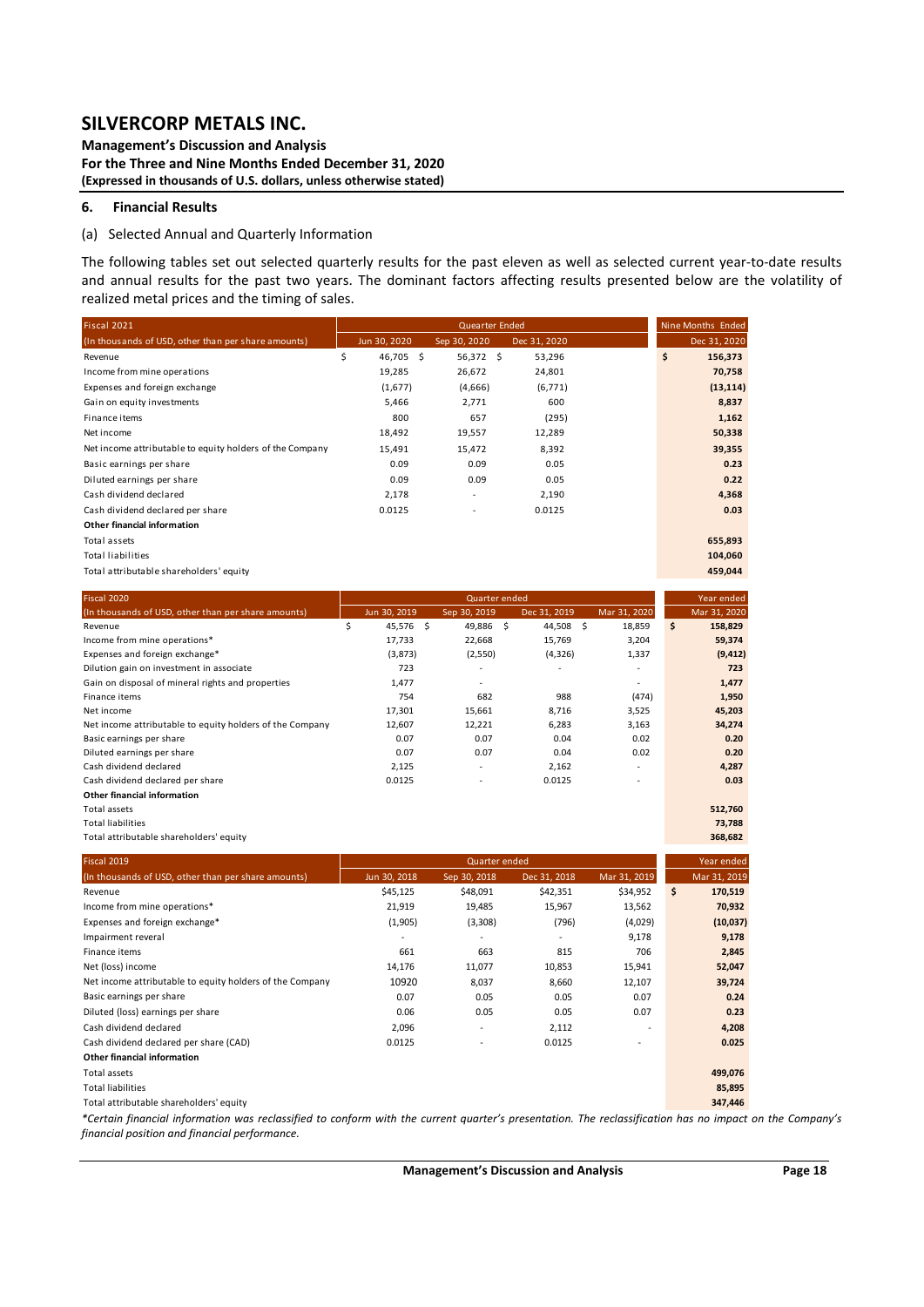## 6. Financial Results

(a) Selected Annual and Quarterly Information

The following tables set out selected quarterly results for the past eleven as well as selected current year-to-date results and annual results for the past two years. The dominant factors affecting results presented below are the volatility of realized metal prices and the timing of sales.

| Fiscal 2021 | Queater Ended | | | Nine Months Ended |
|---|---|---|---|---|
| (In thousands of USD, other than per share amounts) | Jun 30, 2020 | Sep 30, 2020 | Dec 31, 2020 | Dec 31, 2020 |
| Revenue | $ 46,705 | $ 56,372 | $ 53,296 | **$ 156,373** |
| Income from mine operations | 19,285 | 26,672 | 24,801 | **70,758** |
| Expenses and foreign exchange | (1,677) | (4,666) | (6,771) | **(13,114)** |
| Gain on equity investments | 5,466 | 2,771 | 600 | **8,837** |
| Finance items | 800 | 657 | (295) | **1,162** |
| Net income | 18,492 | 19,557 | 12,289 | **50,338** |
| Net income attributable to equity holders of the Company | 15,491 | 15,472 | 8,392 | **39,355** |
| Basic earnings per share | 0.09 | 0.09 | 0.05 | **0.23** |
| Diluted earnings per share | 0.09 | 0.09 | 0.05 | **0.22** |
| Cash dividend declared | 2,178 | - | 2,190 | **4,368** |
| Cash dividend declared per share | 0.0125 | - | 0.0125 | **0.03** |
| **Other financial information** | | | | |
| Total assets | | | | **655,893** |
| Total liabilities | | | | **104,060** |
| Total attributable shareholders' equity | | | | **459,044** |

| Fiscal 2020 | Quarter ended | | | | Year ended |
|---|---|---|---|---|---|
| (In thousands of USD, other than per share amounts) | Jun 30, 2019 | Sep 30, 2019 | Dec 31, 2019 | Mar 31, 2020 | Mar 31, 2020 |
| Revenue | $ 45,576 | $ 49,886 | $ 44,508 | $ 18,859 | **$ 158,829** |
| Income from mine operations* | 17,733 | 22,668 | 15,769 | 3,204 | **59,374** |
| Expenses and foreign exchange* | (3,873) | (2,550) | (4,326) | 1,337 | **(9,412)** |
| Dilution gain on investment in associate | 723 | - | - | - | **723** |
| Gain on disposal of mineral rights and properties | 1,477 | - | - | - | **1,477** |
| Finance items | 754 | 682 | 988 | (474) | **1,950** |
| Net income | 17,301 | 15,661 | 8,716 | 3,525 | **45,203** |
| Net income attributable to equity holders of the Company | 12,607 | 12,221 | 6,283 | 3,163 | **34,274** |
| Basic earnings per share | 0.07 | 0.07 | 0.04 | 0.02 | **0.20** |
| Diluted earnings per share | 0.07 | 0.07 | 0.04 | 0.02 | **0.20** |
| Cash dividend declared | 2,125 | - | 2,162 | - | **4,287** |
| Cash dividend declared per share | 0.0125 | - | 0.0125 | - | **0.03** |
| **Other financial information** | | | | | |
| Total assets | | | | | **512,760** |
| Total liabilities | | | | | **73,788** |
| Total attributable shareholders' equity | | | | | **368,682** |

| Fiscal 2019 | Quarter ended | | | | Year ended |
|---|---|---|---|---|---|
| (In thousands of USD, other than per share amounts) | Jun 30, 2018 | Sep 30, 2018 | Dec 31, 2018 | Mar 31, 2019 | Mar 31, 2019 |
| Revenue | $45,125 | $48,091 | $42,351 | $34,952 | **$ 170,519** |
| Income from mine operations* | 21,919 | 19,485 | 15,967 | 13,562 | **70,932** |
| Expenses and foreign exchange* | (1,905) | (3,308) | (796) | (4,029) | **(10,037)** |
| Impairment reveral | - | - | - | 9,178 | **9,178** |
| Finance items | 661 | 663 | 815 | 706 | **2,845** |
| Net (loss) income | 14,176 | 11,077 | 10,853 | 15,941 | **52,047** |
| Net income attributable to equity holders of the Company | 10920 | 8,037 | 8,660 | 12,107 | **39,724** |
| Basic earnings per share | 0.07 | 0.05 | 0.05 | 0.07 | **0.24** |
| Diluted (loss) earnings per share | 0.06 | 0.05 | 0.05 | 0.07 | **0.23** |
| Cash dividend declared | 2,096 | - | 2,112 | - | **4,208** |
| Cash dividend declared per share (CAD) | 0.0125 | - | 0.0125 | - | **0.025** |
| **Other financial information** | | | | | |
| Total assets | | | | | **499,076** |
| Total liabilities | | | | | **85,895** |
| Total attributable shareholders' equity | | | | | **347,446** |

*\*Certain financial information was reclassified to conform with the current quarter's presentation. The reclassification has no impact on the Company's financial position and financial performance.*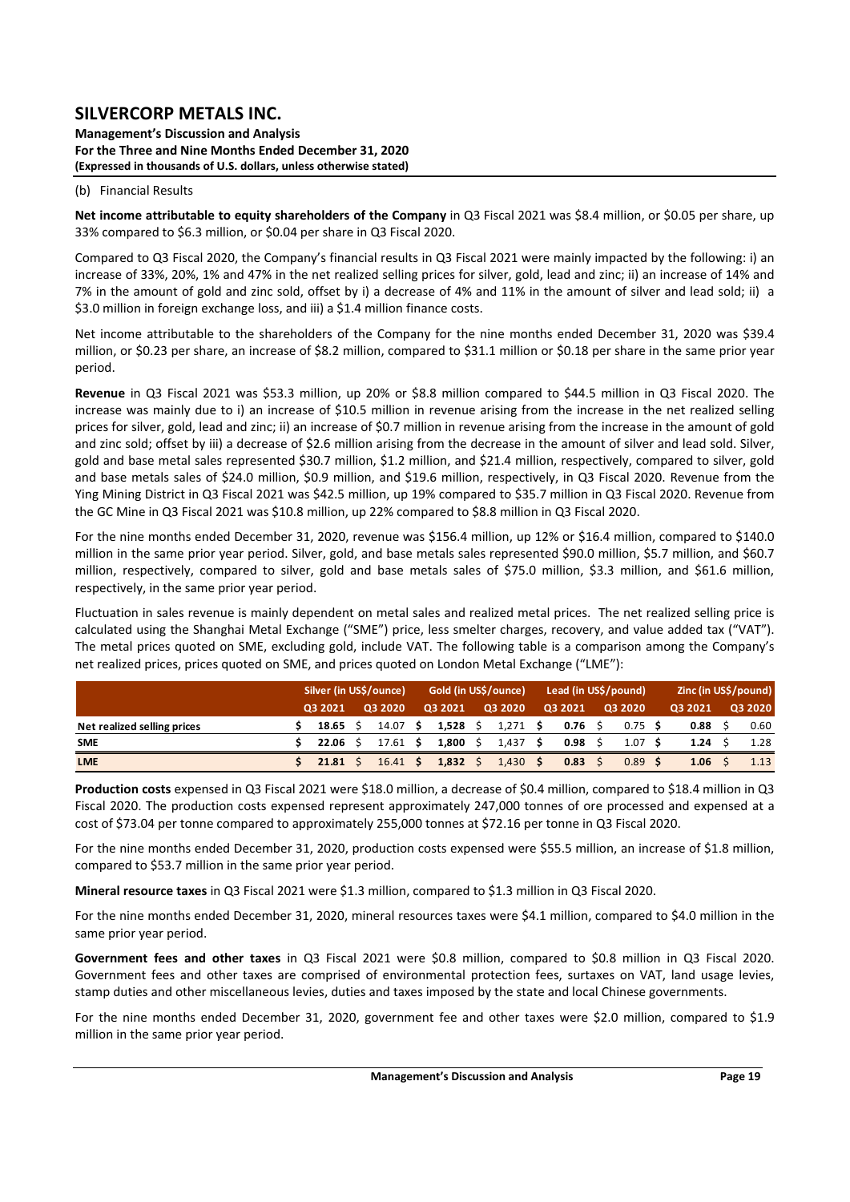(b) Financial Results

**Net income attributable to equity shareholders of the Company** in Q3 Fiscal 2021 was \$8.4 million, or \$0.05 per share, up 33% compared to \$6.3 million, or \$0.04 per share in Q3 Fiscal 2020.

Compared to Q3 Fiscal 2020, the Company's financial results in Q3 Fiscal 2021 were mainly impacted by the following: i) an increase of 33%, 20%, 1% and 47% in the net realized selling prices for silver, gold, lead and zinc; ii) an increase of 14% and 7% in the amount of gold and zinc sold, offset by i) a decrease of 4% and 11% in the amount of silver and lead sold; ii) a \$3.0 million in foreign exchange loss, and iii) a \$1.4 million finance costs.

Net income attributable to the shareholders of the Company for the nine months ended December 31, 2020 was \$39.4 million, or \$0.23 per share, an increase of \$8.2 million, compared to \$31.1 million or \$0.18 per share in the same prior year period.

**Revenue** in Q3 Fiscal 2021 was \$53.3 million, up 20% or \$8.8 million compared to \$44.5 million in Q3 Fiscal 2020. The increase was mainly due to i) an increase of \$10.5 million in revenue arising from the increase in the net realized selling prices for silver, gold, lead and zinc; ii) an increase of \$0.7 million in revenue arising from the increase in the amount of gold and zinc sold; offset by iii) a decrease of \$2.6 million arising from the decrease in the amount of silver and lead sold. Silver, gold and base metal sales represented \$30.7 million, \$1.2 million, and \$21.4 million, respectively, compared to silver, gold and base metals sales of \$24.0 million, \$0.9 million, and \$19.6 million, respectively, in Q3 Fiscal 2020. Revenue from the Ying Mining District in Q3 Fiscal 2021 was \$42.5 million, up 19% compared to \$35.7 million in Q3 Fiscal 2020. Revenue from the GC Mine in Q3 Fiscal 2021 was \$10.8 million, up 22% compared to \$8.8 million in Q3 Fiscal 2020.

For the nine months ended December 31, 2020, revenue was \$156.4 million, up 12% or \$16.4 million, compared to \$140.0 million in the same prior year period. Silver, gold, and base metals sales represented \$90.0 million, \$5.7 million, and \$60.7 million, respectively, compared to silver, gold and base metals sales of \$75.0 million, \$3.3 million, and \$61.6 million, respectively, in the same prior year period.

Fluctuation in sales revenue is mainly dependent on metal sales and realized metal prices. The net realized selling price is calculated using the Shanghai Metal Exchange ("SME") price, less smelter charges, recovery, and value added tax ("VAT"). The metal prices quoted on SME, excluding gold, include VAT. The following table is a comparison among the Company's net realized prices, prices quoted on SME, and prices quoted on London Metal Exchange ("LME"):

| | Silver (in US\$/ounce) | | Gold (in US\$/ounce) | | Lead (in US\$/pound) | | Zinc (in US\$/pound) | |
|---|---|---|---|---|---|---|---|---|
| | Q3 2021 | Q3 2020 | Q3 2021 | Q3 2020 | Q3 2021 | Q3 2020 | Q3 2021 | Q3 2020 |
| **Net realized selling prices** | **\$ 18.65** | \$ 14.07 | **\$ 1,528** | \$ 1,271 | **\$ 0.76** | \$ 0.75 | **\$ 0.88** | \$ 0.60 |
| **SME** | **\$ 22.06** | \$ 17.61 | **\$ 1,800** | \$ 1,437 | **\$ 0.98** | \$ 1.07 | **\$ 1.24** | \$ 1.28 |
| **LME** | **\$ 21.81** | \$ 16.41 | **\$ 1,832** | \$ 1,430 | **\$ 0.83** | \$ 0.89 | **\$ 1.06** | \$ 1.13 |

**Production costs** expensed in Q3 Fiscal 2021 were \$18.0 million, a decrease of \$0.4 million, compared to \$18.4 million in Q3 Fiscal 2020. The production costs expensed represent approximately 247,000 tonnes of ore processed and expensed at a cost of \$73.04 per tonne compared to approximately 255,000 tonnes at \$72.16 per tonne in Q3 Fiscal 2020.

For the nine months ended December 31, 2020, production costs expensed were \$55.5 million, an increase of \$1.8 million, compared to \$53.7 million in the same prior year period.

**Mineral resource taxes** in Q3 Fiscal 2021 were \$1.3 million, compared to \$1.3 million in Q3 Fiscal 2020.

For the nine months ended December 31, 2020, mineral resources taxes were \$4.1 million, compared to \$4.0 million in the same prior year period.

**Government fees and other taxes** in Q3 Fiscal 2021 were \$0.8 million, compared to \$0.8 million in Q3 Fiscal 2020. Government fees and other taxes are comprised of environmental protection fees, surtaxes on VAT, land usage levies, stamp duties and other miscellaneous levies, duties and taxes imposed by the state and local Chinese governments.

For the nine months ended December 31, 2020, government fee and other taxes were \$2.0 million, compared to \$1.9 million in the same prior year period.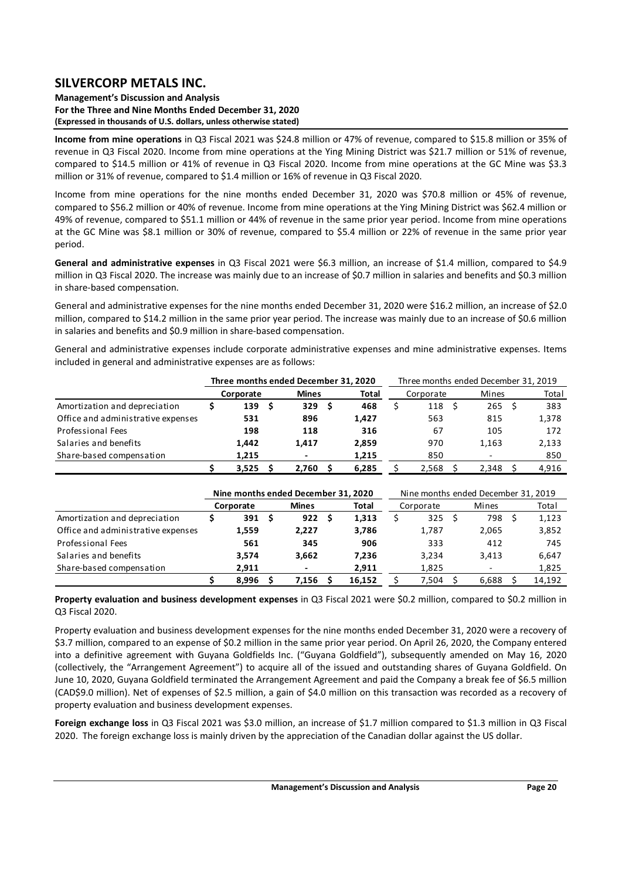**Income from mine operations** in Q3 Fiscal 2021 was \$24.8 million or 47% of revenue, compared to \$15.8 million or 35% of revenue in Q3 Fiscal 2020. Income from mine operations at the Ying Mining District was \$21.7 million or 51% of revenue, compared to \$14.5 million or 41% of revenue in Q3 Fiscal 2020. Income from mine operations at the GC Mine was \$3.3 million or 31% of revenue, compared to \$1.4 million or 16% of revenue in Q3 Fiscal 2020.

Income from mine operations for the nine months ended December 31, 2020 was \$70.8 million or 45% of revenue, compared to \$56.2 million or 40% of revenue. Income from mine operations at the Ying Mining District was \$62.4 million or 49% of revenue, compared to \$51.1 million or 44% of revenue in the same prior year period. Income from mine operations at the GC Mine was \$8.1 million or 30% of revenue, compared to \$5.4 million or 22% of revenue in the same prior year period.

**General and administrative expenses** in Q3 Fiscal 2021 were \$6.3 million, an increase of \$1.4 million, compared to \$4.9 million in Q3 Fiscal 2020. The increase was mainly due to an increase of \$0.7 million in salaries and benefits and \$0.3 million in share-based compensation.

General and administrative expenses for the nine months ended December 31, 2020 were \$16.2 million, an increase of \$2.0 million, compared to \$14.2 million in the same prior year period. The increase was mainly due to an increase of \$0.6 million in salaries and benefits and \$0.9 million in share-based compensation.

General and administrative expenses include corporate administrative expenses and mine administrative expenses. Items included in general and administrative expenses are as follows:

| | **Three months ended December 31, 2020** | | | Three months ended December 31, 2019 | | |
|---|---|---|---|---|---|---|
| | **Corporate** | **Mines** | **Total** | Corporate | Mines | Total |
| Amortization and depreciation | **\$ 139** | **\$ 329** | **\$ 468** | \$ 118 | \$ 265 | \$ 383 |
| Office and administrative expenses | **531** | **896** | **1,427** | 563 | 815 | 1,378 |
| Professional Fees | **198** | **118** | **316** | 67 | 105 | 172 |
| Salaries and benefits | **1,442** | **1,417** | **2,859** | 970 | 1,163 | 2,133 |
| Share-based compensation | **1,215** | **-** | **1,215** | 850 | - | 850 |
| | **\$ 3,525** | **\$ 2,760** | **\$ 6,285** | \$ 2,568 | \$ 2,348 | \$ 4,916 |

| | **Nine months ended December 31, 2020** | | | Nine months ended December 31, 2019 | | |
|---|---|---|---|---|---|---|
| | **Corporate** | **Mines** | **Total** | Corporate | Mines | Total |
| Amortization and depreciation | **\$ 391** | **\$ 922** | **\$ 1,313** | \$ 325 | \$ 798 | \$ 1,123 |
| Office and administrative expenses | **1,559** | **2,227** | **3,786** | 1,787 | 2,065 | 3,852 |
| Professional Fees | **561** | **345** | **906** | 333 | 412 | 745 |
| Salaries and benefits | **3,574** | **3,662** | **7,236** | 3,234 | 3,413 | 6,647 |
| Share-based compensation | **2,911** | **-** | **2,911** | 1,825 | - | 1,825 |
| | **\$ 8,996** | **\$ 7,156** | **\$ 16,152** | \$ 7,504 | \$ 6,688 | \$ 14,192 |

**Property evaluation and business development expenses** in Q3 Fiscal 2021 were \$0.2 million, compared to \$0.2 million in Q3 Fiscal 2020.

Property evaluation and business development expenses for the nine months ended December 31, 2020 were a recovery of \$3.7 million, compared to an expense of \$0.2 million in the same prior year period. On April 26, 2020, the Company entered into a definitive agreement with Guyana Goldfields Inc. ("Guyana Goldfield"), subsequently amended on May 16, 2020 (collectively, the "Arrangement Agreement") to acquire all of the issued and outstanding shares of Guyana Goldfield. On June 10, 2020, Guyana Goldfield terminated the Arrangement Agreement and paid the Company a break fee of \$6.5 million (CAD\$9.0 million). Net of expenses of \$2.5 million, a gain of \$4.0 million on this transaction was recorded as a recovery of property evaluation and business development expenses.

**Foreign exchange loss** in Q3 Fiscal 2021 was \$3.0 million, an increase of \$1.7 million compared to \$1.3 million in Q3 Fiscal 2020. The foreign exchange loss is mainly driven by the appreciation of the Canadian dollar against the US dollar.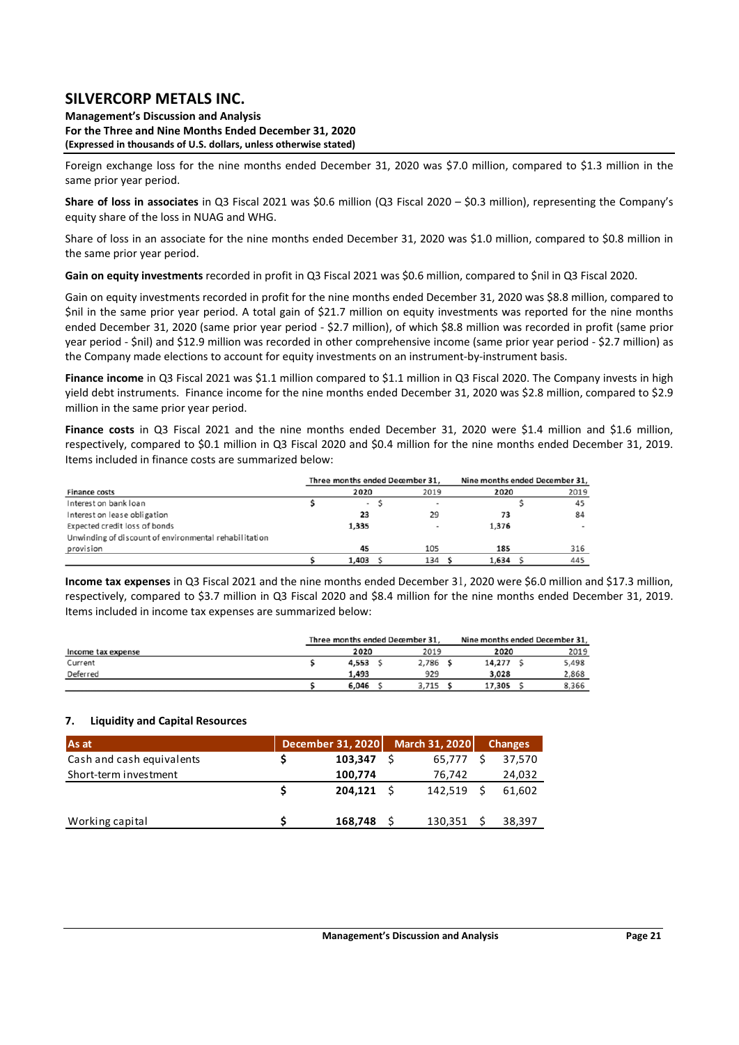Foreign exchange loss for the nine months ended December 31, 2020 was $7.0 million, compared to $1.3 million in the same prior year period.

**Share of loss in associates** in Q3 Fiscal 2021 was $0.6 million (Q3 Fiscal 2020 – $0.3 million), representing the Company's equity share of the loss in NUAG and WHG.

Share of loss in an associate for the nine months ended December 31, 2020 was $1.0 million, compared to $0.8 million in the same prior year period.

**Gain on equity investments** recorded in profit in Q3 Fiscal 2021 was $0.6 million, compared to $nil in Q3 Fiscal 2020.

Gain on equity investments recorded in profit for the nine months ended December 31, 2020 was $8.8 million, compared to $nil in the same prior year period. A total gain of $21.7 million on equity investments was reported for the nine months ended December 31, 2020 (same prior year period - $2.7 million), of which $8.8 million was recorded in profit (same prior year period - $nil) and $12.9 million was recorded in other comprehensive income (same prior year period - $2.7 million) as the Company made elections to account for equity investments on an instrument-by-instrument basis.

**Finance income** in Q3 Fiscal 2021 was $1.1 million compared to $1.1 million in Q3 Fiscal 2020. The Company invests in high yield debt instruments. Finance income for the nine months ended December 31, 2020 was $2.8 million, compared to $2.9 million in the same prior year period.

**Finance costs** in Q3 Fiscal 2021 and the nine months ended December 31, 2020 were $1.4 million and $1.6 million, respectively, compared to $0.1 million in Q3 Fiscal 2020 and $0.4 million for the nine months ended December 31, 2019. Items included in finance costs are summarized below:

| | Three months ended December 31, | | Nine months ended December 31, | |
|---|---|---|---|---|
| **Finance costs** | **2020** | 2019 | **2020** | 2019 |
| Interest on bank loan | $ - | $ - | $ | 45 |
| Interest on lease obligation | **23** | 29 | **73** | 84 |
| Expected credit loss of bonds | **1,335** | - | **1,376** | - |
| Unwinding of discount of environmental rehabilitation provision | **45** | 105 | **185** | 316 |
| | $ **1,403** | $ 134 | $ **1,634** | $ 445 |

**Income tax expenses** in Q3 Fiscal 2021 and the nine months ended December 31, 2020 were $6.0 million and $17.3 million, respectively, compared to $3.7 million in Q3 Fiscal 2020 and $8.4 million for the nine months ended December 31, 2019. Items included in income tax expenses are summarized below:

| | Three months ended December 31, | | Nine months ended December 31, | |
|---|---|---|---|---|
| **Income tax expense** | **2020** | 2019 | **2020** | 2019 |
| Current | $ **4,553** | $ 2,786 | $ **14,277** | $ 5,498 |
| Deferred | **1,493** | 929 | **3,028** | 2,868 |
| | $ **6,046** | $ 3,715 | $ **17,305** | $ 8,366 |

## 7. Liquidity and Capital Resources

| As at | December 31, 2020 | March 31, 2020 | Changes |
|---|---|---|---|
| Cash and cash equivalents | $ **103,347** | $ 65,777 | $ 37,570 |
| Short-term investment | **100,774** | 76,742 | 24,032 |
| | $ **204,121** | $ 142,519 | $ 61,602 |
| | | | |
| Working capital | $ **168,748** | $ 130,351 | $ 38,397 |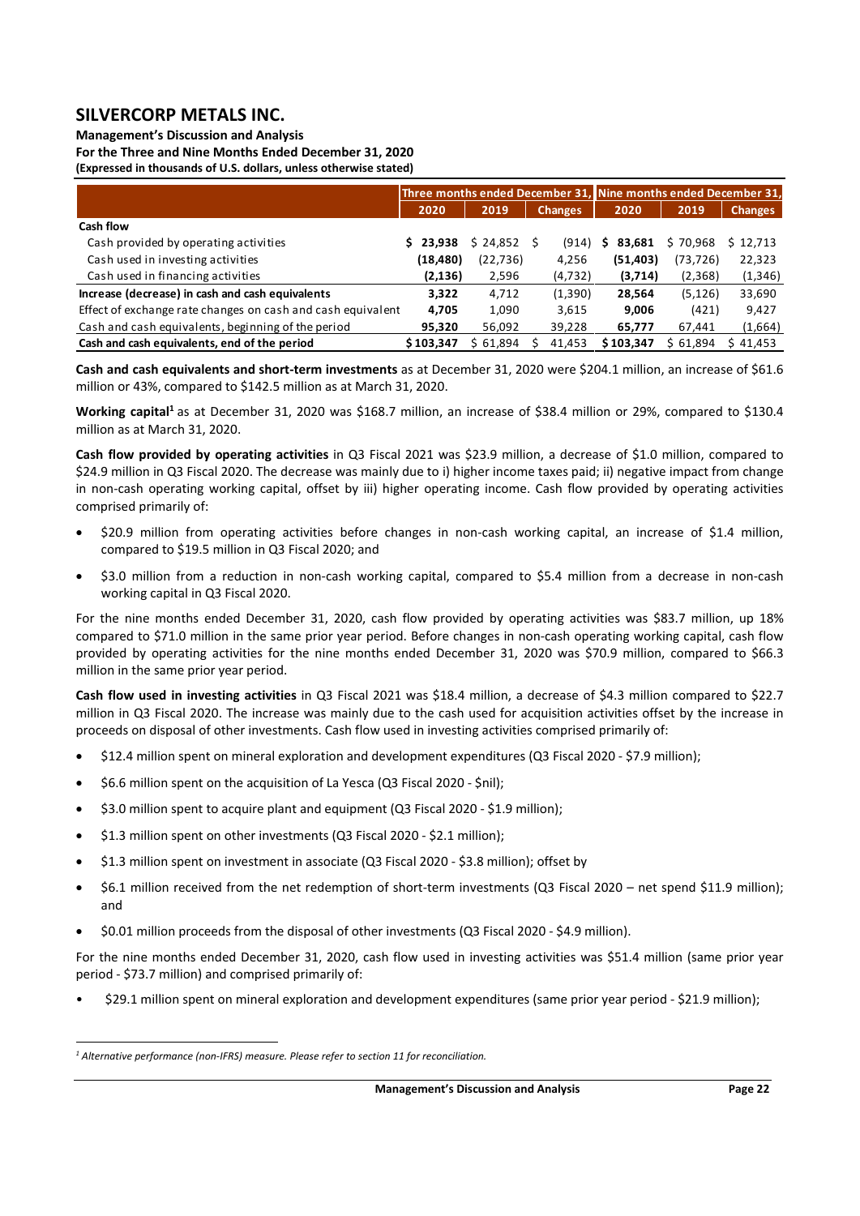| | Three months ended December 31, | | | Nine months ended December 31, | | |
|---|---|---|---|---|---|---|
| | 2020 | 2019 | Changes | 2020 | 2019 | Changes |
| **Cash flow** | | | | | | |
| Cash provided by operating activities | **$ 23,938** | $ 24,852 | $ (914) | **$ 83,681** | $ 70,968 | $ 12,713 |
| Cash used in investing activities | **(18,480)** | (22,736) | 4,256 | **(51,403)** | (73,726) | 22,323 |
| Cash used in financing activities | **(2,136)** | 2,596 | (4,732) | **(3,714)** | (2,368) | (1,346) |
| **Increase (decrease) in cash and cash equivalents** | **3,322** | 4,712 | (1,390) | **28,564** | (5,126) | 33,690 |
| Effect of exchange rate changes on cash and cash equivalent | **4,705** | 1,090 | 3,615 | **9,006** | (421) | 9,427 |
| Cash and cash equivalents, beginning of the period | **95,320** | 56,092 | 39,228 | **65,777** | 67,441 | (1,664) |
| **Cash and cash equivalents, end of the period** | **$ 103,347** | $ 61,894 | $ 41,453 | **$ 103,347** | $ 61,894 | $ 41,453 |

**Cash and cash equivalents and short-term investments** as at December 31, 2020 were $204.1 million, an increase of $61.6 million or 43%, compared to $142.5 million as at March 31, 2020.

**Working capital**[1] as at December 31, 2020 was $168.7 million, an increase of $38.4 million or 29%, compared to $130.4 million as at March 31, 2020.

**Cash flow provided by operating activities** in Q3 Fiscal 2021 was $23.9 million, a decrease of $1.0 million, compared to $24.9 million in Q3 Fiscal 2020. The decrease was mainly due to i) higher income taxes paid; ii) negative impact from change in non-cash operating working capital, offset by iii) higher operating income. Cash flow provided by operating activities comprised primarily of:

- $20.9 million from operating activities before changes in non-cash working capital, an increase of $1.4 million, compared to $19.5 million in Q3 Fiscal 2020; and
- $3.0 million from a reduction in non-cash working capital, compared to $5.4 million from a decrease in non-cash working capital in Q3 Fiscal 2020.

For the nine months ended December 31, 2020, cash flow provided by operating activities was $83.7 million, up 18% compared to $71.0 million in the same prior year period. Before changes in non-cash operating working capital, cash flow provided by operating activities for the nine months ended December 31, 2020 was $70.9 million, compared to $66.3 million in the same prior year period.

**Cash flow used in investing activities** in Q3 Fiscal 2021 was $18.4 million, a decrease of $4.3 million compared to $22.7 million in Q3 Fiscal 2020. The increase was mainly due to the cash used for acquisition activities offset by the increase in proceeds on disposal of other investments. Cash flow used in investing activities comprised primarily of:

- $12.4 million spent on mineral exploration and development expenditures (Q3 Fiscal 2020 - $7.9 million);
- $6.6 million spent on the acquisition of La Yesca (Q3 Fiscal 2020 - $nil);
- $3.0 million spent to acquire plant and equipment (Q3 Fiscal 2020 - $1.9 million);
- $1.3 million spent on other investments (Q3 Fiscal 2020 - $2.1 million);
- $1.3 million spent on investment in associate (Q3 Fiscal 2020 - $3.8 million); offset by
- $6.1 million received from the net redemption of short-term investments (Q3 Fiscal 2020 – net spend $11.9 million); and
- $0.01 million proceeds from the disposal of other investments (Q3 Fiscal 2020 - $4.9 million).

For the nine months ended December 31, 2020, cash flow used in investing activities was $51.4 million (same prior year period - $73.7 million) and comprised primarily of:

- $29.1 million spent on mineral exploration and development expenditures (same prior year period - $21.9 million);

[1] *Alternative performance (non-IFRS) measure. Please refer to section 11 for reconciliation.*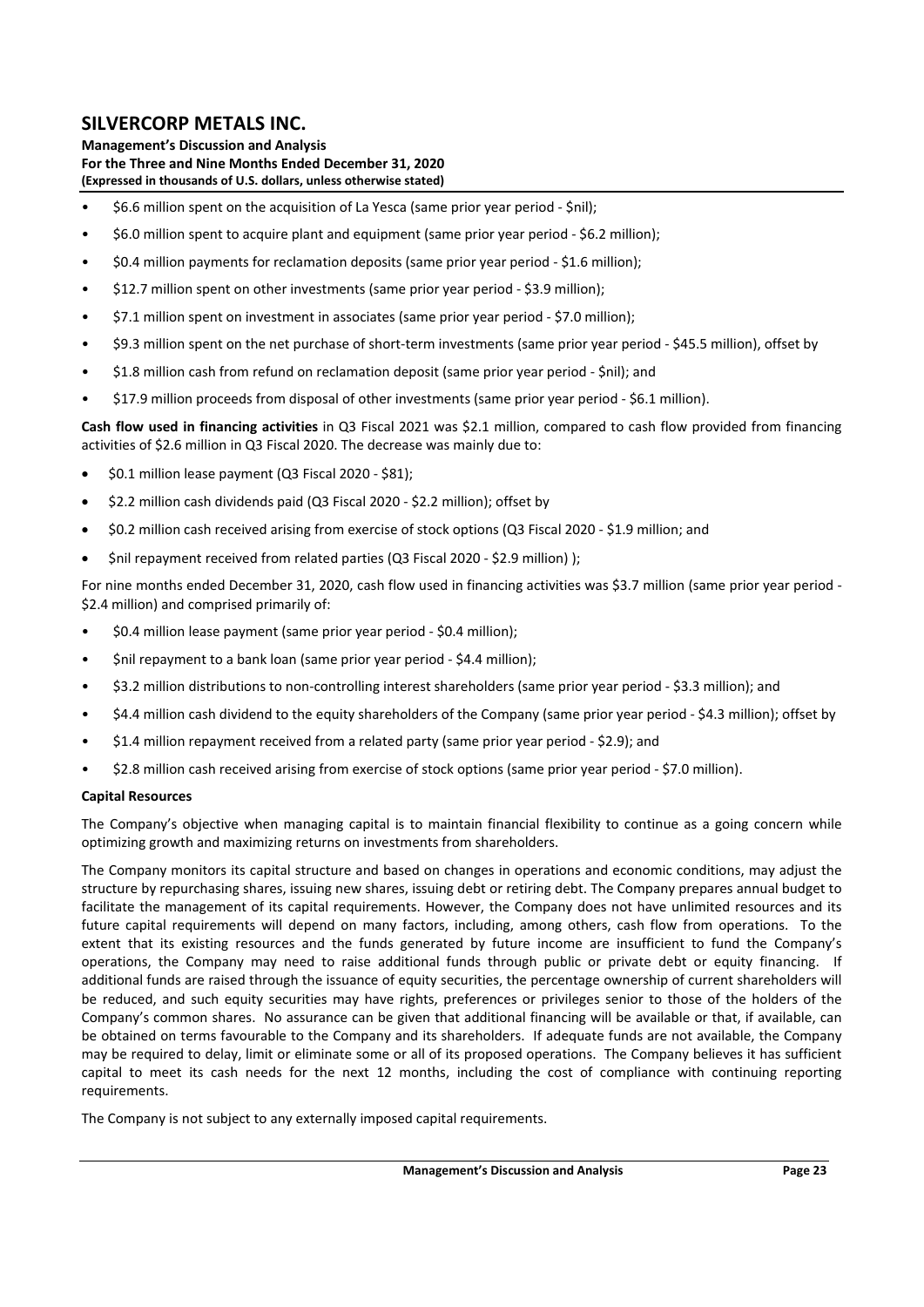- $6.6 million spent on the acquisition of La Yesca (same prior year period - $nil);
- $6.0 million spent to acquire plant and equipment (same prior year period - $6.2 million);
- $0.4 million payments for reclamation deposits (same prior year period - $1.6 million);
- $12.7 million spent on other investments (same prior year period - $3.9 million);
- $7.1 million spent on investment in associates (same prior year period - $7.0 million);
- $9.3 million spent on the net purchase of short-term investments (same prior year period - $45.5 million), offset by
- $1.8 million cash from refund on reclamation deposit (same prior year period - $nil); and
- $17.9 million proceeds from disposal of other investments (same prior year period - $6.1 million).

**Cash flow used in financing activities** in Q3 Fiscal 2021 was $2.1 million, compared to cash flow provided from financing activities of $2.6 million in Q3 Fiscal 2020. The decrease was mainly due to:

- $0.1 million lease payment (Q3 Fiscal 2020 - $81);
- $2.2 million cash dividends paid (Q3 Fiscal 2020 - $2.2 million); offset by
- $0.2 million cash received arising from exercise of stock options (Q3 Fiscal 2020 - $1.9 million; and
- $nil repayment received from related parties (Q3 Fiscal 2020 - $2.9 million) );

For nine months ended December 31, 2020, cash flow used in financing activities was $3.7 million (same prior year period - $2.4 million) and comprised primarily of:

- $0.4 million lease payment (same prior year period - $0.4 million);
- $nil repayment to a bank loan (same prior year period - $4.4 million);
- $3.2 million distributions to non-controlling interest shareholders (same prior year period - $3.3 million); and
- $4.4 million cash dividend to the equity shareholders of the Company (same prior year period - $4.3 million); offset by
- $1.4 million repayment received from a related party (same prior year period - $2.9); and
- $2.8 million cash received arising from exercise of stock options (same prior year period - $7.0 million).

**Capital Resources**

The Company's objective when managing capital is to maintain financial flexibility to continue as a going concern while optimizing growth and maximizing returns on investments from shareholders.

The Company monitors its capital structure and based on changes in operations and economic conditions, may adjust the structure by repurchasing shares, issuing new shares, issuing debt or retiring debt. The Company prepares annual budget to facilitate the management of its capital requirements. However, the Company does not have unlimited resources and its future capital requirements will depend on many factors, including, among others, cash flow from operations. To the extent that its existing resources and the funds generated by future income are insufficient to fund the Company's operations, the Company may need to raise additional funds through public or private debt or equity financing. If additional funds are raised through the issuance of equity securities, the percentage ownership of current shareholders will be reduced, and such equity securities may have rights, preferences or privileges senior to those of the holders of the Company's common shares. No assurance can be given that additional financing will be available or that, if available, can be obtained on terms favourable to the Company and its shareholders. If adequate funds are not available, the Company may be required to delay, limit or eliminate some or all of its proposed operations. The Company believes it has sufficient capital to meet its cash needs for the next 12 months, including the cost of compliance with continuing reporting requirements.

The Company is not subject to any externally imposed capital requirements.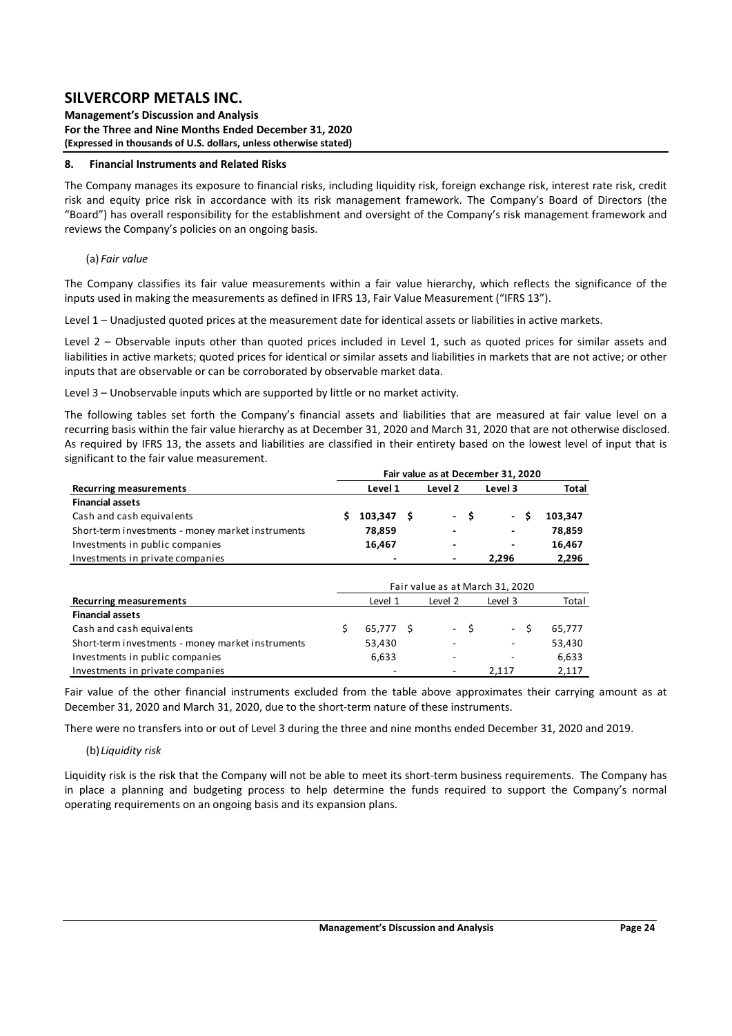## 8. Financial Instruments and Related Risks

The Company manages its exposure to financial risks, including liquidity risk, foreign exchange risk, interest rate risk, credit risk and equity price risk in accordance with its risk management framework. The Company's Board of Directors (the "Board") has overall responsibility for the establishment and oversight of the Company's risk management framework and reviews the Company's policies on an ongoing basis.

### (a) *Fair value*

The Company classifies its fair value measurements within a fair value hierarchy, which reflects the significance of the inputs used in making the measurements as defined in IFRS 13, Fair Value Measurement ("IFRS 13").

Level 1 – Unadjusted quoted prices at the measurement date for identical assets or liabilities in active markets.

Level 2 – Observable inputs other than quoted prices included in Level 1, such as quoted prices for similar assets and liabilities in active markets; quoted prices for identical or similar assets and liabilities in markets that are not active; or other inputs that are observable or can be corroborated by observable market data.

Level 3 – Unobservable inputs which are supported by little or no market activity.

The following tables set forth the Company's financial assets and liabilities that are measured at fair value level on a recurring basis within the fair value hierarchy as at December 31, 2020 and March 31, 2020 that are not otherwise disclosed. As required by IFRS 13, the assets and liabilities are classified in their entirety based on the lowest level of input that is significant to the fair value measurement.

| | Fair value as at December 31, 2020 | | | |
|---|---|---|---|---|
| **Recurring measurements** | **Level 1** | **Level 2** | **Level 3** | **Total** |
| **Financial assets** | | | | |
| Cash and cash equivalents | $ 103,347 | $ - | $ - | $ 103,347 |
| Short-term investments - money market instruments | 78,859 | - | - | 78,859 |
| Investments in public companies | 16,467 | - | - | 16,467 |
| Investments in private companies | - | - | 2,296 | 2,296 |

| | Fair value as at March 31, 2020 | | | |
|---|---|---|---|---|
| **Recurring measurements** | Level 1 | Level 2 | Level 3 | Total |
| **Financial assets** | | | | |
| Cash and cash equivalents | $ 65,777 | $ - | $ - | $ 65,777 |
| Short-term investments - money market instruments | 53,430 | - | - | 53,430 |
| Investments in public companies | 6,633 | - | - | 6,633 |
| Investments in private companies | - | - | 2,117 | 2,117 |

Fair value of the other financial instruments excluded from the table above approximates their carrying amount as at December 31, 2020 and March 31, 2020, due to the short-term nature of these instruments.

There were no transfers into or out of Level 3 during the three and nine months ended December 31, 2020 and 2019.

### (b) *Liquidity risk*

Liquidity risk is the risk that the Company will not be able to meet its short-term business requirements. The Company has in place a planning and budgeting process to help determine the funds required to support the Company's normal operating requirements on an ongoing basis and its expansion plans.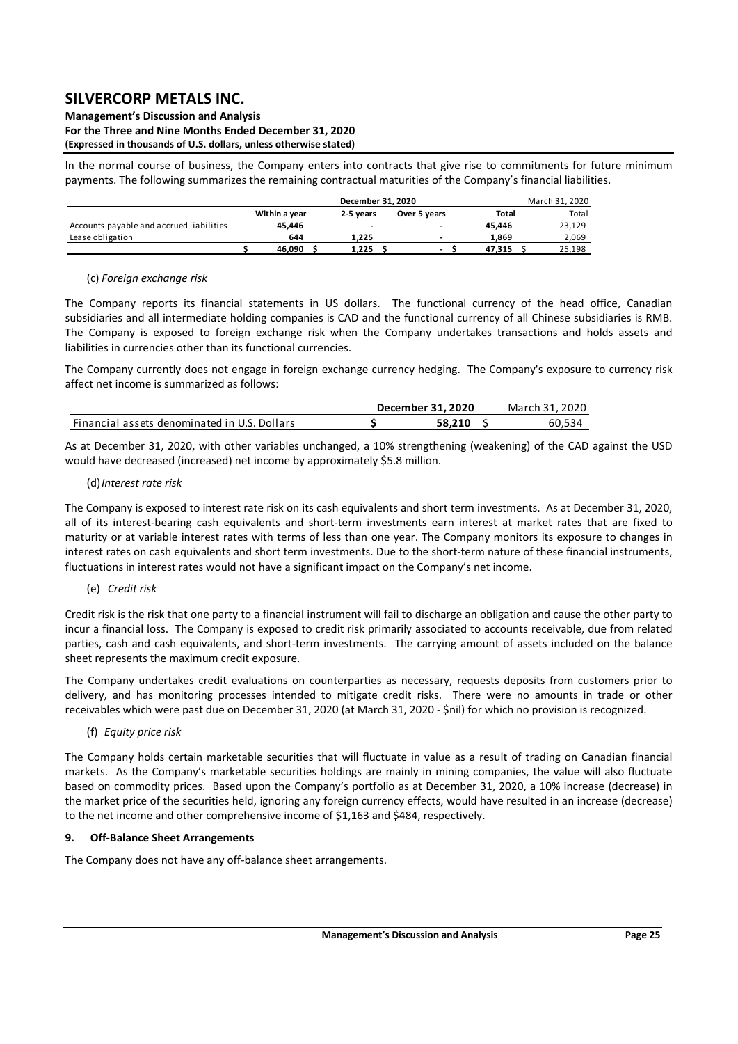In the normal course of business, the Company enters into contracts that give rise to commitments for future minimum payments. The following summarizes the remaining contractual maturities of the Company's financial liabilities.

| | December 31, 2020 | | | | March 31, 2020 |
|---|---|---|---|---|---|
| | Within a year | 2-5 years | Over 5 years | Total | Total |
| Accounts payable and accrued liabilities | 45,446 | - | - | 45,446 | 23,129 |
| Lease obligation | 644 | 1,225 | - | 1,869 | 2,069 |
| | $ 46,090 | $ 1,225 | $ - | $ 47,315 | $ 25,198 |

(c) *Foreign exchange risk*

The Company reports its financial statements in US dollars. The functional currency of the head office, Canadian subsidiaries and all intermediate holding companies is CAD and the functional currency of all Chinese subsidiaries is RMB. The Company is exposed to foreign exchange risk when the Company undertakes transactions and holds assets and liabilities in currencies other than its functional currencies.

The Company currently does not engage in foreign exchange currency hedging. The Company's exposure to currency risk affect net income is summarized as follows:

| | December 31, 2020 | March 31, 2020 |
|---|---|---|
| Financial assets denominated in U.S. Dollars | $ 58,210 | $ 60,534 |

As at December 31, 2020, with other variables unchanged, a 10% strengthening (weakening) of the CAD against the USD would have decreased (increased) net income by approximately $5.8 million.

(d) *Interest rate risk*

The Company is exposed to interest rate risk on its cash equivalents and short term investments. As at December 31, 2020, all of its interest-bearing cash equivalents and short-term investments earn interest at market rates that are fixed to maturity or at variable interest rates with terms of less than one year. The Company monitors its exposure to changes in interest rates on cash equivalents and short term investments. Due to the short-term nature of these financial instruments, fluctuations in interest rates would not have a significant impact on the Company's net income.

(e) *Credit risk*

Credit risk is the risk that one party to a financial instrument will fail to discharge an obligation and cause the other party to incur a financial loss. The Company is exposed to credit risk primarily associated to accounts receivable, due from related parties, cash and cash equivalents, and short-term investments. The carrying amount of assets included on the balance sheet represents the maximum credit exposure.

The Company undertakes credit evaluations on counterparties as necessary, requests deposits from customers prior to delivery, and has monitoring processes intended to mitigate credit risks. There were no amounts in trade or other receivables which were past due on December 31, 2020 (at March 31, 2020 - $nil) for which no provision is recognized.

(f) *Equity price risk*

The Company holds certain marketable securities that will fluctuate in value as a result of trading on Canadian financial markets. As the Company's marketable securities holdings are mainly in mining companies, the value will also fluctuate based on commodity prices. Based upon the Company's portfolio as at December 31, 2020, a 10% increase (decrease) in the market price of the securities held, ignoring any foreign currency effects, would have resulted in an increase (decrease) to the net income and other comprehensive income of $1,163 and $484, respectively.

## 9. Off-Balance Sheet Arrangements

The Company does not have any off-balance sheet arrangements.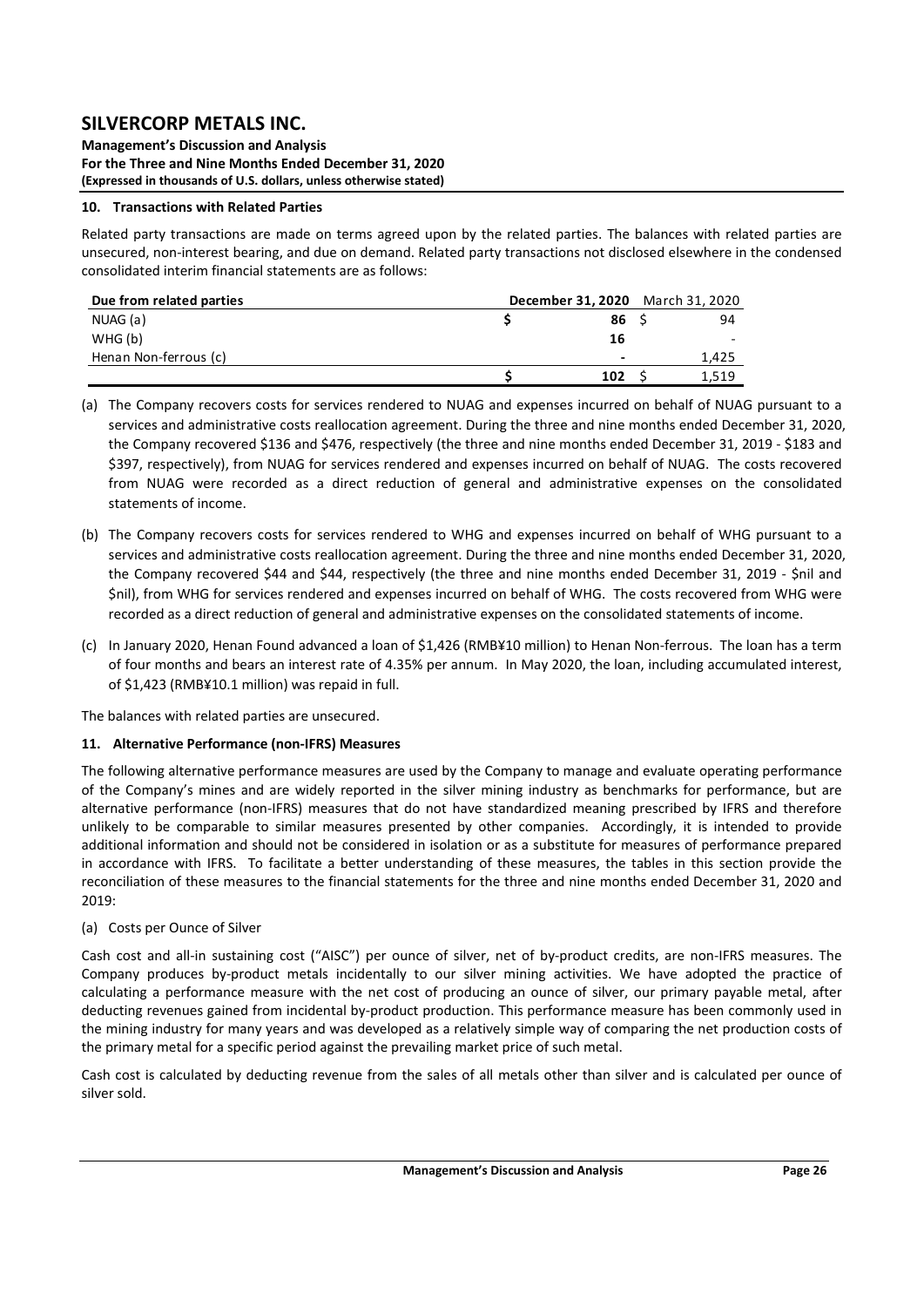## 10. Transactions with Related Parties

Related party transactions are made on terms agreed upon by the related parties. The balances with related parties are unsecured, non-interest bearing, and due on demand. Related party transactions not disclosed elsewhere in the condensed consolidated interim financial statements are as follows:

| Due from related parties | December 31, 2020 | March 31, 2020 |
|---|---|---|
| NUAG (a) | $ 86 | $ 94 |
| WHG (b) | 16 | - |
| Henan Non-ferrous (c) | - | 1,425 |
| | $ 102 | $ 1,519 |

(a) The Company recovers costs for services rendered to NUAG and expenses incurred on behalf of NUAG pursuant to a services and administrative costs reallocation agreement. During the three and nine months ended December 31, 2020, the Company recovered $136 and $476, respectively (the three and nine months ended December 31, 2019 - $183 and $397, respectively), from NUAG for services rendered and expenses incurred on behalf of NUAG. The costs recovered from NUAG were recorded as a direct reduction of general and administrative expenses on the consolidated statements of income.

(b) The Company recovers costs for services rendered to WHG and expenses incurred on behalf of WHG pursuant to a services and administrative costs reallocation agreement. During the three and nine months ended December 31, 2020, the Company recovered $44 and $44, respectively (the three and nine months ended December 31, 2019 - $nil and $nil), from WHG for services rendered and expenses incurred on behalf of WHG. The costs recovered from WHG were recorded as a direct reduction of general and administrative expenses on the consolidated statements of income.

(c) In January 2020, Henan Found advanced a loan of $1,426 (RMB¥10 million) to Henan Non-ferrous. The loan has a term of four months and bears an interest rate of 4.35% per annum. In May 2020, the loan, including accumulated interest, of $1,423 (RMB¥10.1 million) was repaid in full.

The balances with related parties are unsecured.

## 11. Alternative Performance (non-IFRS) Measures

The following alternative performance measures are used by the Company to manage and evaluate operating performance of the Company's mines and are widely reported in the silver mining industry as benchmarks for performance, but are alternative performance (non-IFRS) measures that do not have standardized meaning prescribed by IFRS and therefore unlikely to be comparable to similar measures presented by other companies. Accordingly, it is intended to provide additional information and should not be considered in isolation or as a substitute for measures of performance prepared in accordance with IFRS. To facilitate a better understanding of these measures, the tables in this section provide the reconciliation of these measures to the financial statements for the three and nine months ended December 31, 2020 and 2019:

(a) Costs per Ounce of Silver

Cash cost and all-in sustaining cost ("AISC") per ounce of silver, net of by-product credits, are non-IFRS measures. The Company produces by-product metals incidentally to our silver mining activities. We have adopted the practice of calculating a performance measure with the net cost of producing an ounce of silver, our primary payable metal, after deducting revenues gained from incidental by-product production. This performance measure has been commonly used in the mining industry for many years and was developed as a relatively simple way of comparing the net production costs of the primary metal for a specific period against the prevailing market price of such metal.

Cash cost is calculated by deducting revenue from the sales of all metals other than silver and is calculated per ounce of silver sold.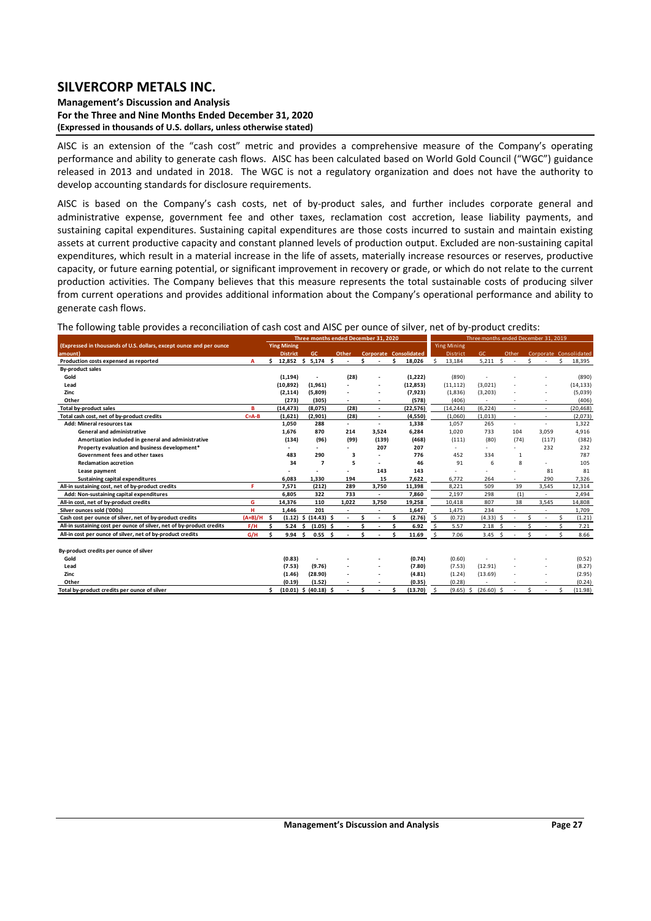AISC is an extension of the "cash cost" metric and provides a comprehensive measure of the Company's operating performance and ability to generate cash flows. AISC has been calculated based on World Gold Council ("WGC") guidance released in 2013 and undated in 2018. The WGC is not a regulatory organization and does not have the authority to develop accounting standards for disclosure requirements.

AISC is based on the Company's cash costs, net of by-product sales, and further includes corporate general and administrative expense, government fee and other taxes, reclamation cost accretion, lease liability payments, and sustaining capital expenditures. Sustaining capital expenditures are those costs incurred to sustain and maintain existing assets at current productive capacity and constant planned levels of production output. Excluded are non-sustaining capital expenditures, which result in a material increase in the life of assets, materially increase resources or reserves, productive capacity, or future earning potential, or significant improvement in recovery or grade, or which do not relate to the current production activities. The Company believes that this measure represents the total sustainable costs of producing silver from current operations and provides additional information about the Company's operational performance and ability to generate cash flows.

The following table provides a reconciliation of cash cost and AISC per ounce of silver, net of by-product credits:

| (Expressed in thousands of U.S. dollars, except ounce and per ounce amount) | | Three months ended December 31, 2020 | | | | | Three months ended December 31, 2019 | | | | |
|---|---|---|---|---|---|---|---|---|---|---|---|
| | | Ying Mining District | GC | Other | Corporate | Consolidated | Ying Mining District | GC | Other | Corporate | Consolidated |
| Production costs expensed as reported | A | $ 12,852 | $ 5,174 | $ - | $ - | $ 18,026 | $ 13,184 | 5,211 | $ - | $ - | $ 18,395 |
| By-product sales | | | | | | | | | | | |
| Gold | | (1,194) | - | (28) | - | (1,222) | (890) | - | - | - | (890) |
| Lead | | (10,892) | (1,961) | - | - | (12,853) | (11,112) | (3,021) | - | - | (14,133) |
| Zinc | | (2,114) | (5,809) | - | - | (7,923) | (1,836) | (3,203) | - | - | (5,039) |
| Other | | (273) | (305) | - | - | (578) | (406) | - | - | - | (406) |
| Total by-product sales | B | (14,473) | (8,075) | (28) | - | (22,576) | (14,244) | (6,224) | - | - | (20,468) |
| Total cash cost, net of by-product credits | C=A-B | (1,621) | (2,901) | (28) | - | (4,550) | (1,060) | (1,013) | - | - | (2,073) |
| Add: Mineral resources tax | | 1,050 | 288 | - | - | 1,338 | 1,057 | 265 | - | - | 1,322 |
| General and administrative | | 1,676 | 870 | 214 | 3,524 | 6,284 | 1,020 | 733 | 104 | 3,059 | 4,916 |
| Amortization included in general and administrative | | (134) | (96) | (99) | (139) | (468) | (111) | (80) | (74) | (117) | (382) |
| Property evaluation and business development* | | - | - | - | 207 | 207 | - | - | - | 232 | 232 |
| Government fees and other taxes | | 483 | 290 | 3 | - | 776 | 452 | 334 | 1 | - | 787 |
| Reclamation accretion | | 34 | 7 | 5 | - | 46 | 91 | 6 | 8 | - | 105 |
| Lease payment | | - | - | - | 143 | 143 | - | - | - | 81 | 81 |
| Sustaining capital expenditures | | 6,083 | 1,330 | 194 | 15 | 7,622 | 6,772 | 264 | - | 290 | 7,326 |
| All-in sustaining cost, net of by-product credits | F | 7,571 | (212) | 289 | 3,750 | 11,398 | 8,221 | 509 | 39 | 3,545 | 12,314 |
| Add: Non-sustaining capital expenditures | | 6,805 | 322 | 733 | - | 7,860 | 2,197 | 298 | (1) | - | 2,494 |
| All-in cost, net of by-product credits | G | 14,376 | 110 | 1,022 | 3,750 | 19,258 | 10,418 | 807 | 38 | 3,545 | 14,808 |
| Silver ounces sold ('000s) | H | 1,446 | 201 | - | - | 1,647 | 1,475 | 234 | - | - | 1,709 |
| Cash cost per ounce of silver, net of by-product credits | (A+B)/H | $ (1.12) | $ (14.43) | $ - | $ - | $ (2.76) | $ (0.72) | (4.33) | $ - | $ - | $ (1.21) |
| All-in sustaining cost per ounce of silver, net of by-product credits | F/H | $ 5.24 | $ (1.05) | $ - | $ - | $ 6.92 | $ 5.57 | 2.18 | $ - | $ - | $ 7.21 |
| All-in cost per ounce of silver, net of by-product credits | G/H | $ 9.94 | $ 0.55 | $ - | $ - | $ 11.69 | $ 7.06 | 3.45 | $ - | $ - | $ 8.66 |
| By-product credits per ounce of silver | | | | | | | | | | | |
| Gold | | (0.83) | - | - | - | (0.74) | (0.60) | - | - | - | (0.52) |
| Lead | | (7.53) | (9.76) | - | - | (7.80) | (7.53) | (12.91) | - | - | (8.27) |
| Zinc | | (1.46) | (28.90) | - | - | (4.81) | (1.24) | (13.69) | - | - | (2.95) |
| Other | | (0.19) | (1.52) | - | - | (0.35) | (0.28) | - | - | - | (0.24) |
| Total by-product credits per ounce of silver | | $ (10.01) | $ (40.18) | $ - | $ - | $ (13.70) | $ (9.65) | $ (26.60) | $ - | $ - | $ (11.98) |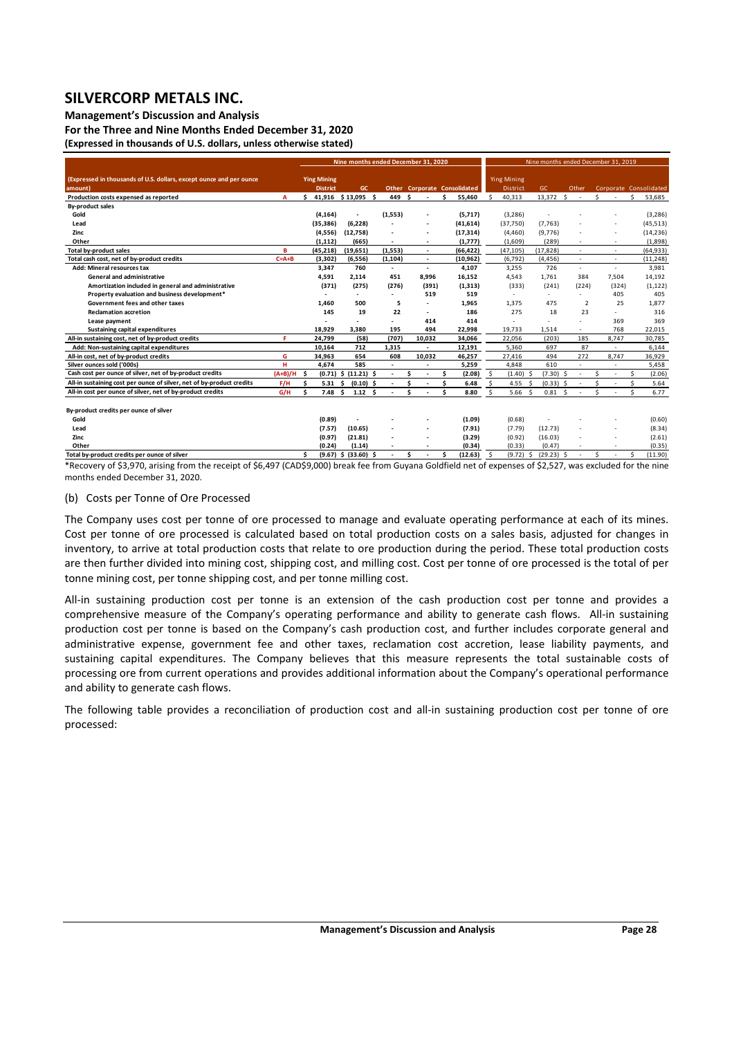# SILVERCORP METALS INC.

**Management's Discussion and Analysis**
**For the Three and Nine Months Ended December 31, 2020**
**(Expressed in thousands of U.S. dollars, unless otherwise stated)**

| (Expressed in thousands of U.S. dollars, except ounce and per ounce amount) | | Nine months ended December 31, 2020 | | | | | Nine months ended December 31, 2019 | | | | |
|---|---|---|---|---|---|---|---|---|---|---|---|
| | | Ying Mining District | GC | Other | Corporate | Consolidated | Ying Mining District | GC | Other | Corporate | Consolidated |
| Production costs expensed as reported | A | $ 41,916 | $ 13,095 | $ 449 | $ - | $ 55,460 | $ 40,313 | 13,372 | $ - | $ - | $ 53,685 |
| **By-product sales** | | | | | | | | | | | |
| Gold | | (4,164) | - | (1,553) | - | (5,717) | (3,286) | - | - | - | (3,286) |
| Lead | | (35,386) | (6,228) | - | - | (41,614) | (37,750) | (7,763) | - | - | (45,513) |
| Zinc | | (4,556) | (12,758) | - | - | (17,314) | (4,460) | (9,776) | - | - | (14,236) |
| Other | | (1,112) | (665) | - | - | (1,777) | (1,609) | (289) | - | - | (1,898) |
| Total by-product sales | B | (45,218) | (19,651) | (1,553) | - | (66,422) | (47,105) | (17,828) | - | - | (64,933) |
| Total cash cost, net of by-product credits | C=A+B | (3,302) | (6,556) | (1,104) | - | (10,962) | (6,792) | (4,456) | - | - | (11,248) |
| Add: Mineral resources tax | | 3,347 | 760 | - | - | 4,107 | 3,255 | 726 | - | - | 3,981 |
| General and administrative | | 4,591 | 2,114 | 451 | 8,996 | 16,152 | 4,543 | 1,761 | 384 | 7,504 | 14,192 |
| Amortization included in general and administrative | | (371) | (275) | (276) | (391) | (1,313) | (333) | (241) | (224) | (324) | (1,122) |
| Property evaluation and business development* | | - | - | - | 519 | 519 | - | - | - | 405 | 405 |
| Government fees and other taxes | | 1,460 | 500 | 5 | - | 1,965 | 1,375 | 475 | 2 | 25 | 1,877 |
| Reclamation accretion | | 145 | 19 | 22 | - | 186 | 275 | 18 | 23 | - | 316 |
| Lease payment | | - | - | - | 414 | 414 | - | - | - | 369 | 369 |
| Sustaining capital expenditures | | 18,929 | 3,380 | 195 | 494 | 22,998 | 19,733 | 1,514 | - | 768 | 22,015 |
| All-in sustaining cost, net of by-product credits | F | 24,799 | (58) | (707) | 10,032 | 34,066 | 22,056 | (203) | 185 | 8,747 | 30,785 |
| Add: Non-sustaining capital expenditures | | 10,164 | 712 | 1,315 | - | 12,191 | 5,360 | 697 | 87 | - | 6,144 |
| All-in cost, net of by-product credits | G | 34,963 | 654 | 608 | 10,032 | 46,257 | 27,416 | 494 | 272 | 8,747 | 36,929 |
| Silver ounces sold ('000s) | H | 4,674 | 585 | - | - | 5,259 | 4,848 | 610 | - | - | 5,458 |
| Cash cost per ounce of silver, net of by-product credits | (A+B)/H | $ (0.71) | $ (11.21) | $ - | $ - | $ (2.08) | $ (1.40) | $ (7.30) | $ - | $ - | $ (2.06) |
| All-in sustaining cost per ounce of silver, net of by-product credits | F/H | $ 5.31 | $ (0.10) | $ - | $ - | $ 6.48 | $ 4.55 | $ (0.33) | $ - | $ - | $ 5.64 |
| All-in cost per ounce of silver, net of by-product credits | G/H | $ 7.48 | $ 1.12 | $ - | $ - | $ 8.80 | $ 5.66 | $ 0.81 | $ - | $ - | $ 6.77 |
| **By-product credits per ounce of silver** | | | | | | | | | | | |
| Gold | | (0.89) | - | - | - | (1.09) | (0.68) | - | - | - | (0.60) |
| Lead | | (7.57) | (10.65) | - | - | (7.91) | (7.79) | (12.73) | - | - | (8.34) |
| Zinc | | (0.97) | (21.81) | - | - | (3.29) | (0.92) | (16.03) | - | - | (2.61) |
| Other | | (0.24) | (1.14) | - | - | (0.34) | (0.33) | (0.47) | - | - | (0.35) |
| Total by-product credits per ounce of silver | | $ (9.67) | $ (33.60) | $ - | $ - | $ (12.63) | $ (9.72) | $ (29.23) | $ - | $ - | $ (11.90) |

*Recovery of $3,970, arising from the receipt of $6,497 (CAD$9,000) break fee from Guyana Goldfield net of expenses of $2,527, was excluded for the nine months ended December 31, 2020.

(b) Costs per Tonne of Ore Processed

The Company uses cost per tonne of ore processed to manage and evaluate operating performance at each of its mines. Cost per tonne of ore processed is calculated based on total production costs on a sales basis, adjusted for changes in inventory, to arrive at total production costs that relate to ore production during the period. These total production costs are then further divided into mining cost, shipping cost, and milling cost. Cost per tonne of ore processed is the total of per tonne mining cost, per tonne shipping cost, and per tonne milling cost.

All-in sustaining production cost per tonne is an extension of the cash production cost per tonne and provides a comprehensive measure of the Company's operating performance and ability to generate cash flows. All-in sustaining production cost per tonne is based on the Company's cash production cost, and further includes corporate general and administrative expense, government fee and other taxes, reclamation cost accretion, lease liability payments, and sustaining capital expenditures. The Company believes that this measure represents the total sustainable costs of processing ore from current operations and provides additional information about the Company's operational performance and ability to generate cash flows.

The following table provides a reconciliation of production cost and all-in sustaining production cost per tonne of ore processed: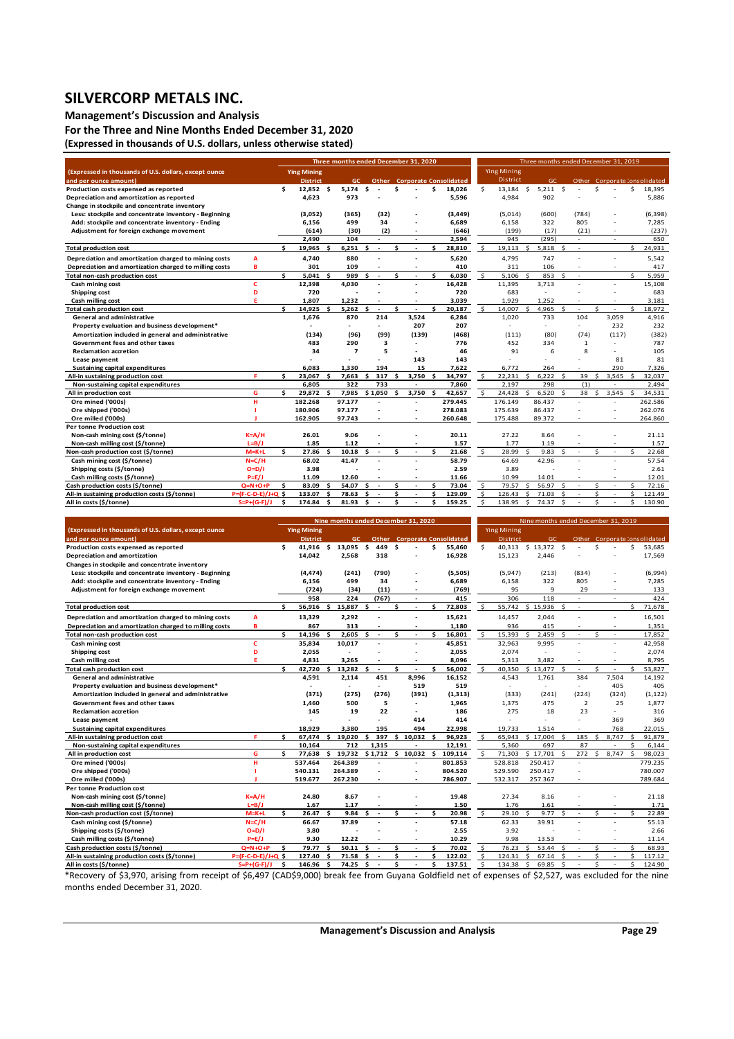# SILVERCORP METALS INC.

**Management's Discussion and Analysis**
**For the Three and Nine Months Ended December 31, 2020**
**(Expressed in thousands of U.S. dollars, unless otherwise stated)**

| (Expressed in thousands of U.S. dollars, except ounce and per ounce amount) | | Three months ended December 31, 2020 | | | | | Three months ended December 31, 2019 | | | | |
|---|---|---|---|---|---|---|---|---|---|---|---|
| | | Ying Mining District | GC | Other | Corporate | Consolidated | Ying Mining District | GC | Other | Corporate | Consolidated |
| Production costs expensed as reported | | $ 12,852 | $ 5,174 | $ - | $ - | $ 18,026 | $ 13,184 | $ 5,211 | $ - | $ - | $ 18,395 |
| Depreciation and amortization as reported | | 4,623 | 973 | - | - | 5,596 | 4,984 | 902 | - | - | 5,886 |
| Change in stockpile and concentrate inventory | | | | | | | | | | | |
| Less: stockpile and concentrate inventory - Beginning | | (3,052) | (365) | (32) | - | (3,449) | (5,014) | (600) | (784) | - | (6,398) |
| Add: stockpile and concentrate inventory - Ending | | 6,156 | 499 | 34 | - | 6,689 | 6,158 | 322 | 805 | - | 7,285 |
| Adjustment for foreign exchange movement | | (614) | (30) | (2) | - | (646) | (199) | (17) | (21) | - | (237) |
| | | 2,490 | 104 | - | - | 2,594 | 945 | (295) | - | - | 650 |
| Total production cost | | $ 19,965 | $ 6,251 | $ - | $ - | $ 28,810 | $ 19,113 | $ 5,818 | $ - | | $ 24,931 |
| Depreciation and amortization charged to mining costs | A | 4,740 | 880 | - | - | 5,620 | 4,795 | 747 | - | - | 5,542 |
| Depreciation and amortization charged to milling costs | B | 301 | 109 | - | - | 410 | 311 | 106 | - | - | 417 |
| Total non-cash production cost | | $ 5,041 | $ 989 | $ - | $ - | $ 6,030 | $ 5,106 | $ 853 | $ - | | $ 5,959 |
| Cash mining cost | C | 12,398 | 4,030 | - | - | 16,428 | 11,395 | 3,713 | - | - | 15,108 |
| Shipping cost | D | 720 | - | - | - | 720 | 683 | - | - | - | 683 |
| Cash milling cost | E | 1,807 | 1,232 | - | - | 3,039 | 1,929 | 1,252 | - | - | 3,181 |
| Total cash production cost | | $ 14,925 | $ 5,262 | $ - | $ - | $ 20,187 | $ 14,007 | $ 4,965 | $ - | $ - | $ 18,972 |
| General and administrative | | 1,676 | 870 | 214 | 3,524 | 6,284 | 1,020 | 733 | 104 | 3,059 | 4,916 |
| Property evaluation and business development* | | - | - | - | 207 | 207 | - | - | - | 232 | 232 |
| Amortization included in general and administrative | | (134) | (96) | (99) | (139) | (468) | (111) | (80) | (74) | (117) | (382) |
| Government fees and other taxes | | 483 | 290 | 3 | - | 776 | 452 | 334 | 1 | - | 787 |
| Reclamation accretion | | 34 | 7 | 5 | - | 46 | 91 | 6 | 8 | - | 105 |
| Lease payment | | - | - | - | 143 | 143 | - | - | - | 81 | 81 |
| Sustaining capital expenditures | | 6,083 | 1,330 | 194 | 15 | 7,622 | 6,772 | 264 | - | 290 | 7,326 |
| All-in sustaining production cost | F | $ 23,067 | $ 7,663 | $ 317 | $ 3,750 | $ 34,797 | $ 22,231 | $ 6,222 | $ 39 | $ 3,545 | $ 32,037 |
| Non-sustaining capital expenditures | | 6,805 | 322 | 733 | - | 7,860 | 2,197 | 298 | (1) | - | 2,494 |
| All in production cost | G | $ 29,872 | $ 7,985 | $ 1,050 | $ 3,750 | $ 42,657 | $ 24,428 | $ 6,520 | $ 38 | $ 3,545 | $ 34,531 |
| Ore mined ('000s) | H | 182.268 | 97.177 | - | - | 279.445 | 176.149 | 86.437 | - | - | 262.586 |
| Ore shipped ('000s) | I | 180.906 | 97.177 | - | - | 278.083 | 175.639 | 86.437 | - | - | 262.076 |
| Ore milled ('000s) | J | 162.905 | 97.743 | - | - | 260.648 | 175.488 | 89.372 | - | - | 264.860 |
| Per tonne Production cost | | | | | | | | | | | |
| Non-cash mining cost ($/tonne) | K=A/H | 26.01 | 9.06 | - | - | 20.11 | 27.22 | 8.64 | - | - | 21.11 |
| Non-cash milling cost ($/tonne) | L=B/J | 1.85 | 1.12 | - | - | 1.57 | 1.77 | 1.19 | - | - | 1.57 |
| Non-cash production cost ($/tonne) | M=K+L | $ 27.86 | $ 10.18 | $ - | $ - | $ 21.68 | $ 28.99 | $ 9.83 | $ - | $ - | $ 22.68 |
| Cash mining cost ($/tonne) | N=C/H | 68.02 | 41.47 | - | - | 58.79 | 64.69 | 42.96 | - | - | 57.54 |
| Shipping costs ($/tonne) | O=D/I | 3.98 | - | - | - | 2.59 | 3.89 | - | - | - | 2.61 |
| Cash milling costs ($/tonne) | P=E/J | 11.09 | 12.60 | - | - | 11.66 | 10.99 | 14.01 | - | - | 12.01 |
| Cash production costs ($/tonne) | Q=N+O+P | $ 83.09 | $ 54.07 | $ - | $ - | $ 73.04 | $ 79.57 | $ 56.97 | $ - | $ - | $ 72.16 |
| All-in sustaining production costs ($/tonne) | P=(F-C-D-E)/J+Q | $ 133.07 | $ 78.63 | $ - | $ - | $ 129.09 | $ 126.43 | $ 71.03 | $ - | $ - | $ 121.49 |
| All in costs ($/tonne) | S=P+(G-F)/J | $ 174.84 | $ 81.93 | $ - | $ - | $ 159.25 | $ 138.95 | $ 74.37 | $ - | $ - | $ 130.90 |

| (Expressed in thousands of U.S. dollars, except ounce and per ounce amount) | | Nine months ended December 31, 2020 | | | | | Nine months ended December 31, 2019 | | | | |
|---|---|---|---|---|---|---|---|---|---|---|---|
| | | Ying Mining District | GC | Other | Corporate | Consolidated | Ying Mining District | GC | Other | Corporate | Consolidated |
| Production costs expensed as reported | | $ 41,916 | $ 13,095 | $ 449 | $ - | $ 55,460 | $ 40,313 | $ 13,372 | $ - | $ - | $ 53,685 |
| Depreciation and amortization | | 14,042 | 2,568 | 318 | | 16,928 | 15,123 | 2,446 | | | 17,569 |
| Changes in stockpile and concentrate inventory | | | | | | | | | | | |
| Less: stockpile and concentrate inventory - Beginning | | (4,474) | (241) | (790) | - | (5,505) | (5,947) | (213) | (834) | - | (6,994) |
| Add: stockpile and concentrate inventory - Ending | | 6,156 | 499 | 34 | - | 6,689 | 6,158 | 322 | 805 | - | 7,285 |
| Adjustment for foreign exchange movement | | (724) | (34) | (11) | - | (769) | 95 | 9 | 29 | - | 133 |
| | | 958 | 224 | (767) | - | 415 | 306 | 118 | - | - | 424 |
| Total production cost | | $ 56,916 | $ 15,887 | $ - | $ - | $ 72,803 | $ 55,742 | $ 15,936 | $ - | | $ 71,678 |
| Depreciation and amortization charged to mining costs | A | 13,329 | 2,292 | - | - | 15,621 | 14,457 | 2,044 | - | - | 16,501 |
| Depreciation and amortization charged to milling costs | B | 867 | 313 | - | - | 1,180 | 936 | 415 | - | - | 1,351 |
| Total non-cash production cost | | $ 14,196 | $ 2,605 | $ - | $ - | $ 16,801 | $ 15,393 | $ 2,459 | $ - | $ - | 17,852 |
| Cash mining cost | C | 35,834 | 10,017 | - | - | 45,851 | 32,963 | 9,995 | - | - | 42,958 |
| Shipping cost | D | 2,055 | - | - | - | 2,055 | 2,074 | - | - | - | 2,074 |
| Cash milling cost | E | 4,831 | 3,265 | - | - | 8,096 | 5,313 | 3,482 | - | - | 8,795 |
| Total cash production cost | | $ 42,720 | $ 13,282 | $ - | $ - | $ 56,002 | $ 40,350 | $ 13,477 | $ - | | $ 53,827 |
| General and administrative | | 4,591 | 2,114 | 451 | 8,996 | 16,152 | 4,543 | 1,761 | 384 | 7,504 | 14,192 |
| Property evaluation and business development* | | - | - | - | 519 | 519 | - | - | - | 405 | 405 |
| Amortization included in general and administrative | | (371) | (275) | (276) | (391) | (1,313) | (333) | (241) | (224) | (324) | (1,122) |
| Government fees and other taxes | | 1,460 | 500 | 5 | - | 1,965 | 1,375 | 475 | 2 | 25 | 1,877 |
| Reclamation accretion | | 145 | 19 | 22 | - | 186 | 275 | 18 | 23 | - | 316 |
| Lease payment | | - | - | - | 414 | 414 | - | - | - | 369 | 369 |
| Sustaining capital expenditures | | 18,929 | 3,380 | 195 | 494 | 22,998 | 19,733 | 1,514 | - | 768 | 22,015 |
| All-in sustaining production cost | F | $ 67,474 | $ 19,020 | $ 397 | $ 10,032 | $ 96,923 | $ 65,943 | $ 17,004 | $ 185 | $ 8,747 | $ 91,879 |
| Non-sustaining capital expenditures | | 10,164 | 712 | 1,315 | - | 12,191 | 5,360 | 697 | 87 | - | $ 6,144 |
| All in production cost | G | $ 77,638 | $ 19,732 | $ 1,712 | $ 10,032 | $ 109,114 | $ 71,303 | $ 17,701 | $ 272 | $ 8,747 | $ 98,023 |
| Ore mined ('000s) | H | 537.464 | 264.389 | - | - | 801.853 | 528.818 | 250.417 | - | | 779.235 |
| Ore shipped ('000s) | I | 540.131 | 264.389 | - | - | 804.520 | 529.590 | 250.417 | - | | 780.007 |
| Ore milled ('000s) | J | 519.677 | 267.230 | - | - | 786.907 | 532.317 | 257.367 | - | | 789.684 |
| Per tonne Production cost | | | | | | | | | | | |
| Non-cash mining cost ($/tonne) | K=A/H | 24.80 | 8.67 | - | - | 19.48 | 27.34 | 8.16 | - | - | 21.18 |
| Non-cash milling cost ($/tonne) | L=B/J | 1.67 | 1.17 | - | - | 1.50 | 1.76 | 1.61 | - | - | 1.71 |
| Non-cash production cost ($/tonne) | M=K+L | $ 26.47 | $ 9.84 | $ - | $ - | $ 20.98 | $ 29.10 | $ 9.77 | $ - | $ - | $ 22.89 |
| Cash mining cost ($/tonne) | N=C/H | 66.67 | 37.89 | - | - | 57.18 | 62.33 | 39.91 | - | - | 55.13 |
| Shipping costs ($/tonne) | O=D/I | 3.80 | - | - | - | 2.55 | 3.92 | - | - | - | 2.66 |
| Cash milling costs ($/tonne) | P=E/J | 9.30 | 12.22 | - | - | 10.29 | 9.98 | 13.53 | - | - | 11.14 |
| Cash production costs ($/tonne) | Q=N+O+P | $ 79.77 | $ 50.11 | $ - | $ - | $ 70.02 | $ 76.23 | $ 53.44 | $ - | $ - | $ 68.93 |
| All-in sustaining production costs ($/tonne) | P=(F-C-D-E)/J+Q | $ 127.40 | $ 71.58 | $ - | $ - | $ 122.02 | $ 124.31 | $ 67.14 | $ - | $ - | $ 117.12 |
| All in costs ($/tonne) | S=P+(G-F)/J | $ 146.96 | $ 74.25 | $ - | $ - | $ 137.51 | $ 134.38 | $ 69.85 | $ - | $ - | $ 124.90 |

*Recovery of $3,970, arising from receipt of $6,497 (CAD$9,000) break fee from Guyana Goldfield net of expenses of $2,527, was excluded for the nine months ended December 31, 2020.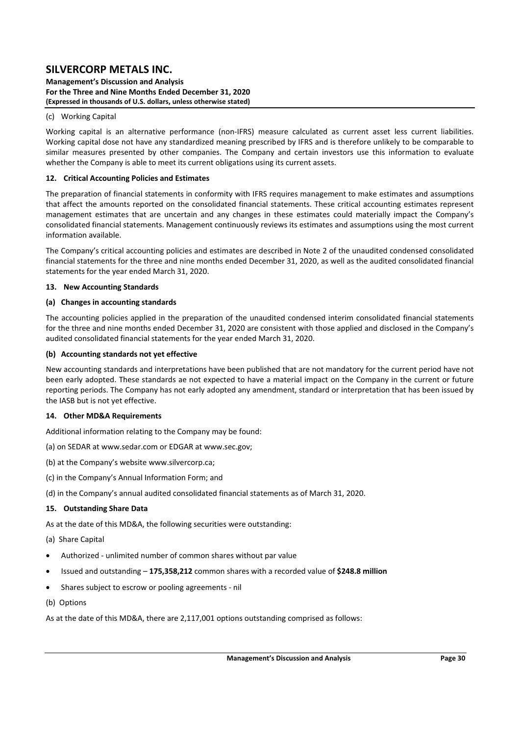(c) Working Capital

Working capital is an alternative performance (non-IFRS) measure calculated as current asset less current liabilities. Working capital dose not have any standardized meaning prescribed by IFRS and is therefore unlikely to be comparable to similar measures presented by other companies. The Company and certain investors use this information to evaluate whether the Company is able to meet its current obligations using its current assets.

## 12. Critical Accounting Policies and Estimates

The preparation of financial statements in conformity with IFRS requires management to make estimates and assumptions that affect the amounts reported on the consolidated financial statements. These critical accounting estimates represent management estimates that are uncertain and any changes in these estimates could materially impact the Company's consolidated financial statements. Management continuously reviews its estimates and assumptions using the most current information available.

The Company's critical accounting policies and estimates are described in Note 2 of the unaudited condensed consolidated financial statements for the three and nine months ended December 31, 2020, as well as the audited consolidated financial statements for the year ended March 31, 2020.

## 13. New Accounting Standards

### (a) Changes in accounting standards

The accounting policies applied in the preparation of the unaudited condensed interim consolidated financial statements for the three and nine months ended December 31, 2020 are consistent with those applied and disclosed in the Company's audited consolidated financial statements for the year ended March 31, 2020.

### (b) Accounting standards not yet effective

New accounting standards and interpretations have been published that are not mandatory for the current period have not been early adopted. These standards ae not expected to have a material impact on the Company in the current or future reporting periods. The Company has not early adopted any amendment, standard or interpretation that has been issued by the IASB but is not yet effective.

## 14. Other MD&A Requirements

Additional information relating to the Company may be found:

(a) on SEDAR at www.sedar.com or EDGAR at www.sec.gov;

(b) at the Company's website www.silvercorp.ca;

(c) in the Company's Annual Information Form; and

(d) in the Company's annual audited consolidated financial statements as of March 31, 2020.

## 15. Outstanding Share Data

As at the date of this MD&A, the following securities were outstanding:

(a) Share Capital

- Authorized - unlimited number of common shares without par value
- Issued and outstanding – **175,358,212** common shares with a recorded value of **$248.8 million**
- Shares subject to escrow or pooling agreements - nil

(b) Options

As at the date of this MD&A, there are 2,117,001 options outstanding comprised as follows: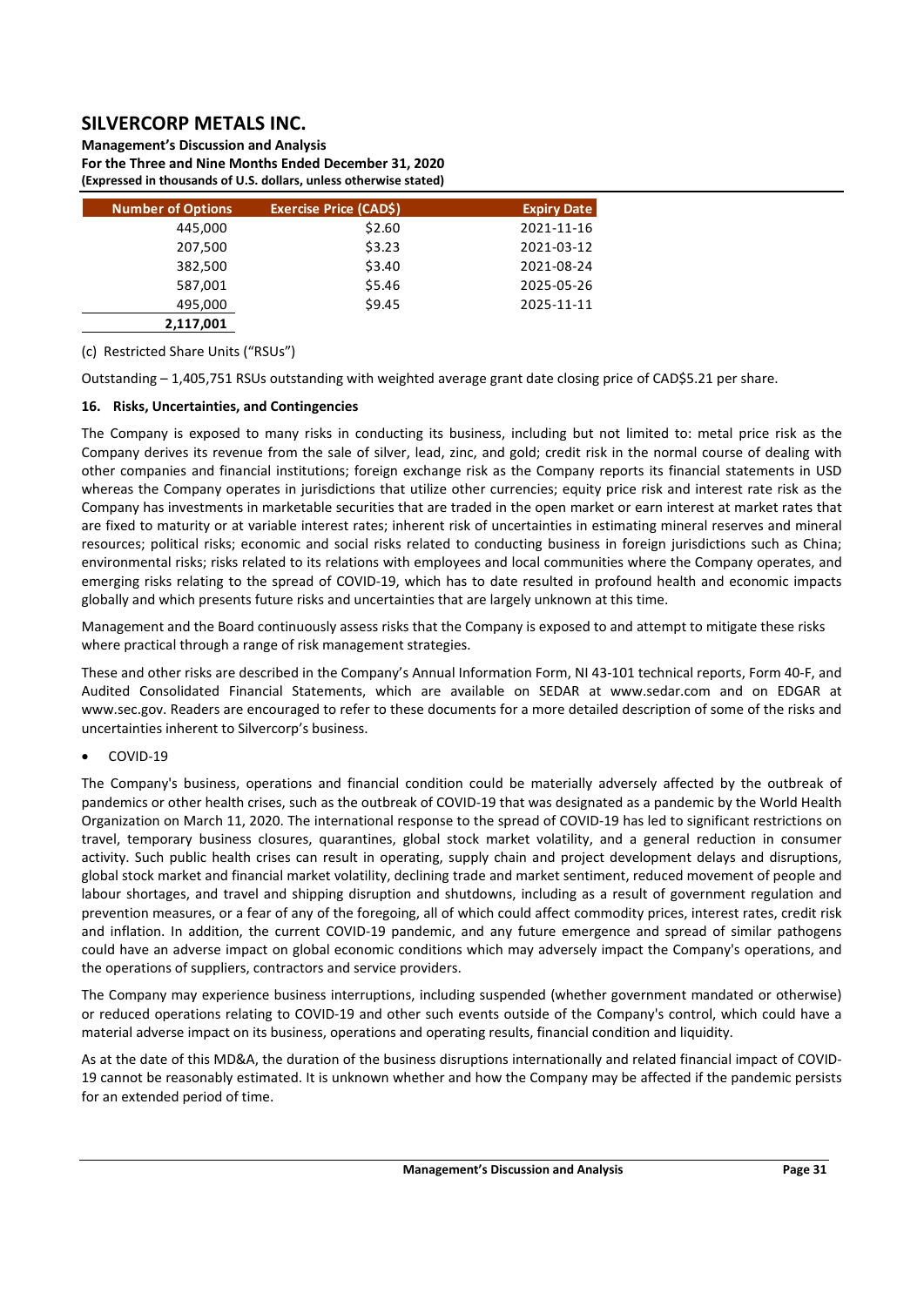| Number of Options | Exercise Price (CAD$) | Expiry Date |
|---|---|---|
| 445,000 | $2.60 | 2021-11-16 |
| 207,500 | $3.23 | 2021-03-12 |
| 382,500 | $3.40 | 2021-08-24 |
| 587,001 | $5.46 | 2025-05-26 |
| 495,000 | $9.45 | 2025-11-11 |
| **2,117,001** | | |

(c) Restricted Share Units ("RSUs")

Outstanding – 1,405,751 RSUs outstanding with weighted average grant date closing price of CAD$5.21 per share.

**16. Risks, Uncertainties, and Contingencies**

The Company is exposed to many risks in conducting its business, including but not limited to: metal price risk as the Company derives its revenue from the sale of silver, lead, zinc, and gold; credit risk in the normal course of dealing with other companies and financial institutions; foreign exchange risk as the Company reports its financial statements in USD whereas the Company operates in jurisdictions that utilize other currencies; equity price risk and interest rate risk as the Company has investments in marketable securities that are traded in the open market or earn interest at market rates that are fixed to maturity or at variable interest rates; inherent risk of uncertainties in estimating mineral reserves and mineral resources; political risks; economic and social risks related to conducting business in foreign jurisdictions such as China; environmental risks; risks related to its relations with employees and local communities where the Company operates, and emerging risks relating to the spread of COVID-19, which has to date resulted in profound health and economic impacts globally and which presents future risks and uncertainties that are largely unknown at this time.

Management and the Board continuously assess risks that the Company is exposed to and attempt to mitigate these risks where practical through a range of risk management strategies.

These and other risks are described in the Company's Annual Information Form, NI 43-101 technical reports, Form 40-F, and Audited Consolidated Financial Statements, which are available on SEDAR at www.sedar.com and on EDGAR at www.sec.gov. Readers are encouraged to refer to these documents for a more detailed description of some of the risks and uncertainties inherent to Silvercorp's business.

- COVID-19

The Company's business, operations and financial condition could be materially adversely affected by the outbreak of pandemics or other health crises, such as the outbreak of COVID-19 that was designated as a pandemic by the World Health Organization on March 11, 2020. The international response to the spread of COVID-19 has led to significant restrictions on travel, temporary business closures, quarantines, global stock market volatility, and a general reduction in consumer activity. Such public health crises can result in operating, supply chain and project development delays and disruptions, global stock market and financial market volatility, declining trade and market sentiment, reduced movement of people and labour shortages, and travel and shipping disruption and shutdowns, including as a result of government regulation and prevention measures, or a fear of any of the foregoing, all of which could affect commodity prices, interest rates, credit risk and inflation. In addition, the current COVID-19 pandemic, and any future emergence and spread of similar pathogens could have an adverse impact on global economic conditions which may adversely impact the Company's operations, and the operations of suppliers, contractors and service providers.

The Company may experience business interruptions, including suspended (whether government mandated or otherwise) or reduced operations relating to COVID-19 and other such events outside of the Company's control, which could have a material adverse impact on its business, operations and operating results, financial condition and liquidity.

As at the date of this MD&A, the duration of the business disruptions internationally and related financial impact of COVID-19 cannot be reasonably estimated. It is unknown whether and how the Company may be affected if the pandemic persists for an extended period of time.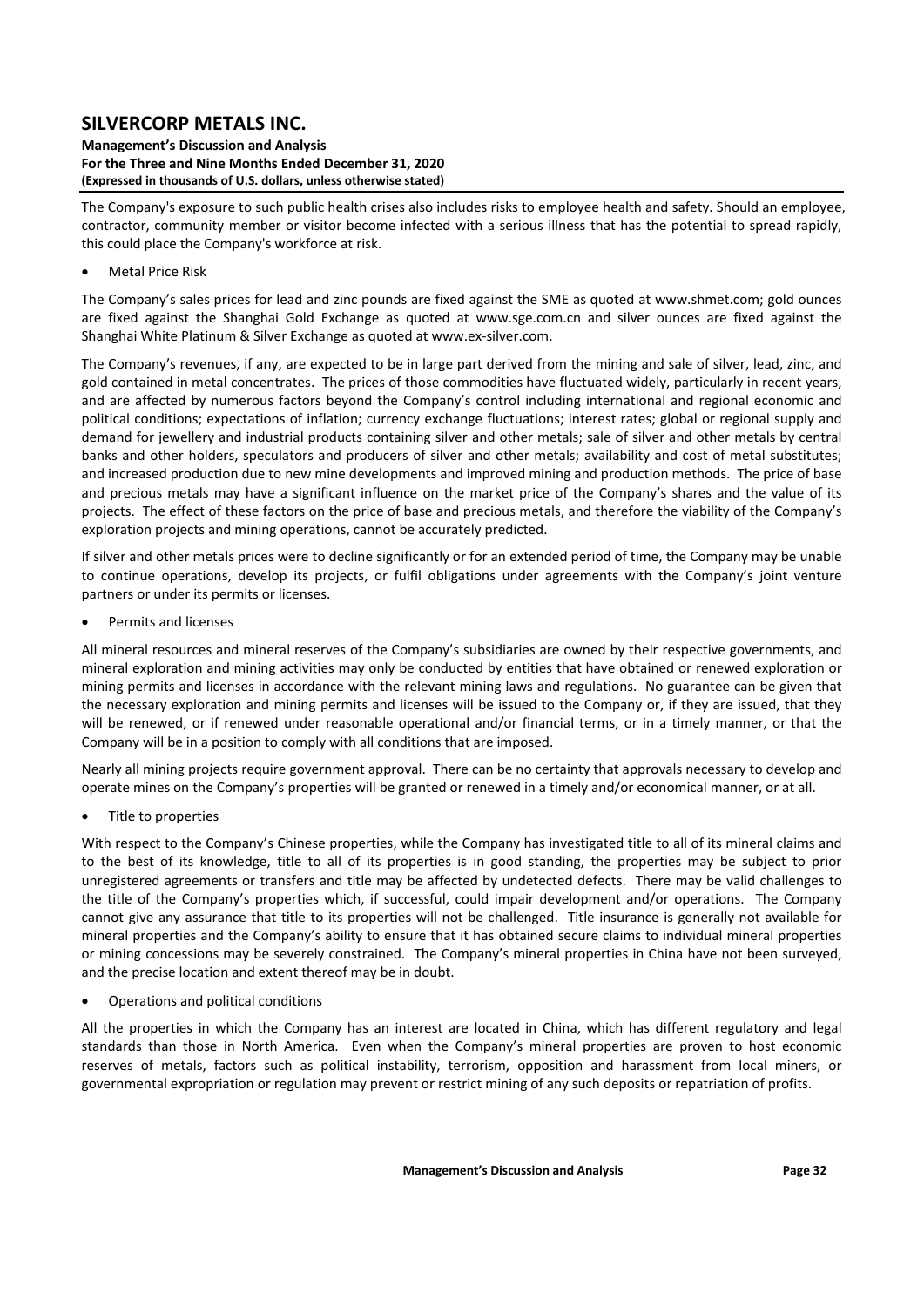The Company's exposure to such public health crises also includes risks to employee health and safety. Should an employee, contractor, community member or visitor become infected with a serious illness that has the potential to spread rapidly, this could place the Company's workforce at risk.

- Metal Price Risk

The Company's sales prices for lead and zinc pounds are fixed against the SME as quoted at www.shmet.com; gold ounces are fixed against the Shanghai Gold Exchange as quoted at www.sge.com.cn and silver ounces are fixed against the Shanghai White Platinum & Silver Exchange as quoted at www.ex-silver.com.

The Company's revenues, if any, are expected to be in large part derived from the mining and sale of silver, lead, zinc, and gold contained in metal concentrates. The prices of those commodities have fluctuated widely, particularly in recent years, and are affected by numerous factors beyond the Company's control including international and regional economic and political conditions; expectations of inflation; currency exchange fluctuations; interest rates; global or regional supply and demand for jewellery and industrial products containing silver and other metals; sale of silver and other metals by central banks and other holders, speculators and producers of silver and other metals; availability and cost of metal substitutes; and increased production due to new mine developments and improved mining and production methods. The price of base and precious metals may have a significant influence on the market price of the Company's shares and the value of its projects. The effect of these factors on the price of base and precious metals, and therefore the viability of the Company's exploration projects and mining operations, cannot be accurately predicted.

If silver and other metals prices were to decline significantly or for an extended period of time, the Company may be unable to continue operations, develop its projects, or fulfil obligations under agreements with the Company's joint venture partners or under its permits or licenses.

- Permits and licenses

All mineral resources and mineral reserves of the Company's subsidiaries are owned by their respective governments, and mineral exploration and mining activities may only be conducted by entities that have obtained or renewed exploration or mining permits and licenses in accordance with the relevant mining laws and regulations. No guarantee can be given that the necessary exploration and mining permits and licenses will be issued to the Company or, if they are issued, that they will be renewed, or if renewed under reasonable operational and/or financial terms, or in a timely manner, or that the Company will be in a position to comply with all conditions that are imposed.

Nearly all mining projects require government approval. There can be no certainty that approvals necessary to develop and operate mines on the Company's properties will be granted or renewed in a timely and/or economical manner, or at all.

- Title to properties

With respect to the Company's Chinese properties, while the Company has investigated title to all of its mineral claims and to the best of its knowledge, title to all of its properties is in good standing, the properties may be subject to prior unregistered agreements or transfers and title may be affected by undetected defects. There may be valid challenges to the title of the Company's properties which, if successful, could impair development and/or operations. The Company cannot give any assurance that title to its properties will not be challenged. Title insurance is generally not available for mineral properties and the Company's ability to ensure that it has obtained secure claims to individual mineral properties or mining concessions may be severely constrained. The Company's mineral properties in China have not been surveyed, and the precise location and extent thereof may be in doubt.

- Operations and political conditions

All the properties in which the Company has an interest are located in China, which has different regulatory and legal standards than those in North America. Even when the Company's mineral properties are proven to host economic reserves of metals, factors such as political instability, terrorism, opposition and harassment from local miners, or governmental expropriation or regulation may prevent or restrict mining of any such deposits or repatriation of profits.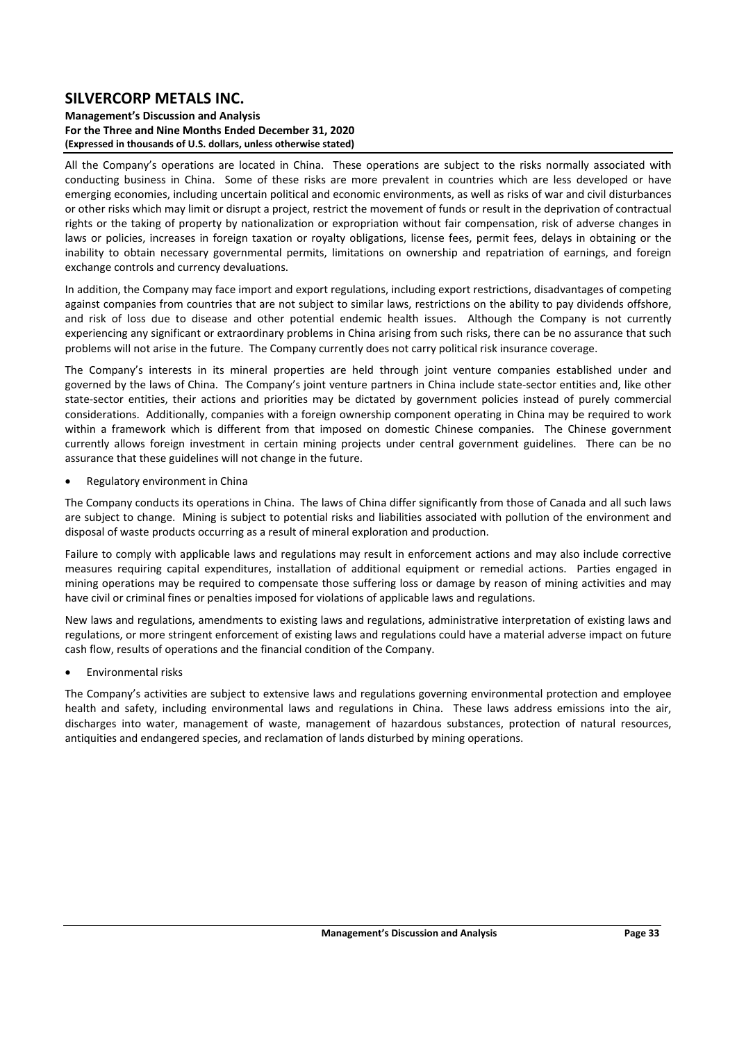All the Company's operations are located in China. These operations are subject to the risks normally associated with conducting business in China. Some of these risks are more prevalent in countries which are less developed or have emerging economies, including uncertain political and economic environments, as well as risks of war and civil disturbances or other risks which may limit or disrupt a project, restrict the movement of funds or result in the deprivation of contractual rights or the taking of property by nationalization or expropriation without fair compensation, risk of adverse changes in laws or policies, increases in foreign taxation or royalty obligations, license fees, permit fees, delays in obtaining or the inability to obtain necessary governmental permits, limitations on ownership and repatriation of earnings, and foreign exchange controls and currency devaluations.

In addition, the Company may face import and export regulations, including export restrictions, disadvantages of competing against companies from countries that are not subject to similar laws, restrictions on the ability to pay dividends offshore, and risk of loss due to disease and other potential endemic health issues. Although the Company is not currently experiencing any significant or extraordinary problems in China arising from such risks, there can be no assurance that such problems will not arise in the future. The Company currently does not carry political risk insurance coverage.

The Company's interests in its mineral properties are held through joint venture companies established under and governed by the laws of China. The Company's joint venture partners in China include state-sector entities and, like other state-sector entities, their actions and priorities may be dictated by government policies instead of purely commercial considerations. Additionally, companies with a foreign ownership component operating in China may be required to work within a framework which is different from that imposed on domestic Chinese companies. The Chinese government currently allows foreign investment in certain mining projects under central government guidelines. There can be no assurance that these guidelines will not change in the future.

- Regulatory environment in China

The Company conducts its operations in China. The laws of China differ significantly from those of Canada and all such laws are subject to change. Mining is subject to potential risks and liabilities associated with pollution of the environment and disposal of waste products occurring as a result of mineral exploration and production.

Failure to comply with applicable laws and regulations may result in enforcement actions and may also include corrective measures requiring capital expenditures, installation of additional equipment or remedial actions. Parties engaged in mining operations may be required to compensate those suffering loss or damage by reason of mining activities and may have civil or criminal fines or penalties imposed for violations of applicable laws and regulations.

New laws and regulations, amendments to existing laws and regulations, administrative interpretation of existing laws and regulations, or more stringent enforcement of existing laws and regulations could have a material adverse impact on future cash flow, results of operations and the financial condition of the Company.

- Environmental risks

The Company's activities are subject to extensive laws and regulations governing environmental protection and employee health and safety, including environmental laws and regulations in China. These laws address emissions into the air, discharges into water, management of waste, management of hazardous substances, protection of natural resources, antiquities and endangered species, and reclamation of lands disturbed by mining operations.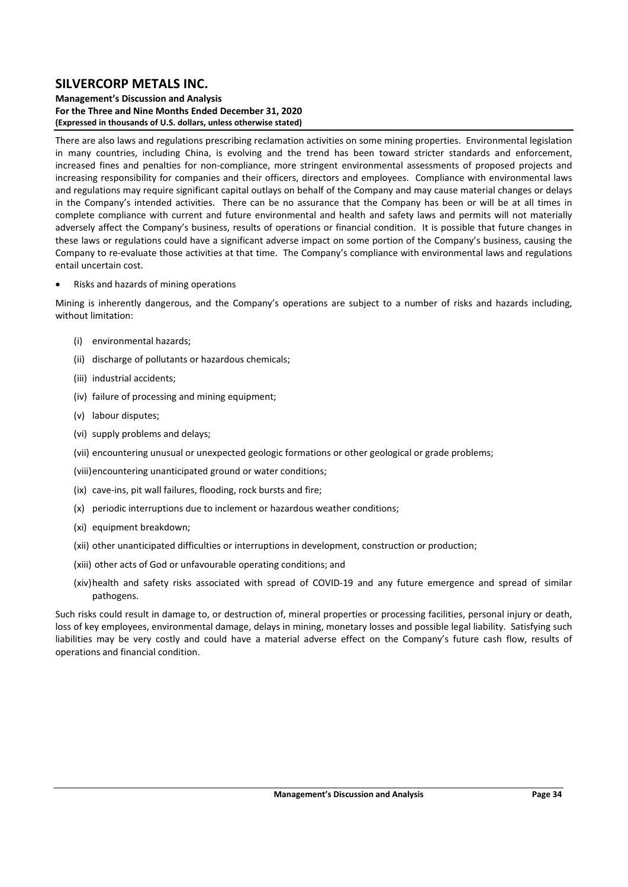There are also laws and regulations prescribing reclamation activities on some mining properties. Environmental legislation in many countries, including China, is evolving and the trend has been toward stricter standards and enforcement, increased fines and penalties for non-compliance, more stringent environmental assessments of proposed projects and increasing responsibility for companies and their officers, directors and employees. Compliance with environmental laws and regulations may require significant capital outlays on behalf of the Company and may cause material changes or delays in the Company's intended activities. There can be no assurance that the Company has been or will be at all times in complete compliance with current and future environmental and health and safety laws and permits will not materially adversely affect the Company's business, results of operations or financial condition. It is possible that future changes in these laws or regulations could have a significant adverse impact on some portion of the Company's business, causing the Company to re-evaluate those activities at that time. The Company's compliance with environmental laws and regulations entail uncertain cost.

- Risks and hazards of mining operations

Mining is inherently dangerous, and the Company's operations are subject to a number of risks and hazards including, without limitation:

(i) environmental hazards;

(ii) discharge of pollutants or hazardous chemicals;

(iii) industrial accidents;

(iv) failure of processing and mining equipment;

(v) labour disputes;

(vi) supply problems and delays;

(vii) encountering unusual or unexpected geologic formations or other geological or grade problems;

(viii) encountering unanticipated ground or water conditions;

(ix) cave-ins, pit wall failures, flooding, rock bursts and fire;

(x) periodic interruptions due to inclement or hazardous weather conditions;

(xi) equipment breakdown;

(xii) other unanticipated difficulties or interruptions in development, construction or production;

(xiii) other acts of God or unfavourable operating conditions; and

(xiv) health and safety risks associated with spread of COVID-19 and any future emergence and spread of similar pathogens.

Such risks could result in damage to, or destruction of, mineral properties or processing facilities, personal injury or death, loss of key employees, environmental damage, delays in mining, monetary losses and possible legal liability. Satisfying such liabilities may be very costly and could have a material adverse effect on the Company's future cash flow, results of operations and financial condition.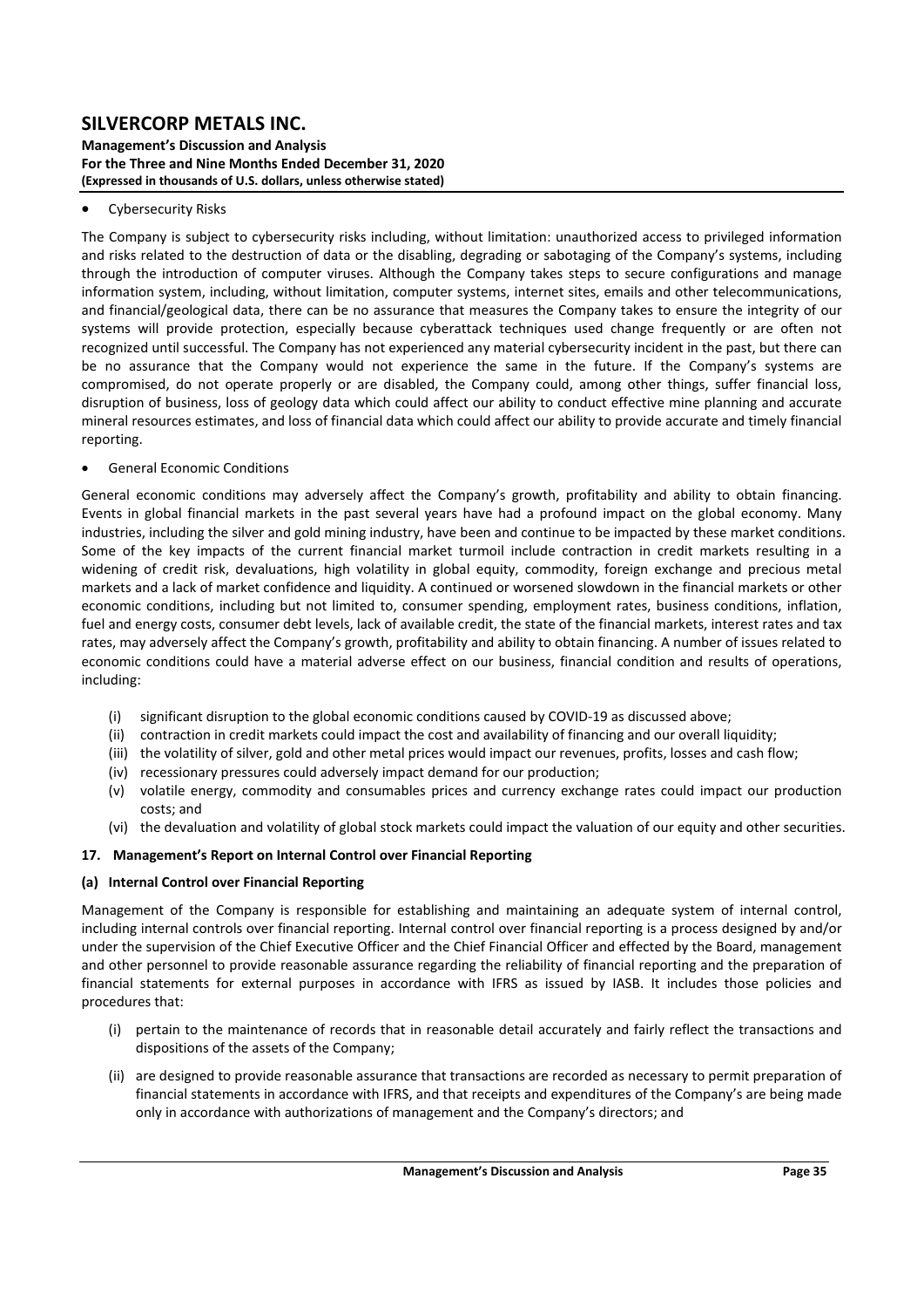- Cybersecurity Risks

The Company is subject to cybersecurity risks including, without limitation: unauthorized access to privileged information and risks related to the destruction of data or the disabling, degrading or sabotaging of the Company's systems, including through the introduction of computer viruses. Although the Company takes steps to secure configurations and manage information system, including, without limitation, computer systems, internet sites, emails and other telecommunications, and financial/geological data, there can be no assurance that measures the Company takes to ensure the integrity of our systems will provide protection, especially because cyberattack techniques used change frequently or are often not recognized until successful. The Company has not experienced any material cybersecurity incident in the past, but there can be no assurance that the Company would not experience the same in the future. If the Company's systems are compromised, do not operate properly or are disabled, the Company could, among other things, suffer financial loss, disruption of business, loss of geology data which could affect our ability to conduct effective mine planning and accurate mineral resources estimates, and loss of financial data which could affect our ability to provide accurate and timely financial reporting.

- General Economic Conditions

General economic conditions may adversely affect the Company's growth, profitability and ability to obtain financing. Events in global financial markets in the past several years have had a profound impact on the global economy. Many industries, including the silver and gold mining industry, have been and continue to be impacted by these market conditions. Some of the key impacts of the current financial market turmoil include contraction in credit markets resulting in a widening of credit risk, devaluations, high volatility in global equity, commodity, foreign exchange and precious metal markets and a lack of market confidence and liquidity. A continued or worsened slowdown in the financial markets or other economic conditions, including but not limited to, consumer spending, employment rates, business conditions, inflation, fuel and energy costs, consumer debt levels, lack of available credit, the state of the financial markets, interest rates and tax rates, may adversely affect the Company's growth, profitability and ability to obtain financing. A number of issues related to economic conditions could have a material adverse effect on our business, financial condition and results of operations, including:

(i) significant disruption to the global economic conditions caused by COVID-19 as discussed above;
(ii) contraction in credit markets could impact the cost and availability of financing and our overall liquidity;
(iii) the volatility of silver, gold and other metal prices would impact our revenues, profits, losses and cash flow;
(iv) recessionary pressures could adversely impact demand for our production;
(v) volatile energy, commodity and consumables prices and currency exchange rates could impact our production costs; and
(vi) the devaluation and volatility of global stock markets could impact the valuation of our equity and other securities.

## 17. Management's Report on Internal Control over Financial Reporting

### (a) Internal Control over Financial Reporting

Management of the Company is responsible for establishing and maintaining an adequate system of internal control, including internal controls over financial reporting. Internal control over financial reporting is a process designed by and/or under the supervision of the Chief Executive Officer and the Chief Financial Officer and effected by the Board, management and other personnel to provide reasonable assurance regarding the reliability of financial reporting and the preparation of financial statements for external purposes in accordance with IFRS as issued by IASB. It includes those policies and procedures that:

(i) pertain to the maintenance of records that in reasonable detail accurately and fairly reflect the transactions and dispositions of the assets of the Company;

(ii) are designed to provide reasonable assurance that transactions are recorded as necessary to permit preparation of financial statements in accordance with IFRS, and that receipts and expenditures of the Company's are being made only in accordance with authorizations of management and the Company's directors; and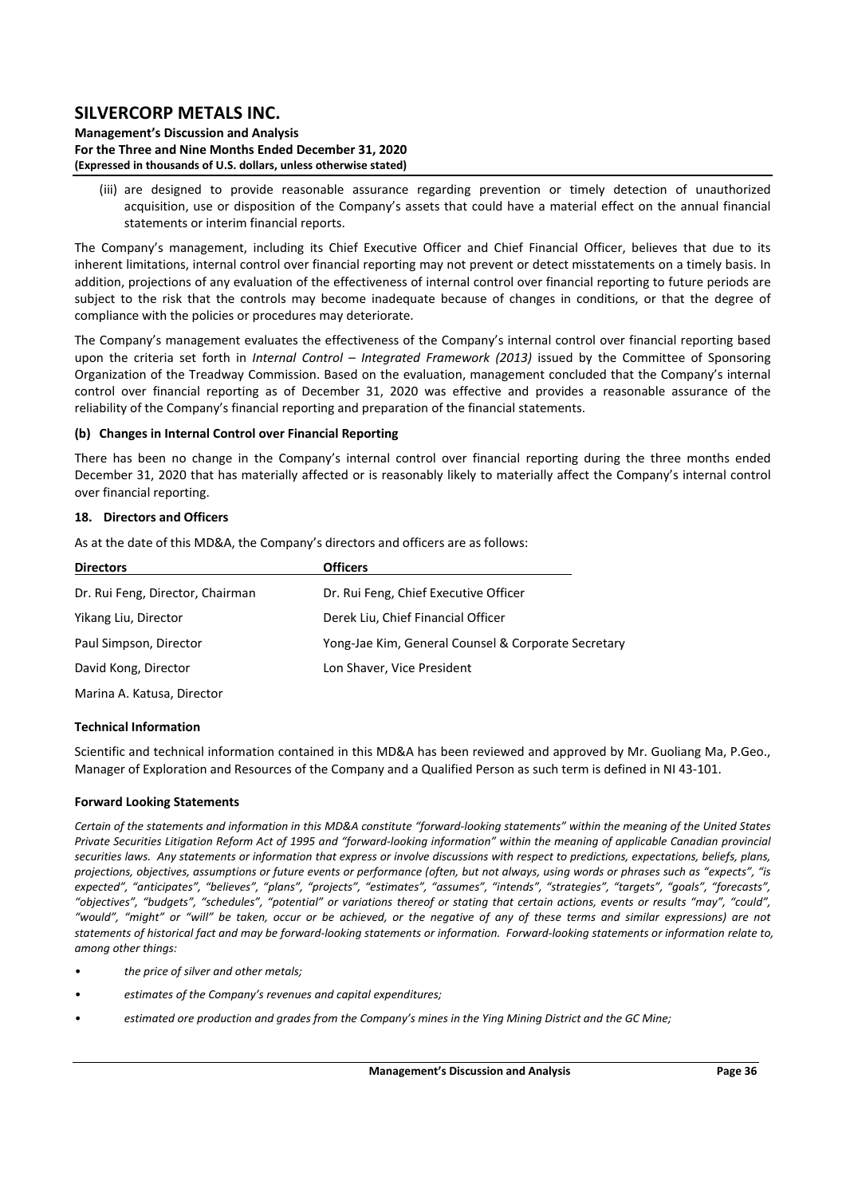(iii) are designed to provide reasonable assurance regarding prevention or timely detection of unauthorized acquisition, use or disposition of the Company's assets that could have a material effect on the annual financial statements or interim financial reports.

The Company's management, including its Chief Executive Officer and Chief Financial Officer, believes that due to its inherent limitations, internal control over financial reporting may not prevent or detect misstatements on a timely basis. In addition, projections of any evaluation of the effectiveness of internal control over financial reporting to future periods are subject to the risk that the controls may become inadequate because of changes in conditions, or that the degree of compliance with the policies or procedures may deteriorate.

The Company's management evaluates the effectiveness of the Company's internal control over financial reporting based upon the criteria set forth in *Internal Control – Integrated Framework (2013)* issued by the Committee of Sponsoring Organization of the Treadway Commission. Based on the evaluation, management concluded that the Company's internal control over financial reporting as of December 31, 2020 was effective and provides a reasonable assurance of the reliability of the Company's financial reporting and preparation of the financial statements.

### (b) Changes in Internal Control over Financial Reporting

There has been no change in the Company's internal control over financial reporting during the three months ended December 31, 2020 that has materially affected or is reasonably likely to materially affect the Company's internal control over financial reporting.

## 18. Directors and Officers

As at the date of this MD&A, the Company's directors and officers are as follows:

| Directors | Officers |
|---|---|
| Dr. Rui Feng, Director, Chairman | Dr. Rui Feng, Chief Executive Officer |
| Yikang Liu, Director | Derek Liu, Chief Financial Officer |
| Paul Simpson, Director | Yong-Jae Kim, General Counsel & Corporate Secretary |
| David Kong, Director | Lon Shaver, Vice President |
| Marina A. Katusa, Director | |

### Technical Information

Scientific and technical information contained in this MD&A has been reviewed and approved by Mr. Guoliang Ma, P.Geo., Manager of Exploration and Resources of the Company and a Qualified Person as such term is defined in NI 43-101.

### Forward Looking Statements

*Certain of the statements and information in this MD&A constitute "forward-looking statements" within the meaning of the United States Private Securities Litigation Reform Act of 1995 and "forward-looking information" within the meaning of applicable Canadian provincial securities laws. Any statements or information that express or involve discussions with respect to predictions, expectations, beliefs, plans, projections, objectives, assumptions or future events or performance (often, but not always, using words or phrases such as "expects", "is expected", "anticipates", "believes", "plans", "projects", "estimates", "assumes", "intends", "strategies", "targets", "goals", "forecasts", "objectives", "budgets", "schedules", "potential" or variations thereof or stating that certain actions, events or results "may", "could", "would", "might" or "will" be taken, occur or be achieved, or the negative of any of these terms and similar expressions) are not statements of historical fact and may be forward-looking statements or information. Forward-looking statements or information relate to, among other things:*

- *the price of silver and other metals;*
- *estimates of the Company's revenues and capital expenditures;*
- *estimated ore production and grades from the Company's mines in the Ying Mining District and the GC Mine;*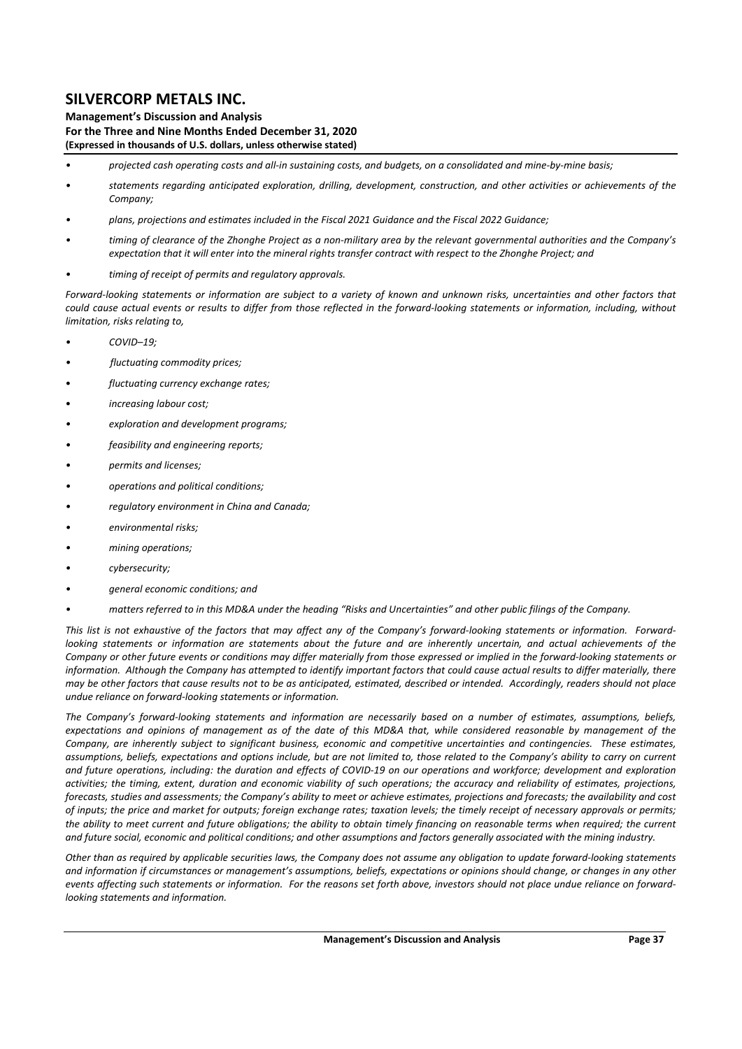- *projected cash operating costs and all-in sustaining costs, and budgets, on a consolidated and mine-by-mine basis;*
- *statements regarding anticipated exploration, drilling, development, construction, and other activities or achievements of the Company;*
- *plans, projections and estimates included in the Fiscal 2021 Guidance and the Fiscal 2022 Guidance;*
- *timing of clearance of the Zhonghe Project as a non-military area by the relevant governmental authorities and the Company's expectation that it will enter into the mineral rights transfer contract with respect to the Zhonghe Project; and*
- *timing of receipt of permits and regulatory approvals.*

*Forward-looking statements or information are subject to a variety of known and unknown risks, uncertainties and other factors that could cause actual events or results to differ from those reflected in the forward-looking statements or information, including, without limitation, risks relating to,*

- *COVID–19;*
- *fluctuating commodity prices;*
- *fluctuating currency exchange rates;*
- *increasing labour cost;*
- *exploration and development programs;*
- *feasibility and engineering reports;*
- *permits and licenses;*
- *operations and political conditions;*
- *regulatory environment in China and Canada;*
- *environmental risks;*
- *mining operations;*
- *cybersecurity;*
- *general economic conditions; and*
- *matters referred to in this MD&A under the heading "Risks and Uncertainties" and other public filings of the Company.*

*This list is not exhaustive of the factors that may affect any of the Company's forward-looking statements or information. Forward-looking statements or information are statements about the future and are inherently uncertain, and actual achievements of the Company or other future events or conditions may differ materially from those expressed or implied in the forward-looking statements or information. Although the Company has attempted to identify important factors that could cause actual results to differ materially, there may be other factors that cause results not to be as anticipated, estimated, described or intended. Accordingly, readers should not place undue reliance on forward-looking statements or information.*

*The Company's forward-looking statements and information are necessarily based on a number of estimates, assumptions, beliefs, expectations and opinions of management as of the date of this MD&A that, while considered reasonable by management of the Company, are inherently subject to significant business, economic and competitive uncertainties and contingencies. These estimates, assumptions, beliefs, expectations and options include, but are not limited to, those related to the Company's ability to carry on current and future operations, including: the duration and effects of COVID-19 on our operations and workforce; development and exploration activities; the timing, extent, duration and economic viability of such operations; the accuracy and reliability of estimates, projections, forecasts, studies and assessments; the Company's ability to meet or achieve estimates, projections and forecasts; the availability and cost of inputs; the price and market for outputs; foreign exchange rates; taxation levels; the timely receipt of necessary approvals or permits; the ability to meet current and future obligations; the ability to obtain timely financing on reasonable terms when required; the current and future social, economic and political conditions; and other assumptions and factors generally associated with the mining industry.*

*Other than as required by applicable securities laws, the Company does not assume any obligation to update forward-looking statements and information if circumstances or management's assumptions, beliefs, expectations or opinions should change, or changes in any other events affecting such statements or information. For the reasons set forth above, investors should not place undue reliance on forward-looking statements and information.*